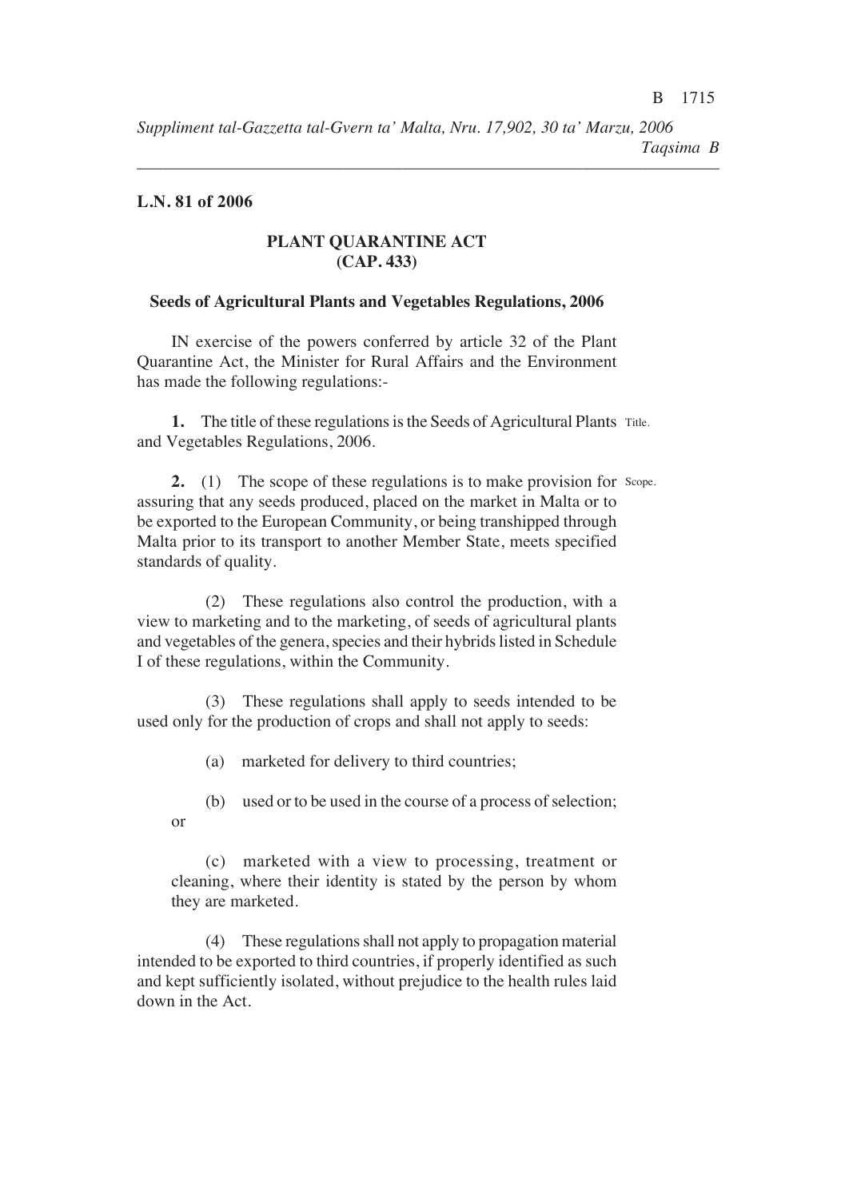**L.N. 81 of 2006**

**PLANT QUARANTINE ACT**
**(CAP. 433)**

**Seeds of Agricultural Plants and Vegetables Regulations, 2006**

IN exercise of the powers conferred by article 32 of the Plant Quarantine Act, the Minister for Rural Affairs and the Environment has made the following regulations:-

Title.

**1.** The title of these regulations is the Seeds of Agricultural Plants and Vegetables Regulations, 2006.

Scope.

**2.** (1) The scope of these regulations is to make provision for assuring that any seeds produced, placed on the market in Malta or to be exported to the European Community, or being transhipped through Malta prior to its transport to another Member State, meets specified standards of quality.

(2) These regulations also control the production, with a view to marketing and to the marketing, of seeds of agricultural plants and vegetables of the genera, species and their hybrids listed in Schedule I of these regulations, within the Community.

(3) These regulations shall apply to seeds intended to be used only for the production of crops and shall not apply to seeds:

(a) marketed for delivery to third countries;

(b) used or to be used in the course of a process of selection; or

(c) marketed with a view to processing, treatment or cleaning, where their identity is stated by the person by whom they are marketed.

(4) These regulations shall not apply to propagation material intended to be exported to third countries, if properly identified as such and kept sufficiently isolated, without prejudice to the health rules laid down in the Act.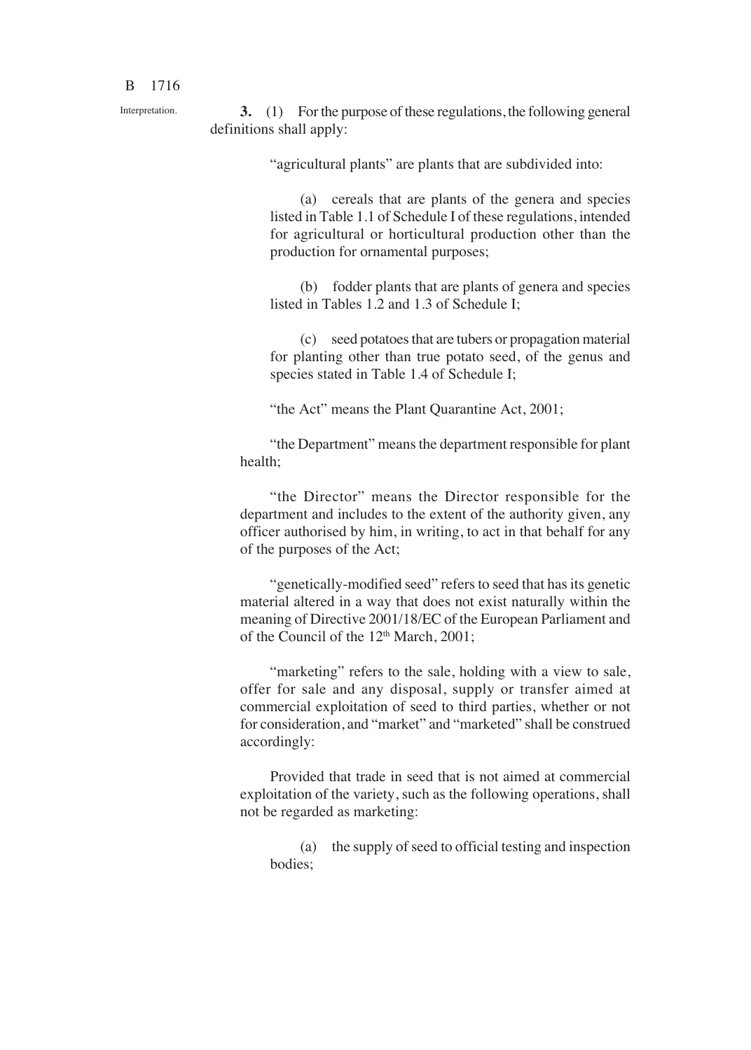Interpretation.

**3.** (1) For the purpose of these regulations, the following general definitions shall apply:

"agricultural plants" are plants that are subdivided into:

(a) cereals that are plants of the genera and species listed in Table 1.1 of Schedule I of these regulations, intended for agricultural or horticultural production other than the production for ornamental purposes;

(b) fodder plants that are plants of genera and species listed in Tables 1.2 and 1.3 of Schedule I;

(c) seed potatoes that are tubers or propagation material for planting other than true potato seed, of the genus and species stated in Table 1.4 of Schedule I;

"the Act" means the Plant Quarantine Act, 2001;

"the Department" means the department responsible for plant health;

"the Director" means the Director responsible for the department and includes to the extent of the authority given, any officer authorised by him, in writing, to act in that behalf for any of the purposes of the Act;

"genetically-modified seed" refers to seed that has its genetic material altered in a way that does not exist naturally within the meaning of Directive 2001/18/EC of the European Parliament and of the Council of the 12th March, 2001;

"marketing" refers to the sale, holding with a view to sale, offer for sale and any disposal, supply or transfer aimed at commercial exploitation of seed to third parties, whether or not for consideration, and "market" and "marketed" shall be construed accordingly:

Provided that trade in seed that is not aimed at commercial exploitation of the variety, such as the following operations, shall not be regarded as marketing:

(a) the supply of seed to official testing and inspection bodies;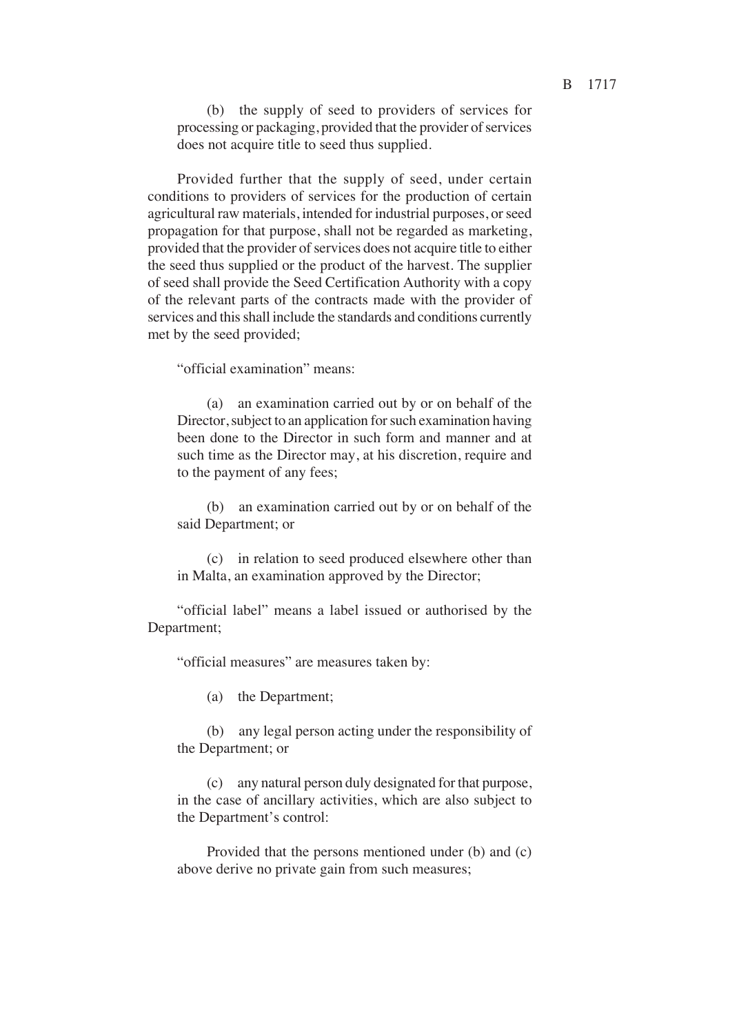(b) the supply of seed to providers of services for processing or packaging, provided that the provider of services does not acquire title to seed thus supplied.

Provided further that the supply of seed, under certain conditions to providers of services for the production of certain agricultural raw materials, intended for industrial purposes, or seed propagation for that purpose, shall not be regarded as marketing, provided that the provider of services does not acquire title to either the seed thus supplied or the product of the harvest. The supplier of seed shall provide the Seed Certification Authority with a copy of the relevant parts of the contracts made with the provider of services and this shall include the standards and conditions currently met by the seed provided;

"official examination" means:

(a) an examination carried out by or on behalf of the Director, subject to an application for such examination having been done to the Director in such form and manner and at such time as the Director may, at his discretion, require and to the payment of any fees;

(b) an examination carried out by or on behalf of the said Department; or

(c) in relation to seed produced elsewhere other than in Malta, an examination approved by the Director;

"official label" means a label issued or authorised by the Department;

"official measures" are measures taken by:

(a) the Department;

(b) any legal person acting under the responsibility of the Department; or

(c) any natural person duly designated for that purpose, in the case of ancillary activities, which are also subject to the Department's control:

Provided that the persons mentioned under (b) and (c) above derive no private gain from such measures;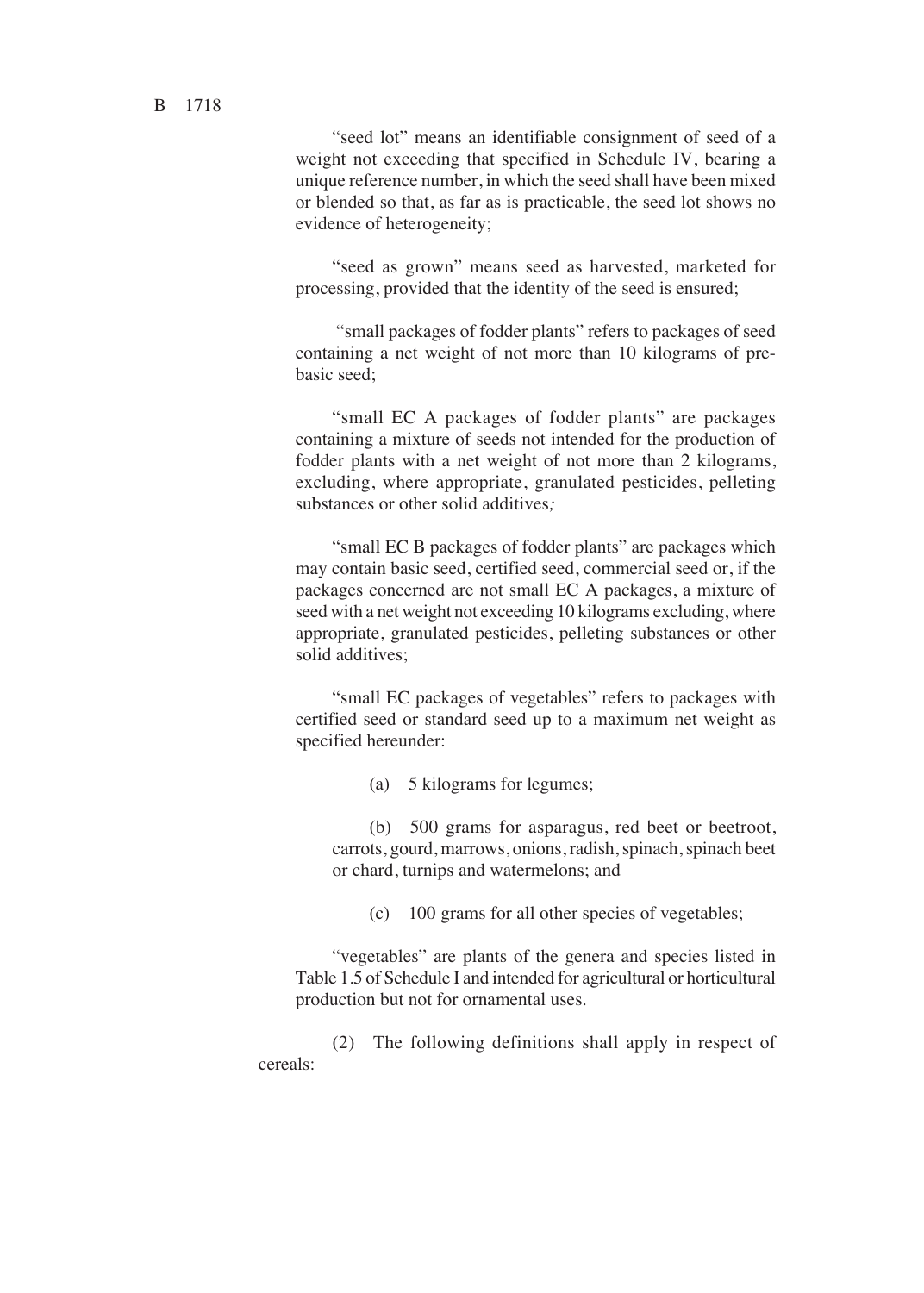"seed lot" means an identifiable consignment of seed of a weight not exceeding that specified in Schedule IV, bearing a unique reference number, in which the seed shall have been mixed or blended so that, as far as is practicable, the seed lot shows no evidence of heterogeneity;

"seed as grown" means seed as harvested, marketed for processing, provided that the identity of the seed is ensured;

"small packages of fodder plants" refers to packages of seed containing a net weight of not more than 10 kilograms of pre-basic seed;

"small EC A packages of fodder plants" are packages containing a mixture of seeds not intended for the production of fodder plants with a net weight of not more than 2 kilograms, excluding, where appropriate, granulated pesticides, pelleting substances or other solid additives*;*

"small EC B packages of fodder plants" are packages which may contain basic seed, certified seed, commercial seed or, if the packages concerned are not small EC A packages, a mixture of seed with a net weight not exceeding 10 kilograms excluding, where appropriate, granulated pesticides, pelleting substances or other solid additives;

"small EC packages of vegetables" refers to packages with certified seed or standard seed up to a maximum net weight as specified hereunder:

(a) 5 kilograms for legumes;

(b) 500 grams for asparagus, red beet or beetroot, carrots, gourd, marrows, onions, radish, spinach, spinach beet or chard, turnips and watermelons; and

(c) 100 grams for all other species of vegetables;

"vegetables" are plants of the genera and species listed in Table 1.5 of Schedule I and intended for agricultural or horticultural production but not for ornamental uses.

(2) The following definitions shall apply in respect of cereals: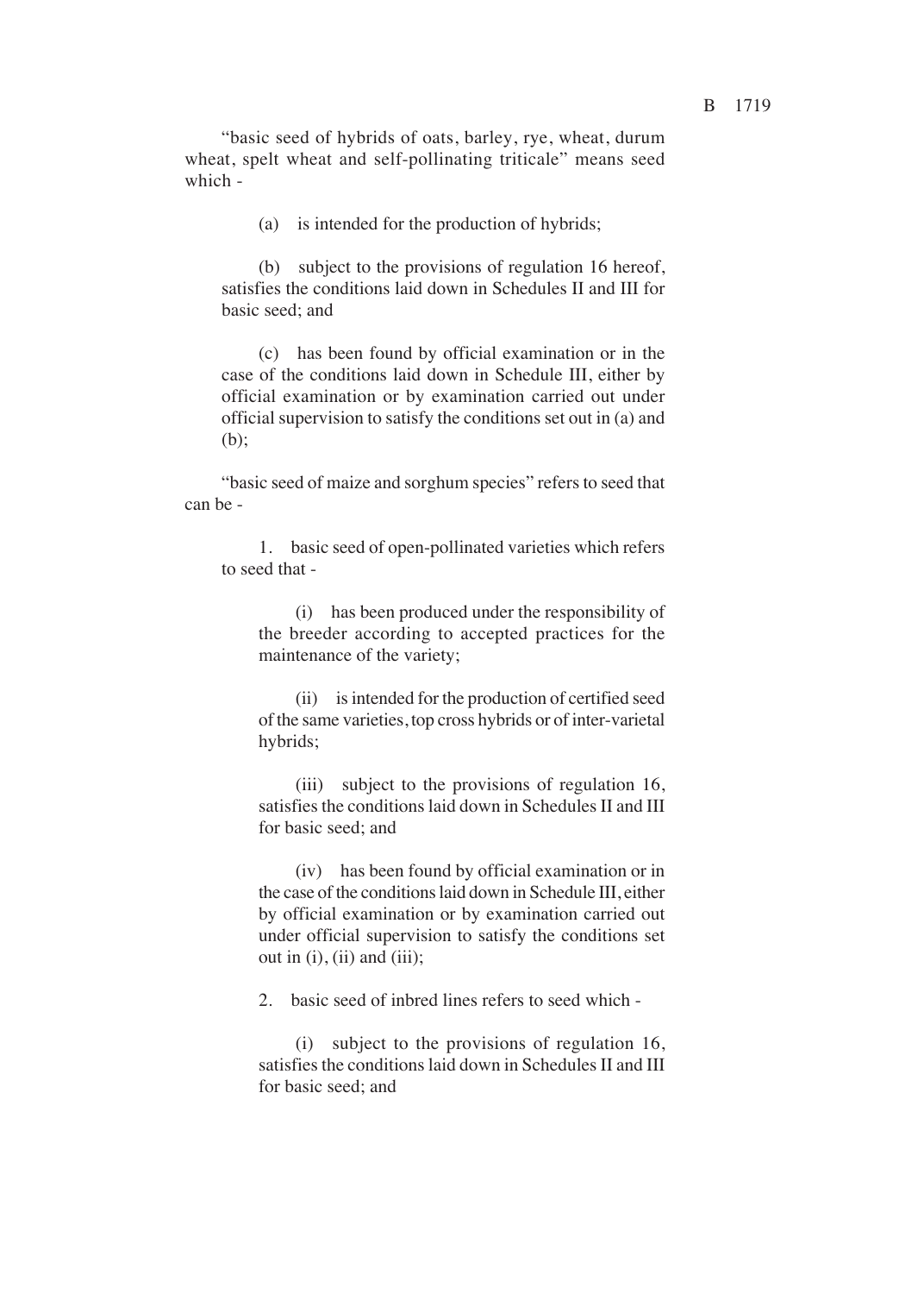"basic seed of hybrids of oats, barley, rye, wheat, durum wheat, spelt wheat and self-pollinating triticale" means seed which -

(a) is intended for the production of hybrids;

(b) subject to the provisions of regulation 16 hereof, satisfies the conditions laid down in Schedules II and III for basic seed; and

(c) has been found by official examination or in the case of the conditions laid down in Schedule III, either by official examination or by examination carried out under official supervision to satisfy the conditions set out in (a) and (b);

"basic seed of maize and sorghum species" refers to seed that can be -

1. basic seed of open-pollinated varieties which refers to seed that -

(i) has been produced under the responsibility of the breeder according to accepted practices for the maintenance of the variety;

(ii) is intended for the production of certified seed of the same varieties, top cross hybrids or of inter-varietal hybrids;

(iii) subject to the provisions of regulation 16, satisfies the conditions laid down in Schedules II and III for basic seed; and

(iv) has been found by official examination or in the case of the conditions laid down in Schedule III, either by official examination or by examination carried out under official supervision to satisfy the conditions set out in (i), (ii) and (iii);

2. basic seed of inbred lines refers to seed which -

(i) subject to the provisions of regulation 16, satisfies the conditions laid down in Schedules II and III for basic seed; and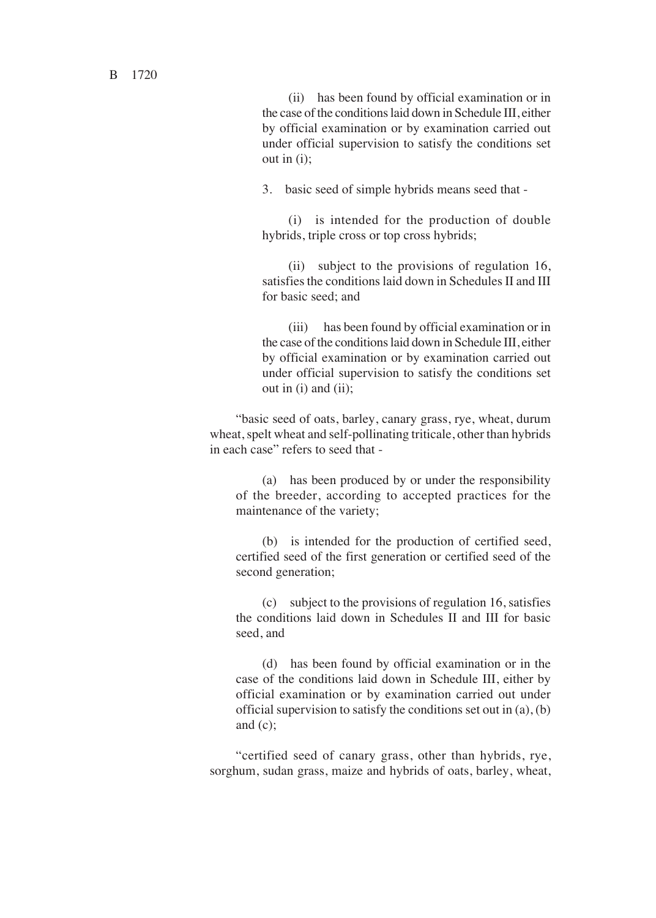(ii) has been found by official examination or in the case of the conditions laid down in Schedule III, either by official examination or by examination carried out under official supervision to satisfy the conditions set out in (i);

3. basic seed of simple hybrids means seed that -

(i) is intended for the production of double hybrids, triple cross or top cross hybrids;

(ii) subject to the provisions of regulation 16, satisfies the conditions laid down in Schedules II and III for basic seed; and

(iii) has been found by official examination or in the case of the conditions laid down in Schedule III, either by official examination or by examination carried out under official supervision to satisfy the conditions set out in (i) and (ii);

"basic seed of oats, barley, canary grass, rye, wheat, durum wheat, spelt wheat and self-pollinating triticale, other than hybrids in each case" refers to seed that -

(a) has been produced by or under the responsibility of the breeder, according to accepted practices for the maintenance of the variety;

(b) is intended for the production of certified seed, certified seed of the first generation or certified seed of the second generation;

(c) subject to the provisions of regulation 16, satisfies the conditions laid down in Schedules II and III for basic seed, and

(d) has been found by official examination or in the case of the conditions laid down in Schedule III, either by official examination or by examination carried out under official supervision to satisfy the conditions set out in (a), (b) and (c);

"certified seed of canary grass, other than hybrids, rye, sorghum, sudan grass, maize and hybrids of oats, barley, wheat,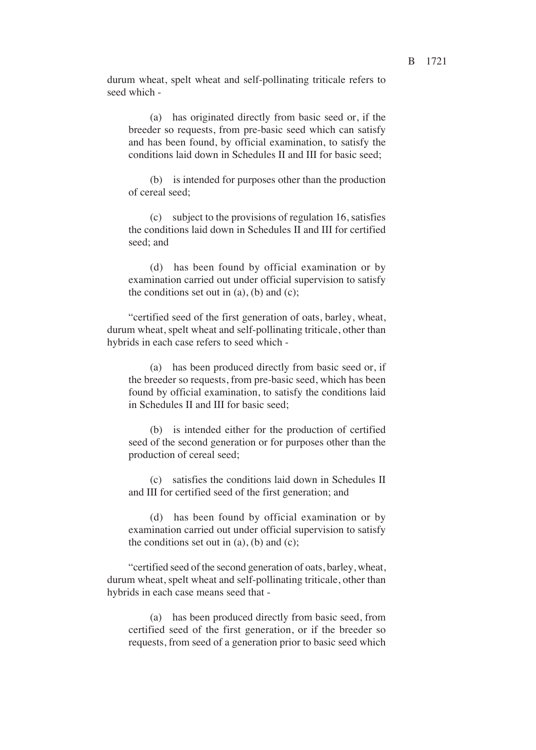durum wheat, spelt wheat and self-pollinating triticale refers to seed which -

(a) has originated directly from basic seed or, if the breeder so requests, from pre-basic seed which can satisfy and has been found, by official examination, to satisfy the conditions laid down in Schedules II and III for basic seed;

(b) is intended for purposes other than the production of cereal seed;

(c) subject to the provisions of regulation 16, satisfies the conditions laid down in Schedules II and III for certified seed; and

(d) has been found by official examination or by examination carried out under official supervision to satisfy the conditions set out in (a), (b) and (c);

"certified seed of the first generation of oats, barley, wheat, durum wheat, spelt wheat and self-pollinating triticale, other than hybrids in each case refers to seed which -

(a) has been produced directly from basic seed or, if the breeder so requests, from pre-basic seed, which has been found by official examination, to satisfy the conditions laid in Schedules II and III for basic seed;

(b) is intended either for the production of certified seed of the second generation or for purposes other than the production of cereal seed;

(c) satisfies the conditions laid down in Schedules II and III for certified seed of the first generation; and

(d) has been found by official examination or by examination carried out under official supervision to satisfy the conditions set out in (a), (b) and (c);

"certified seed of the second generation of oats, barley, wheat, durum wheat, spelt wheat and self-pollinating triticale, other than hybrids in each case means seed that -

(a) has been produced directly from basic seed, from certified seed of the first generation, or if the breeder so requests, from seed of a generation prior to basic seed which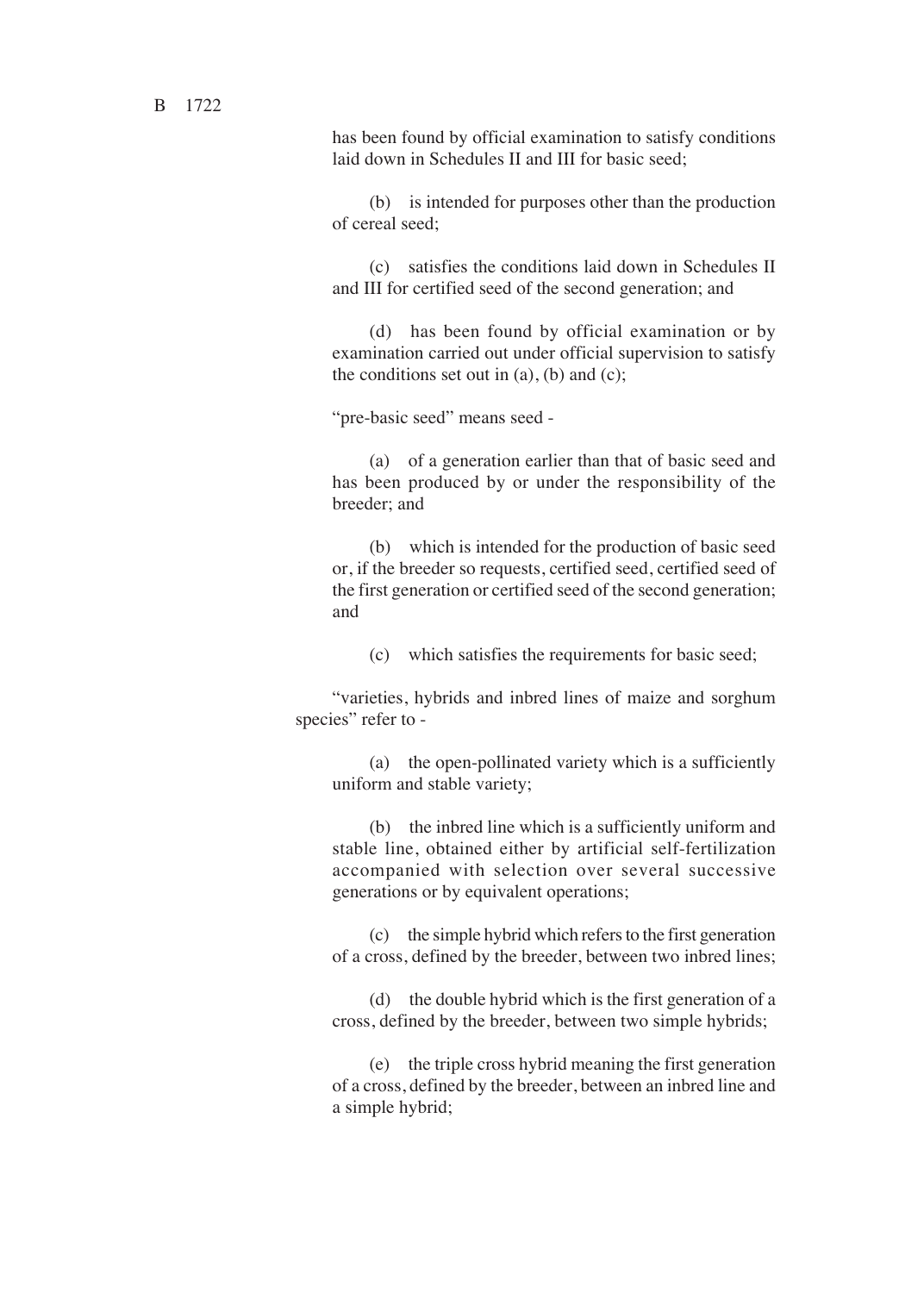has been found by official examination to satisfy conditions laid down in Schedules II and III for basic seed;

(b) is intended for purposes other than the production of cereal seed;

(c) satisfies the conditions laid down in Schedules II and III for certified seed of the second generation; and

(d) has been found by official examination or by examination carried out under official supervision to satisfy the conditions set out in (a), (b) and (c);

"pre-basic seed" means seed -

(a) of a generation earlier than that of basic seed and has been produced by or under the responsibility of the breeder; and

(b) which is intended for the production of basic seed or, if the breeder so requests, certified seed, certified seed of the first generation or certified seed of the second generation; and

(c) which satisfies the requirements for basic seed;

"varieties, hybrids and inbred lines of maize and sorghum species" refer to -

(a) the open-pollinated variety which is a sufficiently uniform and stable variety;

(b) the inbred line which is a sufficiently uniform and stable line, obtained either by artificial self-fertilization accompanied with selection over several successive generations or by equivalent operations;

(c) the simple hybrid which refers to the first generation of a cross, defined by the breeder, between two inbred lines;

(d) the double hybrid which is the first generation of a cross, defined by the breeder, between two simple hybrids;

(e) the triple cross hybrid meaning the first generation of a cross, defined by the breeder, between an inbred line and a simple hybrid;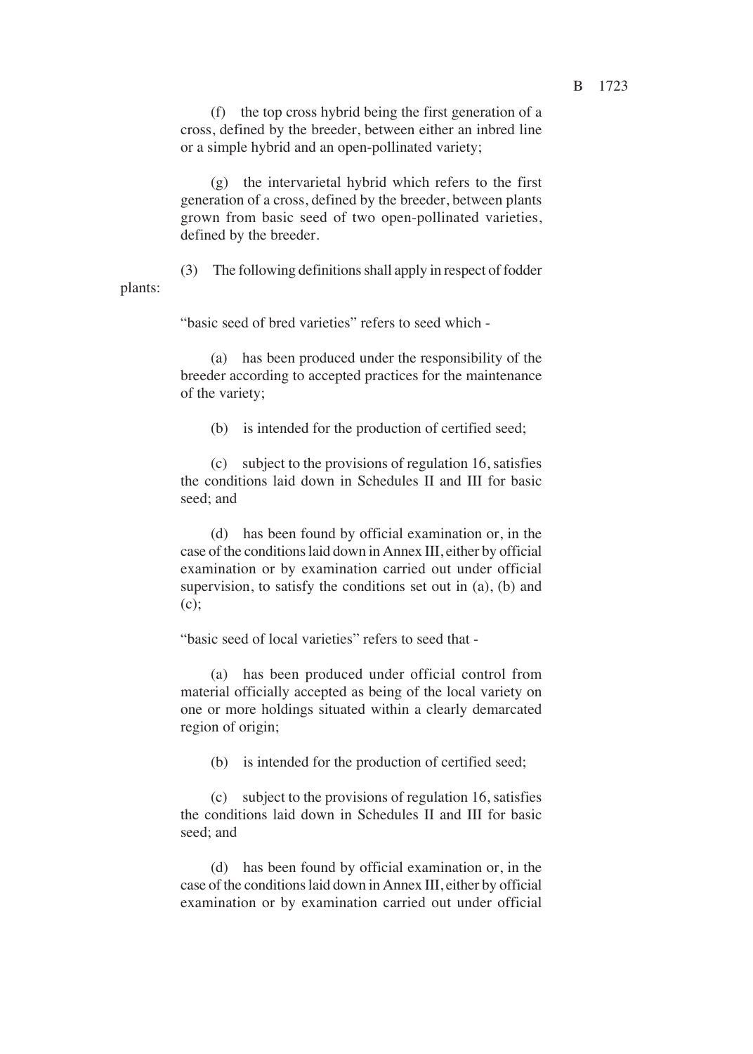(f) the top cross hybrid being the first generation of a cross, defined by the breeder, between either an inbred line or a simple hybrid and an open-pollinated variety;

(g) the intervarietal hybrid which refers to the first generation of a cross, defined by the breeder, between plants grown from basic seed of two open-pollinated varieties, defined by the breeder.

(3) The following definitions shall apply in respect of fodder plants:

"basic seed of bred varieties" refers to seed which -

(a) has been produced under the responsibility of the breeder according to accepted practices for the maintenance of the variety;

(b) is intended for the production of certified seed;

(c) subject to the provisions of regulation 16, satisfies the conditions laid down in Schedules II and III for basic seed; and

(d) has been found by official examination or, in the case of the conditions laid down in Annex III, either by official examination or by examination carried out under official supervision, to satisfy the conditions set out in (a), (b) and (c);

"basic seed of local varieties" refers to seed that -

(a) has been produced under official control from material officially accepted as being of the local variety on one or more holdings situated within a clearly demarcated region of origin;

(b) is intended for the production of certified seed;

(c) subject to the provisions of regulation 16, satisfies the conditions laid down in Schedules II and III for basic seed; and

(d) has been found by official examination or, in the case of the conditions laid down in Annex III, either by official examination or by examination carried out under official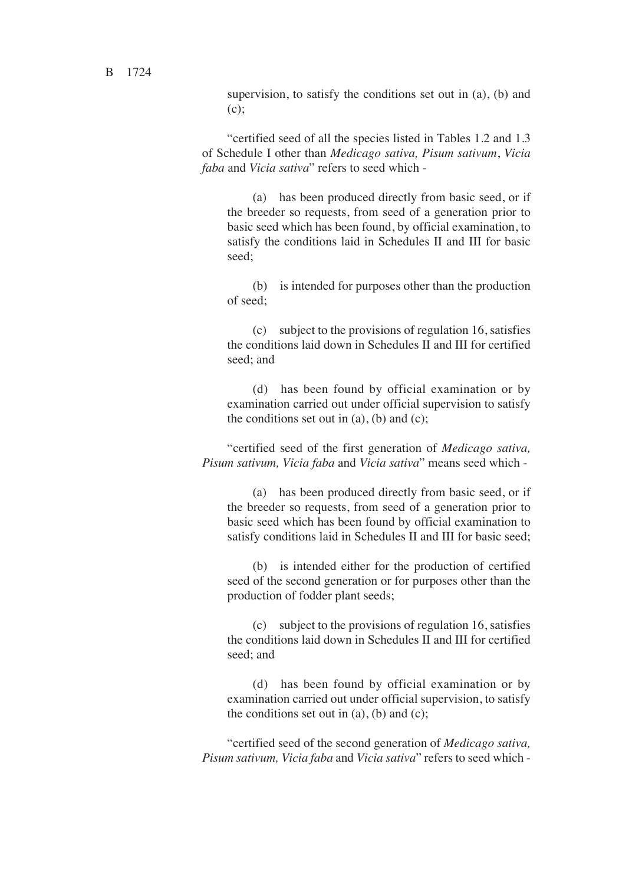supervision, to satisfy the conditions set out in (a), (b) and (c);

"certified seed of all the species listed in Tables 1.2 and 1.3 of Schedule I other than *Medicago sativa, Pisum sativum*, *Vicia faba* and *Vicia sativa*" refers to seed which -

(a) has been produced directly from basic seed, or if the breeder so requests, from seed of a generation prior to basic seed which has been found, by official examination, to satisfy the conditions laid in Schedules II and III for basic seed;

(b) is intended for purposes other than the production of seed;

(c) subject to the provisions of regulation 16, satisfies the conditions laid down in Schedules II and III for certified seed; and

(d) has been found by official examination or by examination carried out under official supervision to satisfy the conditions set out in (a), (b) and (c);

"certified seed of the first generation of *Medicago sativa, Pisum sativum, Vicia faba* and *Vicia sativa*" means seed which -

(a) has been produced directly from basic seed, or if the breeder so requests, from seed of a generation prior to basic seed which has been found by official examination to satisfy conditions laid in Schedules II and III for basic seed;

(b) is intended either for the production of certified seed of the second generation or for purposes other than the production of fodder plant seeds;

(c) subject to the provisions of regulation 16, satisfies the conditions laid down in Schedules II and III for certified seed; and

(d) has been found by official examination or by examination carried out under official supervision, to satisfy the conditions set out in (a), (b) and (c);

"certified seed of the second generation of *Medicago sativa, Pisum sativum, Vicia faba* and *Vicia sativa*" refers to seed which -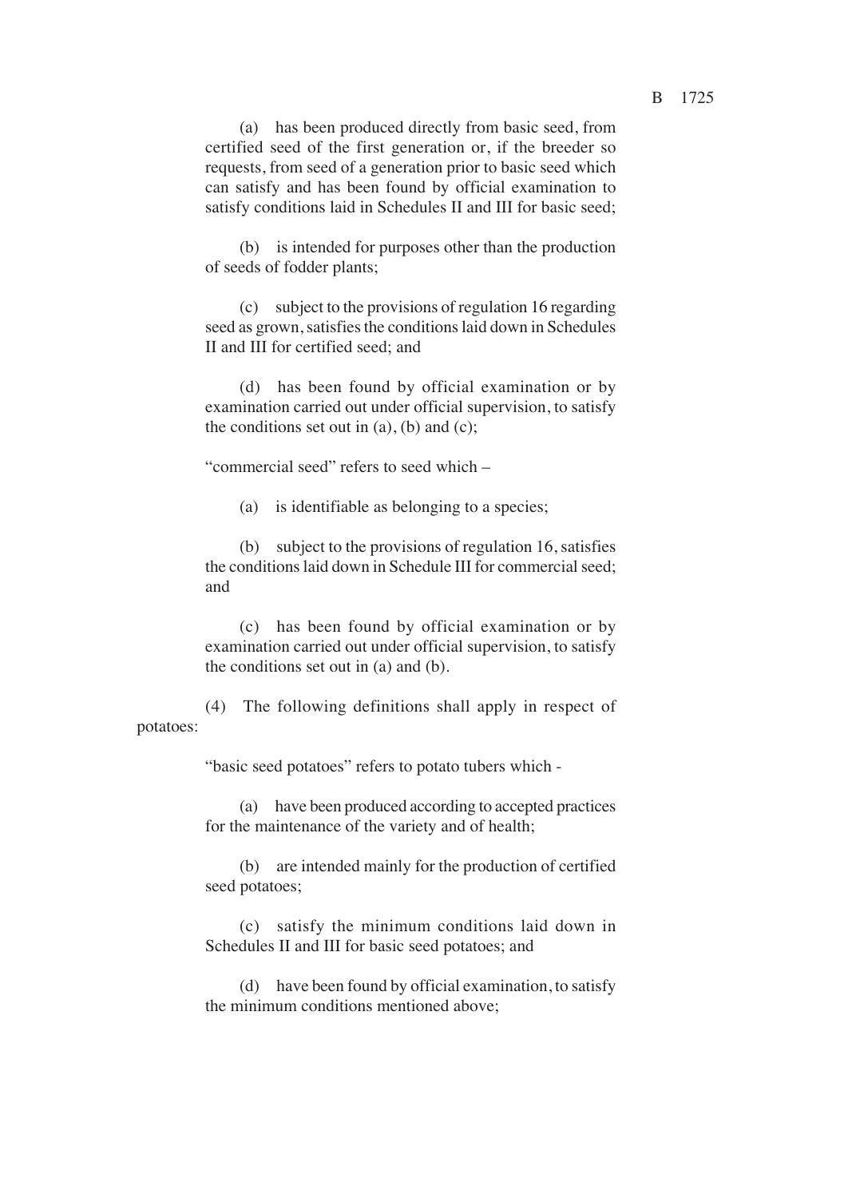(a) has been produced directly from basic seed, from certified seed of the first generation or, if the breeder so requests, from seed of a generation prior to basic seed which can satisfy and has been found by official examination to satisfy conditions laid in Schedules II and III for basic seed;

(b) is intended for purposes other than the production of seeds of fodder plants;

(c) subject to the provisions of regulation 16 regarding seed as grown, satisfies the conditions laid down in Schedules II and III for certified seed; and

(d) has been found by official examination or by examination carried out under official supervision, to satisfy the conditions set out in (a), (b) and (c);

"commercial seed" refers to seed which –

(a) is identifiable as belonging to a species;

(b) subject to the provisions of regulation 16, satisfies the conditions laid down in Schedule III for commercial seed; and

(c) has been found by official examination or by examination carried out under official supervision, to satisfy the conditions set out in (a) and (b).

(4) The following definitions shall apply in respect of potatoes:

"basic seed potatoes" refers to potato tubers which -

(a) have been produced according to accepted practices for the maintenance of the variety and of health;

(b) are intended mainly for the production of certified seed potatoes;

(c) satisfy the minimum conditions laid down in Schedules II and III for basic seed potatoes; and

(d) have been found by official examination, to satisfy the minimum conditions mentioned above;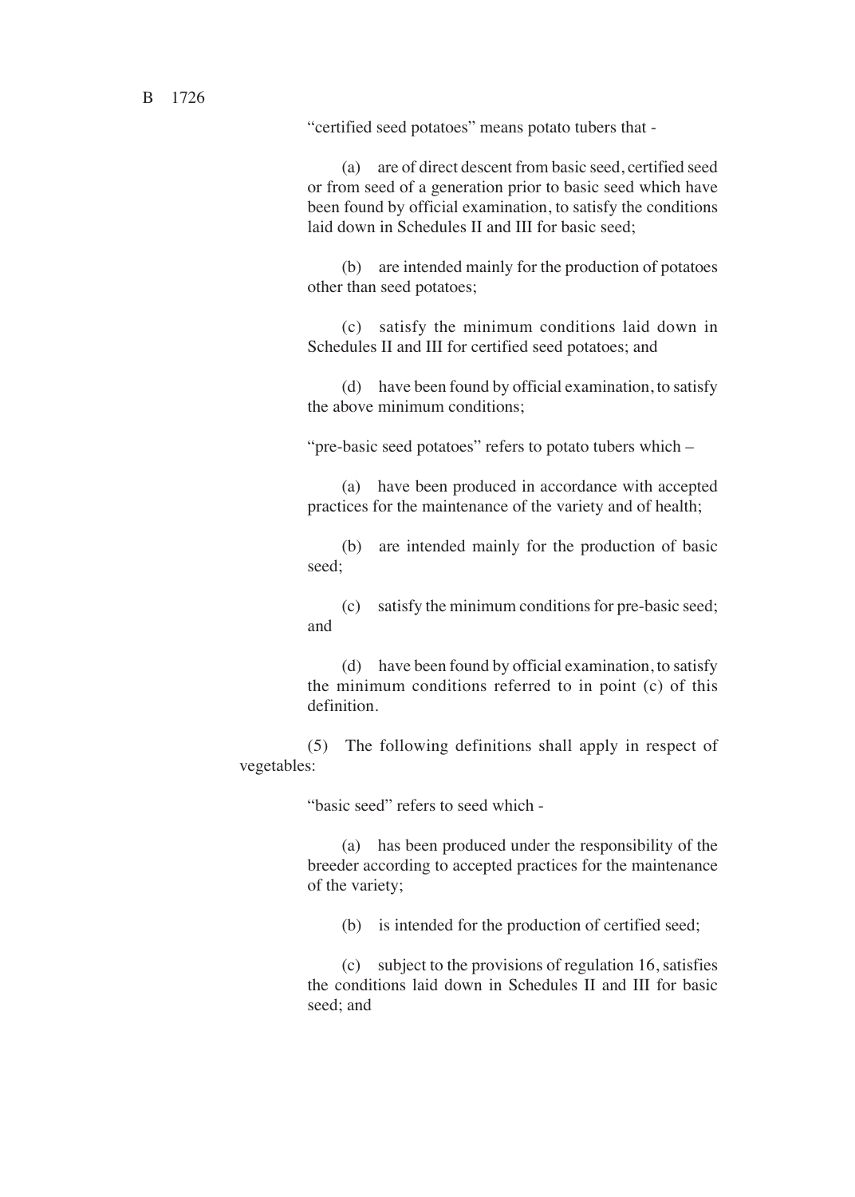"certified seed potatoes" means potato tubers that -

(a) are of direct descent from basic seed, certified seed or from seed of a generation prior to basic seed which have been found by official examination, to satisfy the conditions laid down in Schedules II and III for basic seed;

(b) are intended mainly for the production of potatoes other than seed potatoes;

(c) satisfy the minimum conditions laid down in Schedules II and III for certified seed potatoes; and

(d) have been found by official examination, to satisfy the above minimum conditions;

"pre-basic seed potatoes" refers to potato tubers which –

(a) have been produced in accordance with accepted practices for the maintenance of the variety and of health;

(b) are intended mainly for the production of basic seed;

(c) satisfy the minimum conditions for pre-basic seed; and

(d) have been found by official examination, to satisfy the minimum conditions referred to in point (c) of this definition.

(5) The following definitions shall apply in respect of vegetables:

"basic seed" refers to seed which -

(a) has been produced under the responsibility of the breeder according to accepted practices for the maintenance of the variety;

(b) is intended for the production of certified seed;

(c) subject to the provisions of regulation 16, satisfies the conditions laid down in Schedules II and III for basic seed; and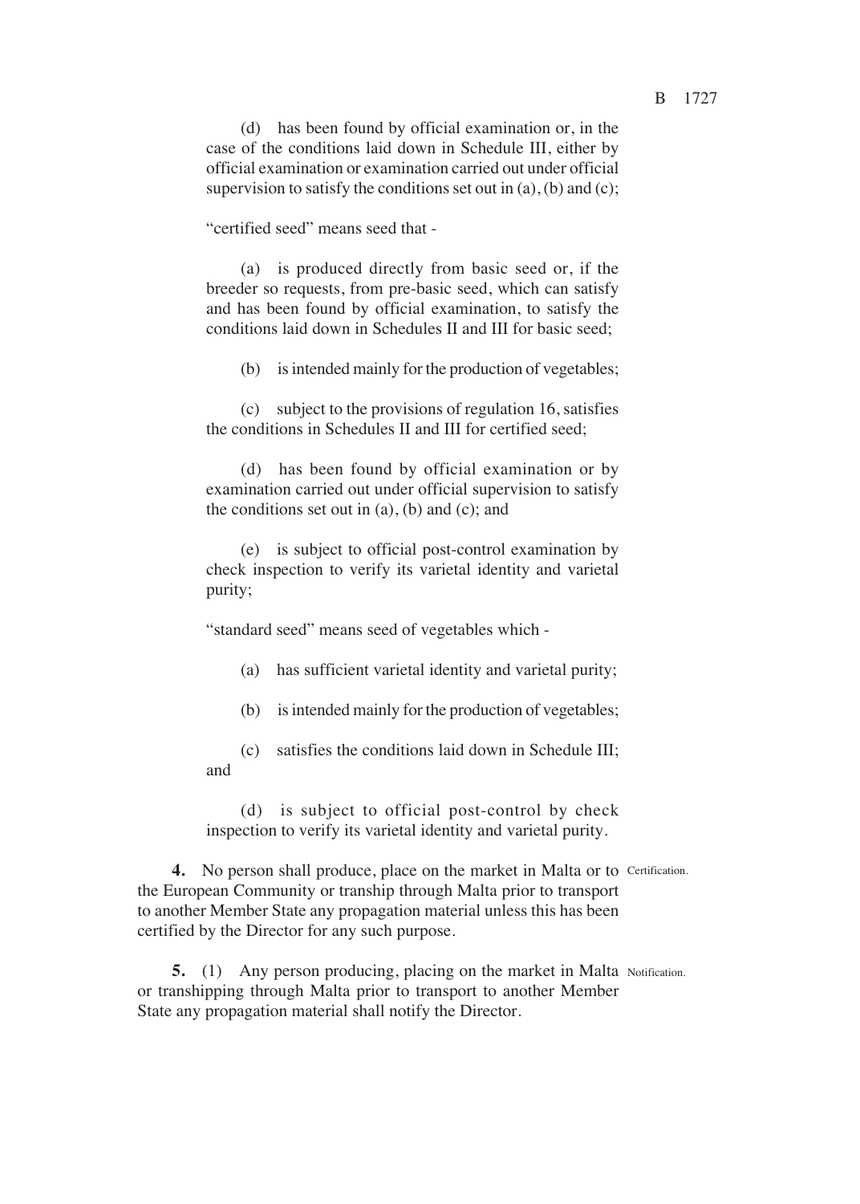(d) has been found by official examination or, in the case of the conditions laid down in Schedule III, either by official examination or examination carried out under official supervision to satisfy the conditions set out in (a), (b) and (c);

"certified seed" means seed that -

(a) is produced directly from basic seed or, if the breeder so requests, from pre-basic seed, which can satisfy and has been found by official examination, to satisfy the conditions laid down in Schedules II and III for basic seed;

(b) is intended mainly for the production of vegetables;

(c) subject to the provisions of regulation 16, satisfies the conditions in Schedules II and III for certified seed;

(d) has been found by official examination or by examination carried out under official supervision to satisfy the conditions set out in (a), (b) and (c); and

(e) is subject to official post-control examination by check inspection to verify its varietal identity and varietal purity;

"standard seed" means seed of vegetables which -

(a) has sufficient varietal identity and varietal purity;

(b) is intended mainly for the production of vegetables;

(c) satisfies the conditions laid down in Schedule III; and

(d) is subject to official post-control by check inspection to verify its varietal identity and varietal purity.

Certification.

**4.** No person shall produce, place on the market in Malta or to the European Community or tranship through Malta prior to transport to another Member State any propagation material unless this has been certified by the Director for any such purpose.

Notification.

**5.** (1) Any person producing, placing on the market in Malta or transhipping through Malta prior to transport to another Member State any propagation material shall notify the Director.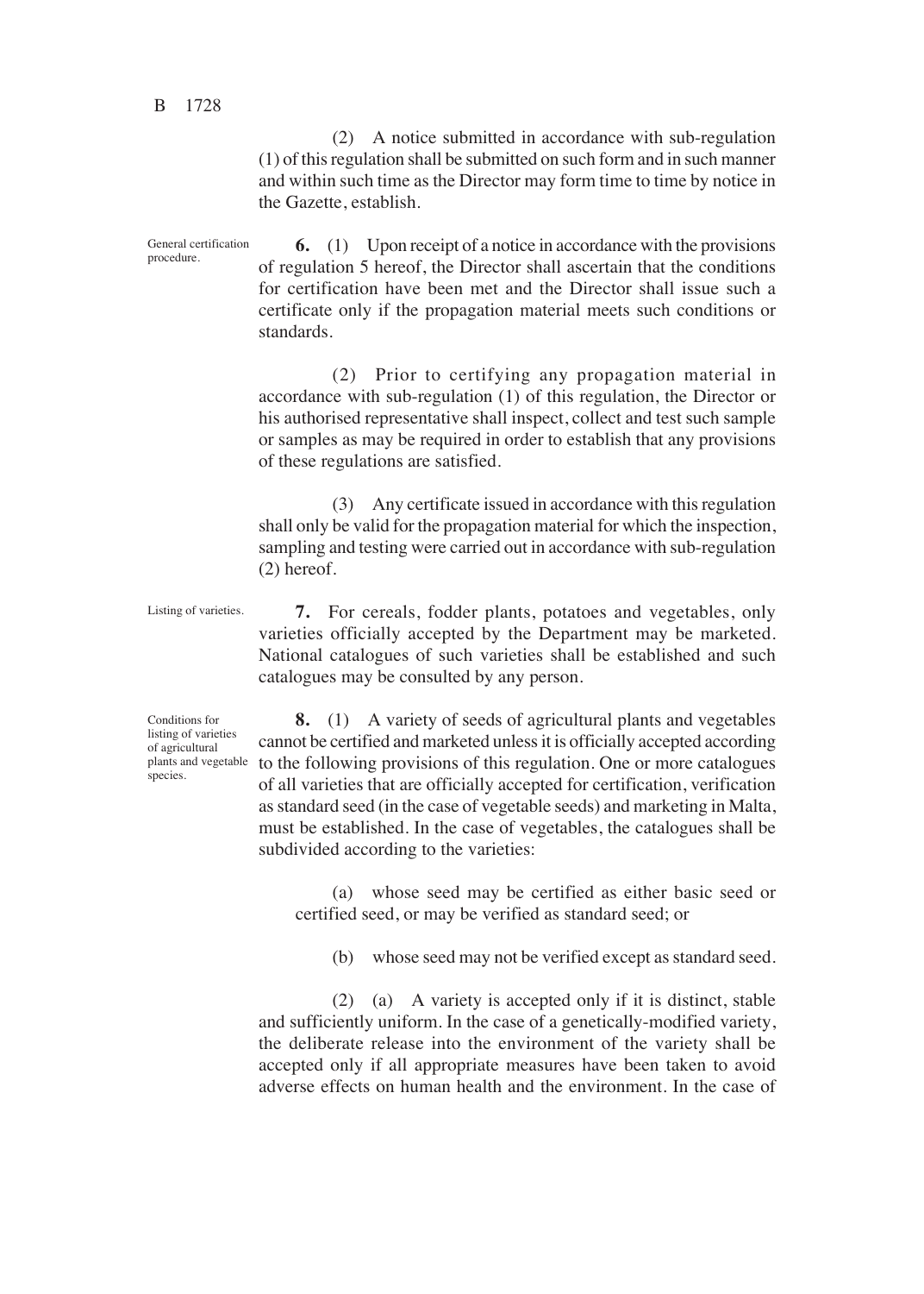(2) A notice submitted in accordance with sub-regulation (1) of this regulation shall be submitted on such form and in such manner and within such time as the Director may form time to time by notice in the Gazette, establish.

General certification procedure.

**6.** (1) Upon receipt of a notice in accordance with the provisions of regulation 5 hereof, the Director shall ascertain that the conditions for certification have been met and the Director shall issue such a certificate only if the propagation material meets such conditions or standards.

(2) Prior to certifying any propagation material in accordance with sub-regulation (1) of this regulation, the Director or his authorised representative shall inspect, collect and test such sample or samples as may be required in order to establish that any provisions of these regulations are satisfied.

(3) Any certificate issued in accordance with this regulation shall only be valid for the propagation material for which the inspection, sampling and testing were carried out in accordance with sub-regulation (2) hereof.

Listing of varieties.

**7.** For cereals, fodder plants, potatoes and vegetables, only varieties officially accepted by the Department may be marketed. National catalogues of such varieties shall be established and such catalogues may be consulted by any person.

Conditions for listing of varieties of agricultural plants and vegetable species.

**8.** (1) A variety of seeds of agricultural plants and vegetables cannot be certified and marketed unless it is officially accepted according to the following provisions of this regulation. One or more catalogues of all varieties that are officially accepted for certification, verification as standard seed (in the case of vegetable seeds) and marketing in Malta, must be established. In the case of vegetables, the catalogues shall be subdivided according to the varieties:

(a) whose seed may be certified as either basic seed or certified seed, or may be verified as standard seed; or

(b) whose seed may not be verified except as standard seed.

(2) (a) A variety is accepted only if it is distinct, stable and sufficiently uniform. In the case of a genetically-modified variety, the deliberate release into the environment of the variety shall be accepted only if all appropriate measures have been taken to avoid adverse effects on human health and the environment. In the case of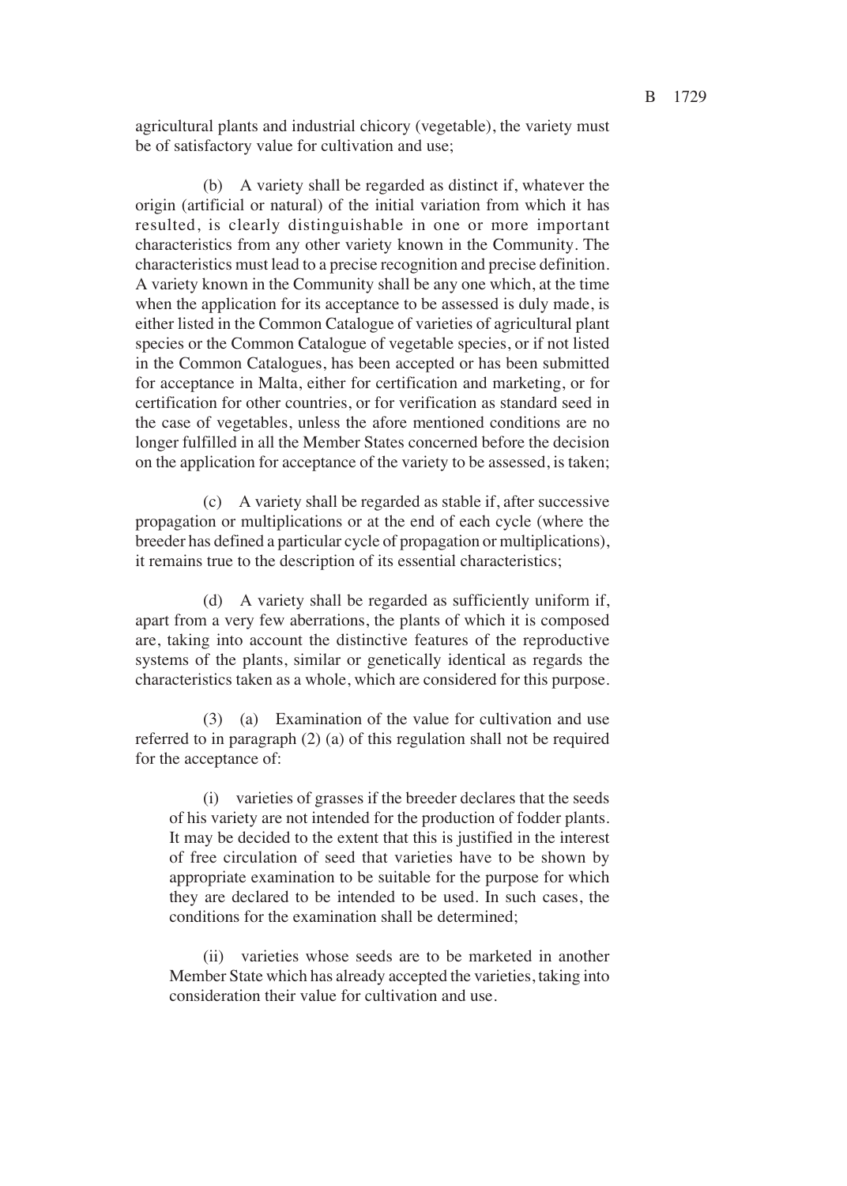agricultural plants and industrial chicory (vegetable), the variety must be of satisfactory value for cultivation and use;

(b) A variety shall be regarded as distinct if, whatever the origin (artificial or natural) of the initial variation from which it has resulted, is clearly distinguishable in one or more important characteristics from any other variety known in the Community. The characteristics must lead to a precise recognition and precise definition. A variety known in the Community shall be any one which, at the time when the application for its acceptance to be assessed is duly made, is either listed in the Common Catalogue of varieties of agricultural plant species or the Common Catalogue of vegetable species, or if not listed in the Common Catalogues, has been accepted or has been submitted for acceptance in Malta, either for certification and marketing, or for certification for other countries, or for verification as standard seed in the case of vegetables, unless the afore mentioned conditions are no longer fulfilled in all the Member States concerned before the decision on the application for acceptance of the variety to be assessed, is taken;

(c) A variety shall be regarded as stable if, after successive propagation or multiplications or at the end of each cycle (where the breeder has defined a particular cycle of propagation or multiplications), it remains true to the description of its essential characteristics;

(d) A variety shall be regarded as sufficiently uniform if, apart from a very few aberrations, the plants of which it is composed are, taking into account the distinctive features of the reproductive systems of the plants, similar or genetically identical as regards the characteristics taken as a whole, which are considered for this purpose.

(3) (a) Examination of the value for cultivation and use referred to in paragraph (2) (a) of this regulation shall not be required for the acceptance of:

(i) varieties of grasses if the breeder declares that the seeds of his variety are not intended for the production of fodder plants. It may be decided to the extent that this is justified in the interest of free circulation of seed that varieties have to be shown by appropriate examination to be suitable for the purpose for which they are declared to be intended to be used. In such cases, the conditions for the examination shall be determined;

(ii) varieties whose seeds are to be marketed in another Member State which has already accepted the varieties, taking into consideration their value for cultivation and use.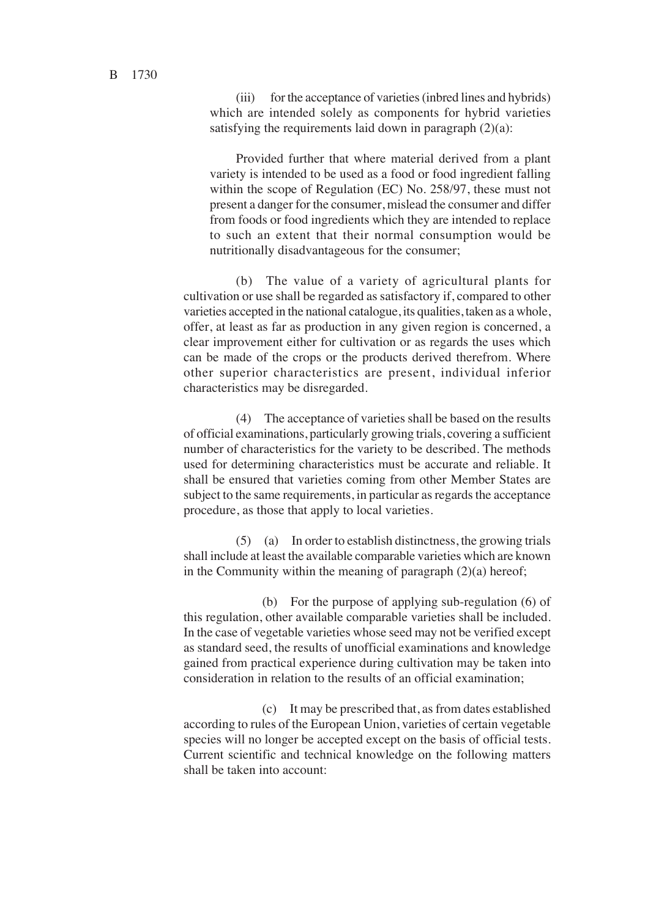(iii) for the acceptance of varieties (inbred lines and hybrids) which are intended solely as components for hybrid varieties satisfying the requirements laid down in paragraph (2)(a):

Provided further that where material derived from a plant variety is intended to be used as a food or food ingredient falling within the scope of Regulation (EC) No. 258/97, these must not present a danger for the consumer, mislead the consumer and differ from foods or food ingredients which they are intended to replace to such an extent that their normal consumption would be nutritionally disadvantageous for the consumer;

(b) The value of a variety of agricultural plants for cultivation or use shall be regarded as satisfactory if, compared to other varieties accepted in the national catalogue, its qualities, taken as a whole, offer, at least as far as production in any given region is concerned, a clear improvement either for cultivation or as regards the uses which can be made of the crops or the products derived therefrom. Where other superior characteristics are present, individual inferior characteristics may be disregarded.

(4) The acceptance of varieties shall be based on the results of official examinations, particularly growing trials, covering a sufficient number of characteristics for the variety to be described. The methods used for determining characteristics must be accurate and reliable. It shall be ensured that varieties coming from other Member States are subject to the same requirements, in particular as regards the acceptance procedure, as those that apply to local varieties.

(5) (a) In order to establish distinctness, the growing trials shall include at least the available comparable varieties which are known in the Community within the meaning of paragraph (2)(a) hereof;

(b) For the purpose of applying sub-regulation (6) of this regulation, other available comparable varieties shall be included. In the case of vegetable varieties whose seed may not be verified except as standard seed, the results of unofficial examinations and knowledge gained from practical experience during cultivation may be taken into consideration in relation to the results of an official examination;

(c) It may be prescribed that, as from dates established according to rules of the European Union, varieties of certain vegetable species will no longer be accepted except on the basis of official tests. Current scientific and technical knowledge on the following matters shall be taken into account: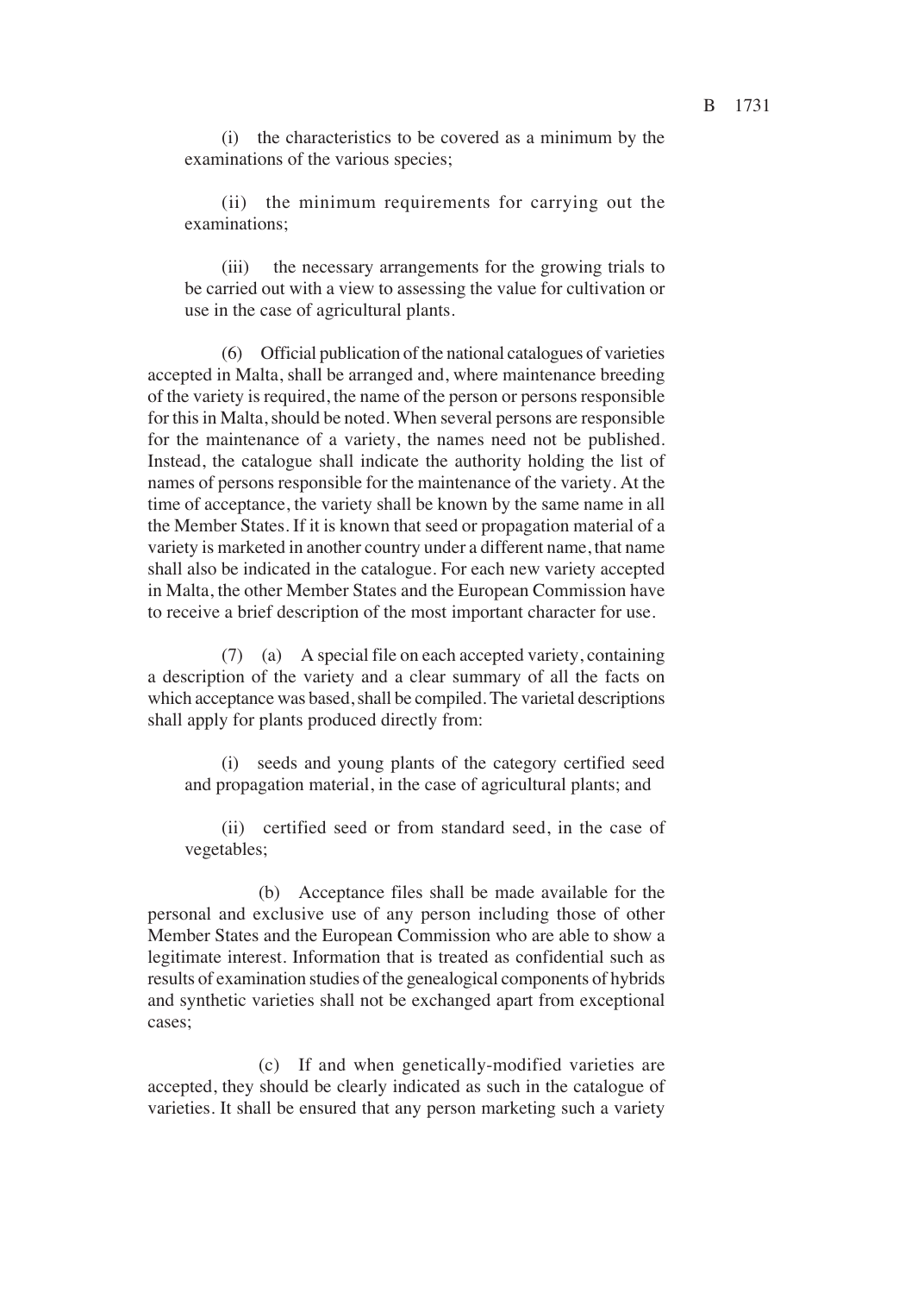(i) the characteristics to be covered as a minimum by the examinations of the various species;

(ii) the minimum requirements for carrying out the examinations;

(iii) the necessary arrangements for the growing trials to be carried out with a view to assessing the value for cultivation or use in the case of agricultural plants.

(6) Official publication of the national catalogues of varieties accepted in Malta, shall be arranged and, where maintenance breeding of the variety is required, the name of the person or persons responsible for this in Malta, should be noted. When several persons are responsible for the maintenance of a variety, the names need not be published. Instead, the catalogue shall indicate the authority holding the list of names of persons responsible for the maintenance of the variety. At the time of acceptance, the variety shall be known by the same name in all the Member States. If it is known that seed or propagation material of a variety is marketed in another country under a different name, that name shall also be indicated in the catalogue. For each new variety accepted in Malta, the other Member States and the European Commission have to receive a brief description of the most important character for use.

(7) (a) A special file on each accepted variety, containing a description of the variety and a clear summary of all the facts on which acceptance was based, shall be compiled. The varietal descriptions shall apply for plants produced directly from:

(i) seeds and young plants of the category certified seed and propagation material, in the case of agricultural plants; and

(ii) certified seed or from standard seed, in the case of vegetables;

(b) Acceptance files shall be made available for the personal and exclusive use of any person including those of other Member States and the European Commission who are able to show a legitimate interest. Information that is treated as confidential such as results of examination studies of the genealogical components of hybrids and synthetic varieties shall not be exchanged apart from exceptional cases;

(c) If and when genetically-modified varieties are accepted, they should be clearly indicated as such in the catalogue of varieties. It shall be ensured that any person marketing such a variety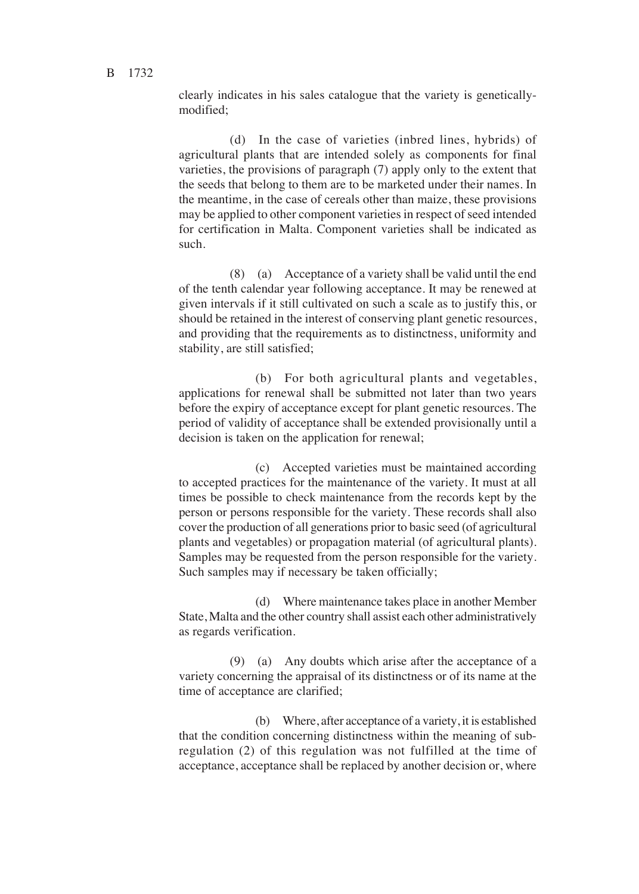clearly indicates in his sales catalogue that the variety is genetically-modified;

(d) In the case of varieties (inbred lines, hybrids) of agricultural plants that are intended solely as components for final varieties, the provisions of paragraph (7) apply only to the extent that the seeds that belong to them are to be marketed under their names. In the meantime, in the case of cereals other than maize, these provisions may be applied to other component varieties in respect of seed intended for certification in Malta. Component varieties shall be indicated as such.

(8) (a) Acceptance of a variety shall be valid until the end of the tenth calendar year following acceptance. It may be renewed at given intervals if it still cultivated on such a scale as to justify this, or should be retained in the interest of conserving plant genetic resources, and providing that the requirements as to distinctness, uniformity and stability, are still satisfied;

(b) For both agricultural plants and vegetables, applications for renewal shall be submitted not later than two years before the expiry of acceptance except for plant genetic resources. The period of validity of acceptance shall be extended provisionally until a decision is taken on the application for renewal;

(c) Accepted varieties must be maintained according to accepted practices for the maintenance of the variety. It must at all times be possible to check maintenance from the records kept by the person or persons responsible for the variety. These records shall also cover the production of all generations prior to basic seed (of agricultural plants and vegetables) or propagation material (of agricultural plants). Samples may be requested from the person responsible for the variety. Such samples may if necessary be taken officially;

(d) Where maintenance takes place in another Member State, Malta and the other country shall assist each other administratively as regards verification.

(9) (a) Any doubts which arise after the acceptance of a variety concerning the appraisal of its distinctness or of its name at the time of acceptance are clarified;

(b) Where, after acceptance of a variety, it is established that the condition concerning distinctness within the meaning of sub-regulation (2) of this regulation was not fulfilled at the time of acceptance, acceptance shall be replaced by another decision or, where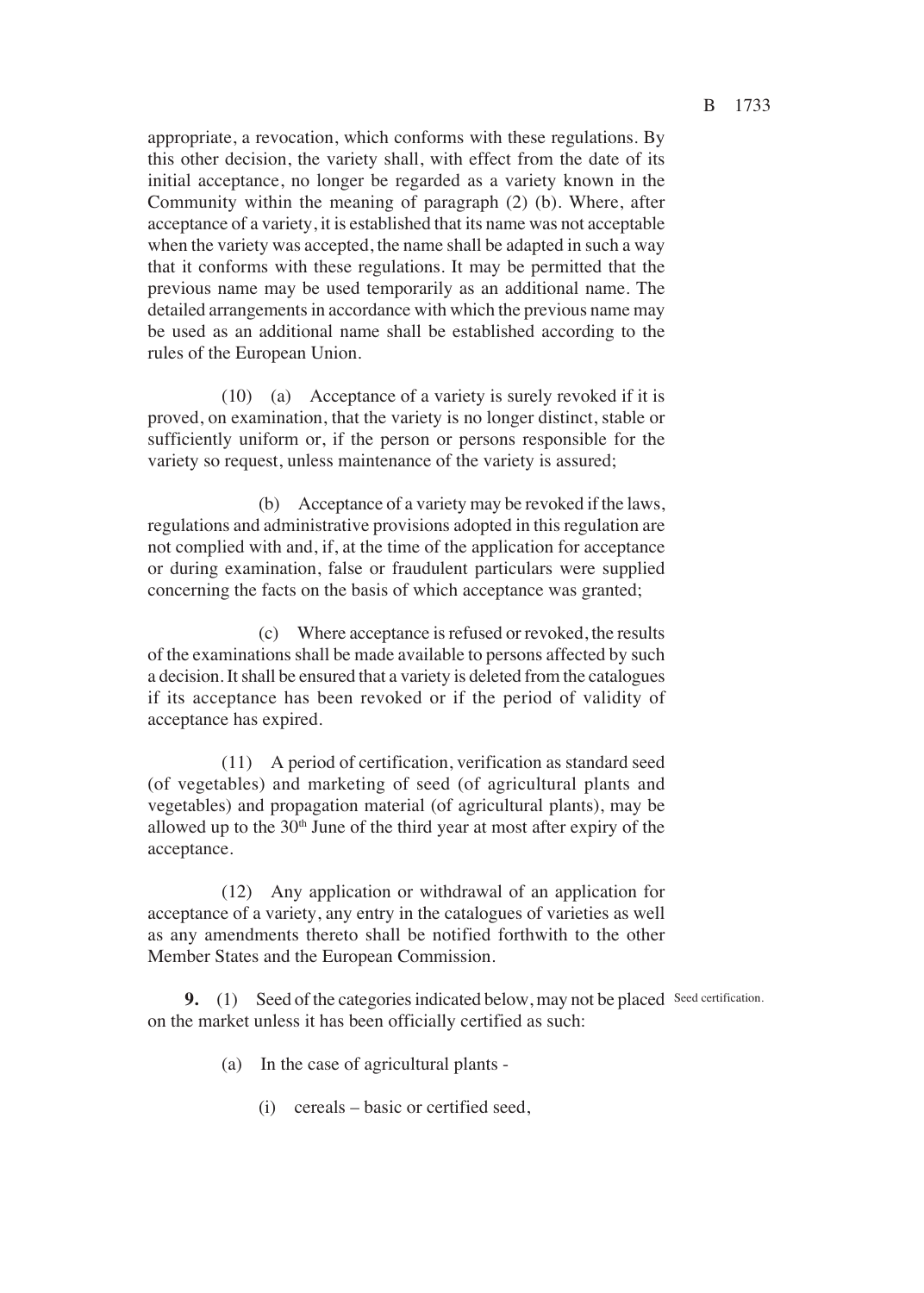appropriate, a revocation, which conforms with these regulations. By this other decision, the variety shall, with effect from the date of its initial acceptance, no longer be regarded as a variety known in the Community within the meaning of paragraph (2) (b). Where, after acceptance of a variety, it is established that its name was not acceptable when the variety was accepted, the name shall be adapted in such a way that it conforms with these regulations. It may be permitted that the previous name may be used temporarily as an additional name. The detailed arrangements in accordance with which the previous name may be used as an additional name shall be established according to the rules of the European Union.

(10) (a) Acceptance of a variety is surely revoked if it is proved, on examination, that the variety is no longer distinct, stable or sufficiently uniform or, if the person or persons responsible for the variety so request, unless maintenance of the variety is assured;

(b) Acceptance of a variety may be revoked if the laws, regulations and administrative provisions adopted in this regulation are not complied with and, if, at the time of the application for acceptance or during examination, false or fraudulent particulars were supplied concerning the facts on the basis of which acceptance was granted;

(c) Where acceptance is refused or revoked, the results of the examinations shall be made available to persons affected by such a decision. It shall be ensured that a variety is deleted from the catalogues if its acceptance has been revoked or if the period of validity of acceptance has expired.

(11) A period of certification, verification as standard seed (of vegetables) and marketing of seed (of agricultural plants and vegetables) and propagation material (of agricultural plants), may be allowed up to the 30th June of the third year at most after expiry of the acceptance.

(12) Any application or withdrawal of an application for acceptance of a variety, any entry in the catalogues of varieties as well as any amendments thereto shall be notified forthwith to the other Member States and the European Commission.

Seed certification.

**9.** (1) Seed of the categories indicated below, may not be placed on the market unless it has been officially certified as such:

(a) In the case of agricultural plants -

(i) cereals – basic or certified seed,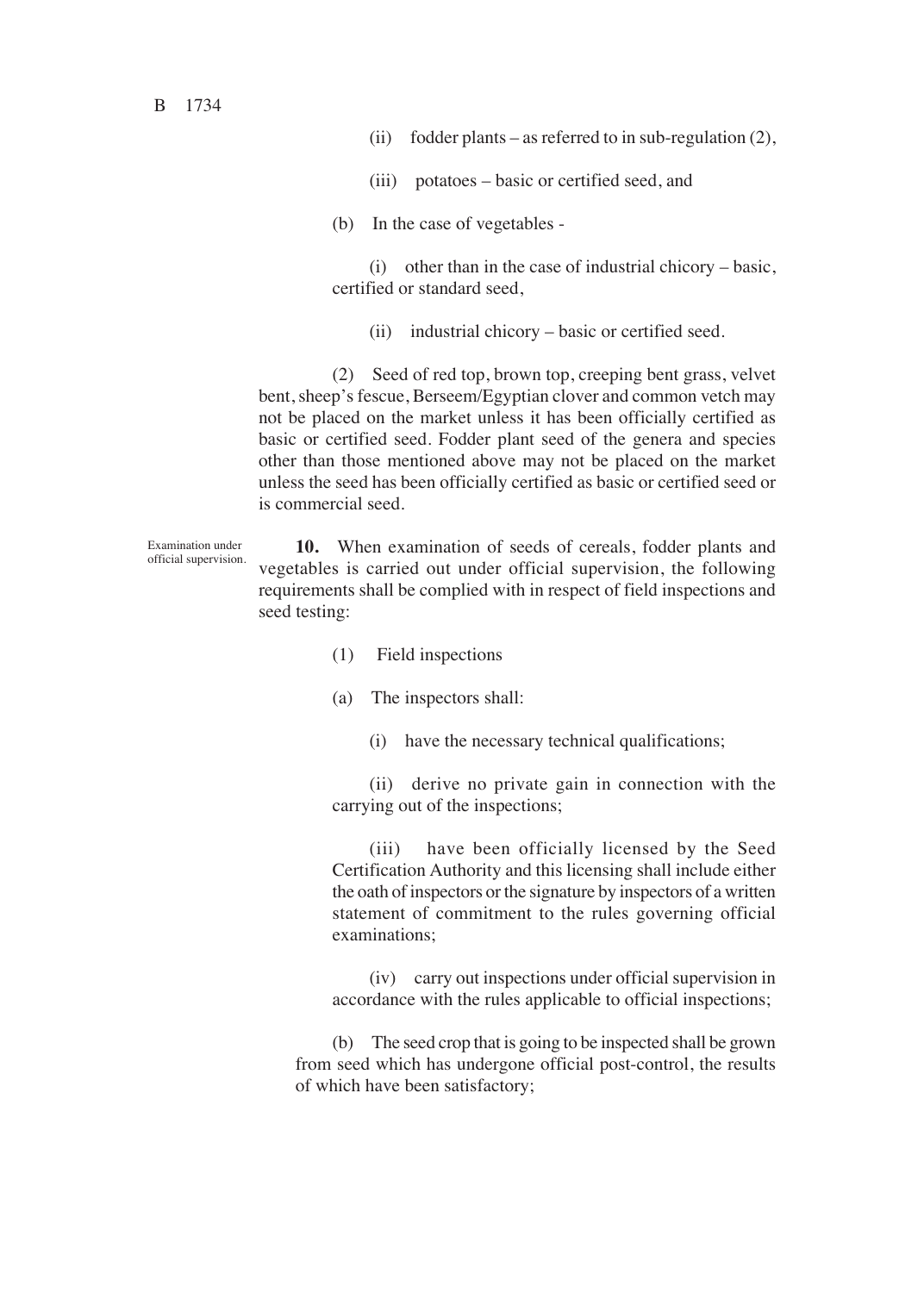(ii) fodder plants – as referred to in sub-regulation (2),

(iii) potatoes – basic or certified seed, and

(b) In the case of vegetables -

(i) other than in the case of industrial chicory – basic, certified or standard seed,

(ii) industrial chicory – basic or certified seed.

(2) Seed of red top, brown top, creeping bent grass, velvet bent, sheep's fescue, Berseem/Egyptian clover and common vetch may not be placed on the market unless it has been officially certified as basic or certified seed. Fodder plant seed of the genera and species other than those mentioned above may not be placed on the market unless the seed has been officially certified as basic or certified seed or is commercial seed.

Examination under official supervision.

**10.** When examination of seeds of cereals, fodder plants and vegetables is carried out under official supervision, the following requirements shall be complied with in respect of field inspections and seed testing:

(1) Field inspections

(a) The inspectors shall:

(i) have the necessary technical qualifications;

(ii) derive no private gain in connection with the carrying out of the inspections;

(iii) have been officially licensed by the Seed Certification Authority and this licensing shall include either the oath of inspectors or the signature by inspectors of a written statement of commitment to the rules governing official examinations;

(iv) carry out inspections under official supervision in accordance with the rules applicable to official inspections;

(b) The seed crop that is going to be inspected shall be grown from seed which has undergone official post-control, the results of which have been satisfactory;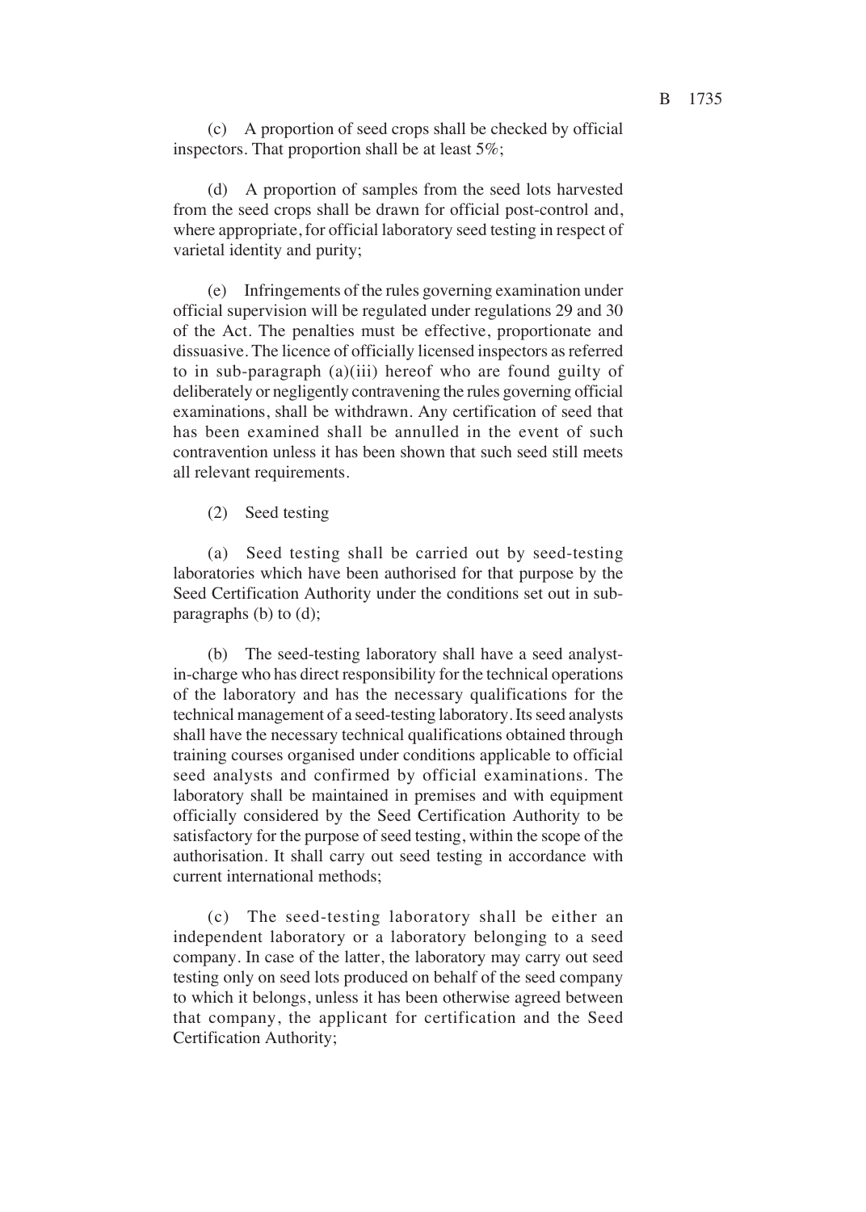(c) A proportion of seed crops shall be checked by official inspectors. That proportion shall be at least 5%;

(d) A proportion of samples from the seed lots harvested from the seed crops shall be drawn for official post-control and, where appropriate, for official laboratory seed testing in respect of varietal identity and purity;

(e) Infringements of the rules governing examination under official supervision will be regulated under regulations 29 and 30 of the Act. The penalties must be effective, proportionate and dissuasive. The licence of officially licensed inspectors as referred to in sub-paragraph (a)(iii) hereof who are found guilty of deliberately or negligently contravening the rules governing official examinations, shall be withdrawn. Any certification of seed that has been examined shall be annulled in the event of such contravention unless it has been shown that such seed still meets all relevant requirements.

(2) Seed testing

(a) Seed testing shall be carried out by seed-testing laboratories which have been authorised for that purpose by the Seed Certification Authority under the conditions set out in sub-paragraphs (b) to (d);

(b) The seed-testing laboratory shall have a seed analyst-in-charge who has direct responsibility for the technical operations of the laboratory and has the necessary qualifications for the technical management of a seed-testing laboratory. Its seed analysts shall have the necessary technical qualifications obtained through training courses organised under conditions applicable to official seed analysts and confirmed by official examinations. The laboratory shall be maintained in premises and with equipment officially considered by the Seed Certification Authority to be satisfactory for the purpose of seed testing, within the scope of the authorisation. It shall carry out seed testing in accordance with current international methods;

(c) The seed-testing laboratory shall be either an independent laboratory or a laboratory belonging to a seed company. In case of the latter, the laboratory may carry out seed testing only on seed lots produced on behalf of the seed company to which it belongs, unless it has been otherwise agreed between that company, the applicant for certification and the Seed Certification Authority;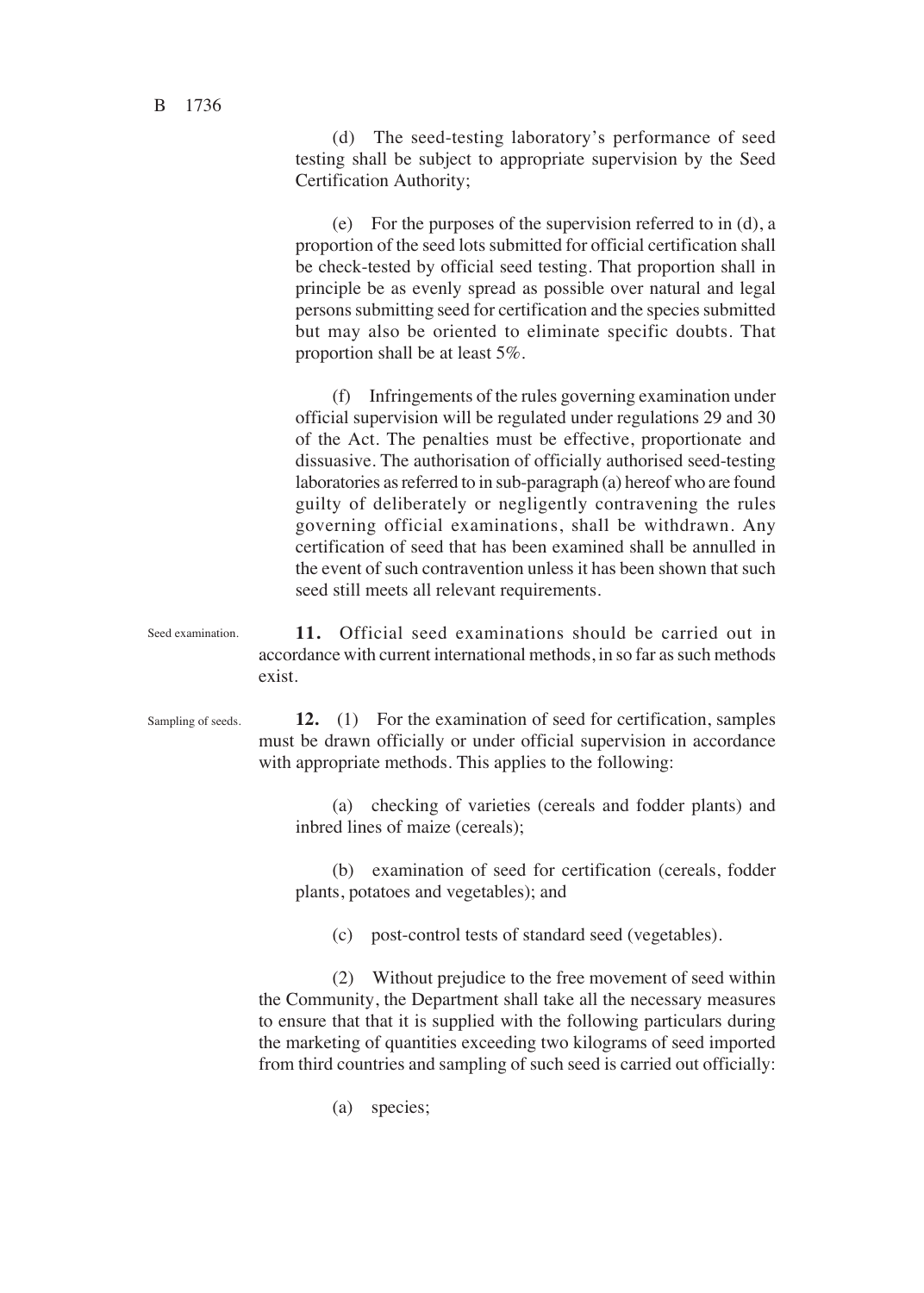(d) The seed-testing laboratory's performance of seed testing shall be subject to appropriate supervision by the Seed Certification Authority;

(e) For the purposes of the supervision referred to in (d), a proportion of the seed lots submitted for official certification shall be check-tested by official seed testing. That proportion shall in principle be as evenly spread as possible over natural and legal persons submitting seed for certification and the species submitted but may also be oriented to eliminate specific doubts. That proportion shall be at least 5%.

(f) Infringements of the rules governing examination under official supervision will be regulated under regulations 29 and 30 of the Act. The penalties must be effective, proportionate and dissuasive. The authorisation of officially authorised seed-testing laboratories as referred to in sub-paragraph (a) hereof who are found guilty of deliberately or negligently contravening the rules governing official examinations, shall be withdrawn. Any certification of seed that has been examined shall be annulled in the event of such contravention unless it has been shown that such seed still meets all relevant requirements.

Seed examination.

**11.** Official seed examinations should be carried out in accordance with current international methods, in so far as such methods exist.

Sampling of seeds.

**12.** (1) For the examination of seed for certification, samples must be drawn officially or under official supervision in accordance with appropriate methods. This applies to the following:

(a) checking of varieties (cereals and fodder plants) and inbred lines of maize (cereals);

(b) examination of seed for certification (cereals, fodder plants, potatoes and vegetables); and

(c) post-control tests of standard seed (vegetables).

(2) Without prejudice to the free movement of seed within the Community, the Department shall take all the necessary measures to ensure that that it is supplied with the following particulars during the marketing of quantities exceeding two kilograms of seed imported from third countries and sampling of such seed is carried out officially:

(a) species;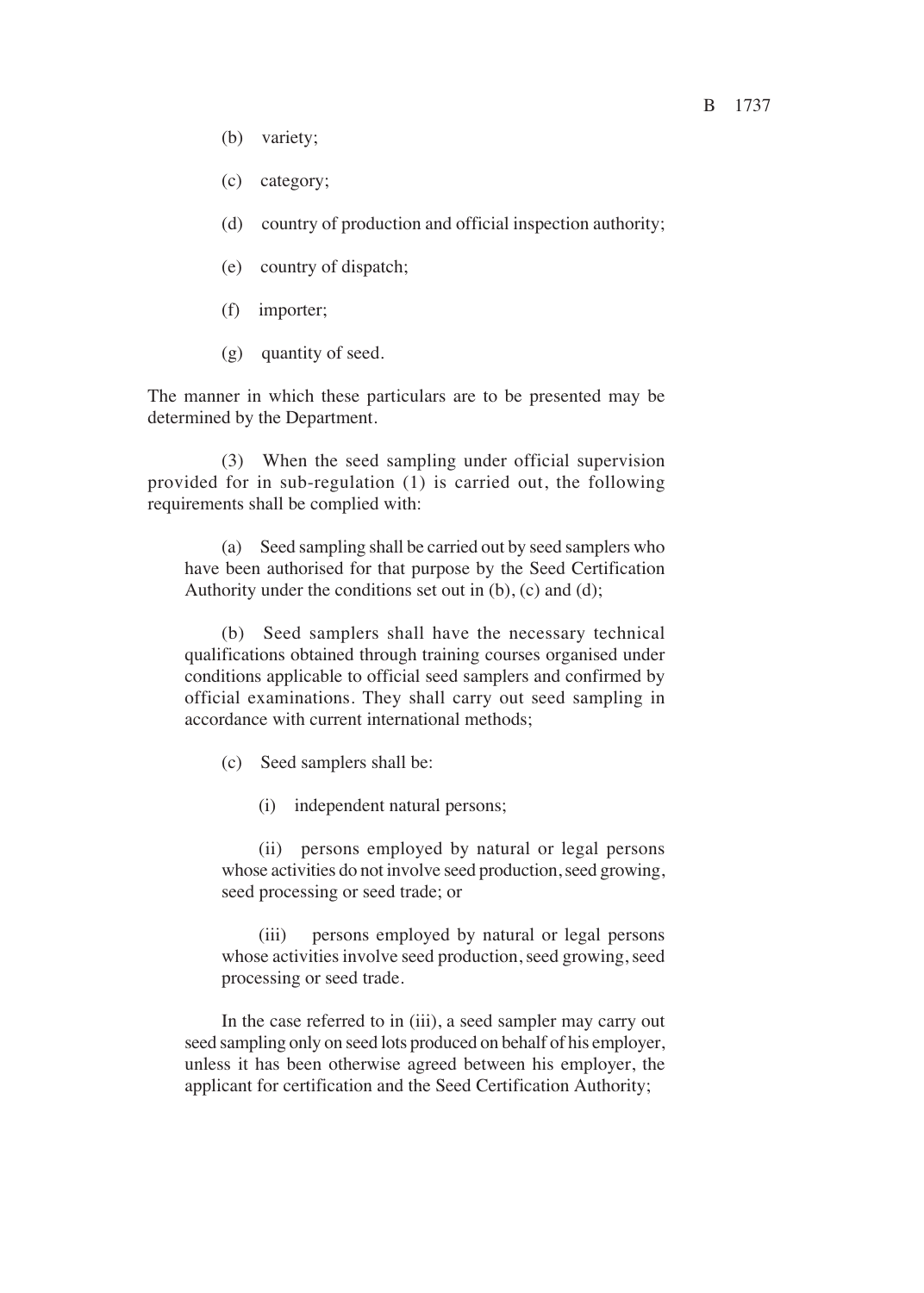(b) variety;

(c) category;

(d) country of production and official inspection authority;

(e) country of dispatch;

(f) importer;

(g) quantity of seed.

The manner in which these particulars are to be presented may be determined by the Department.

(3) When the seed sampling under official supervision provided for in sub-regulation (1) is carried out, the following requirements shall be complied with:

(a) Seed sampling shall be carried out by seed samplers who have been authorised for that purpose by the Seed Certification Authority under the conditions set out in (b), (c) and (d);

(b) Seed samplers shall have the necessary technical qualifications obtained through training courses organised under conditions applicable to official seed samplers and confirmed by official examinations. They shall carry out seed sampling in accordance with current international methods;

(c) Seed samplers shall be:

(i) independent natural persons;

(ii) persons employed by natural or legal persons whose activities do not involve seed production, seed growing, seed processing or seed trade; or

(iii) persons employed by natural or legal persons whose activities involve seed production, seed growing, seed processing or seed trade.

In the case referred to in (iii), a seed sampler may carry out seed sampling only on seed lots produced on behalf of his employer, unless it has been otherwise agreed between his employer, the applicant for certification and the Seed Certification Authority;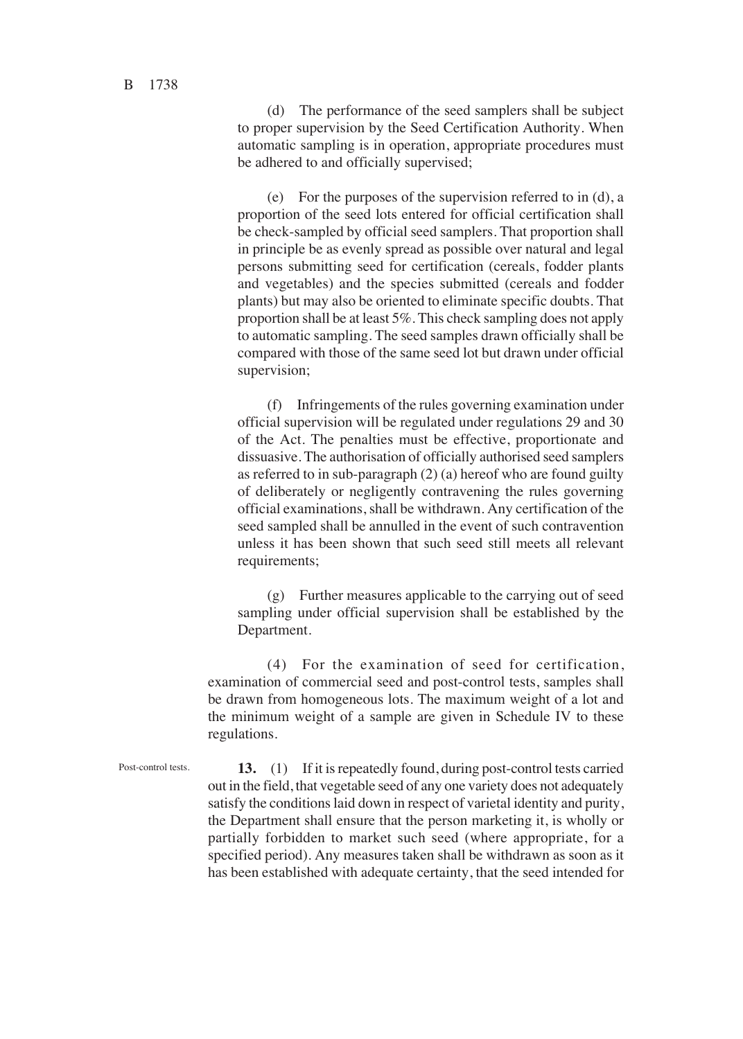(d) The performance of the seed samplers shall be subject to proper supervision by the Seed Certification Authority. When automatic sampling is in operation, appropriate procedures must be adhered to and officially supervised;

(e) For the purposes of the supervision referred to in (d), a proportion of the seed lots entered for official certification shall be check-sampled by official seed samplers. That proportion shall in principle be as evenly spread as possible over natural and legal persons submitting seed for certification (cereals, fodder plants and vegetables) and the species submitted (cereals and fodder plants) but may also be oriented to eliminate specific doubts. That proportion shall be at least 5%. This check sampling does not apply to automatic sampling. The seed samples drawn officially shall be compared with those of the same seed lot but drawn under official supervision;

(f) Infringements of the rules governing examination under official supervision will be regulated under regulations 29 and 30 of the Act. The penalties must be effective, proportionate and dissuasive. The authorisation of officially authorised seed samplers as referred to in sub-paragraph (2) (a) hereof who are found guilty of deliberately or negligently contravening the rules governing official examinations, shall be withdrawn. Any certification of the seed sampled shall be annulled in the event of such contravention unless it has been shown that such seed still meets all relevant requirements;

(g) Further measures applicable to the carrying out of seed sampling under official supervision shall be established by the Department.

(4) For the examination of seed for certification, examination of commercial seed and post-control tests, samples shall be drawn from homogeneous lots. The maximum weight of a lot and the minimum weight of a sample are given in Schedule IV to these regulations.

Post-control tests.

**13.** (1) If it is repeatedly found, during post-control tests carried out in the field, that vegetable seed of any one variety does not adequately satisfy the conditions laid down in respect of varietal identity and purity, the Department shall ensure that the person marketing it, is wholly or partially forbidden to market such seed (where appropriate, for a specified period). Any measures taken shall be withdrawn as soon as it has been established with adequate certainty, that the seed intended for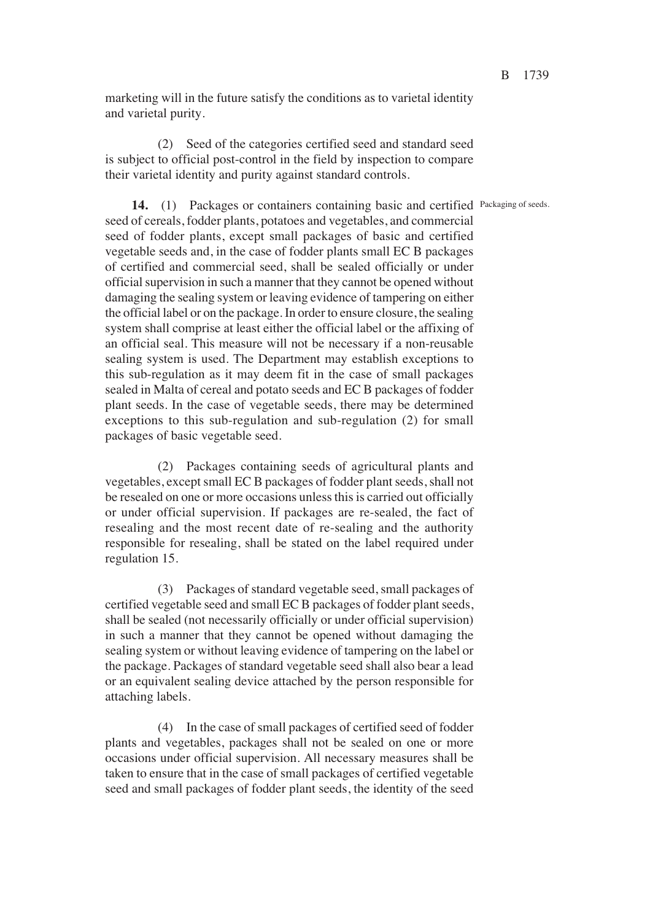marketing will in the future satisfy the conditions as to varietal identity and varietal purity.

(2) Seed of the categories certified seed and standard seed is subject to official post-control in the field by inspection to compare their varietal identity and purity against standard controls.

Packaging of seeds.

**14.** (1) Packages or containers containing basic and certified seed of cereals, fodder plants, potatoes and vegetables, and commercial seed of fodder plants, except small packages of basic and certified vegetable seeds and, in the case of fodder plants small EC B packages of certified and commercial seed, shall be sealed officially or under official supervision in such a manner that they cannot be opened without damaging the sealing system or leaving evidence of tampering on either the official label or on the package. In order to ensure closure, the sealing system shall comprise at least either the official label or the affixing of an official seal. This measure will not be necessary if a non-reusable sealing system is used. The Department may establish exceptions to this sub-regulation as it may deem fit in the case of small packages sealed in Malta of cereal and potato seeds and EC B packages of fodder plant seeds. In the case of vegetable seeds, there may be determined exceptions to this sub-regulation and sub-regulation (2) for small packages of basic vegetable seed.

(2) Packages containing seeds of agricultural plants and vegetables, except small EC B packages of fodder plant seeds, shall not be resealed on one or more occasions unless this is carried out officially or under official supervision. If packages are re-sealed, the fact of resealing and the most recent date of re-sealing and the authority responsible for resealing, shall be stated on the label required under regulation 15.

(3) Packages of standard vegetable seed, small packages of certified vegetable seed and small EC B packages of fodder plant seeds, shall be sealed (not necessarily officially or under official supervision) in such a manner that they cannot be opened without damaging the sealing system or without leaving evidence of tampering on the label or the package. Packages of standard vegetable seed shall also bear a lead or an equivalent sealing device attached by the person responsible for attaching labels.

(4) In the case of small packages of certified seed of fodder plants and vegetables, packages shall not be sealed on one or more occasions under official supervision. All necessary measures shall be taken to ensure that in the case of small packages of certified vegetable seed and small packages of fodder plant seeds, the identity of the seed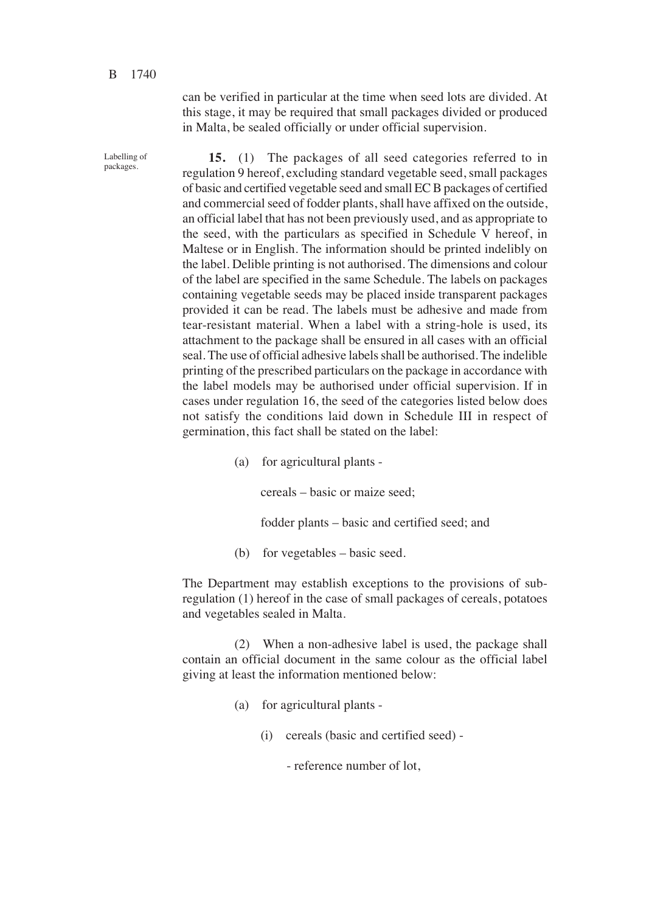can be verified in particular at the time when seed lots are divided. At this stage, it may be required that small packages divided or produced in Malta, be sealed officially or under official supervision.

Labelling of packages.

**15.** (1) The packages of all seed categories referred to in regulation 9 hereof, excluding standard vegetable seed, small packages of basic and certified vegetable seed and small EC B packages of certified and commercial seed of fodder plants, shall have affixed on the outside, an official label that has not been previously used, and as appropriate to the seed, with the particulars as specified in Schedule V hereof, in Maltese or in English. The information should be printed indelibly on the label. Delible printing is not authorised. The dimensions and colour of the label are specified in the same Schedule. The labels on packages containing vegetable seeds may be placed inside transparent packages provided it can be read. The labels must be adhesive and made from tear-resistant material. When a label with a string-hole is used, its attachment to the package shall be ensured in all cases with an official seal. The use of official adhesive labels shall be authorised. The indelible printing of the prescribed particulars on the package in accordance with the label models may be authorised under official supervision. If in cases under regulation 16, the seed of the categories listed below does not satisfy the conditions laid down in Schedule III in respect of germination, this fact shall be stated on the label:

(a) for agricultural plants -

cereals – basic or maize seed;

fodder plants – basic and certified seed; and

(b) for vegetables – basic seed.

The Department may establish exceptions to the provisions of sub-regulation (1) hereof in the case of small packages of cereals, potatoes and vegetables sealed in Malta.

(2) When a non-adhesive label is used, the package shall contain an official document in the same colour as the official label giving at least the information mentioned below:

(a) for agricultural plants -

(i) cereals (basic and certified seed) -

- reference number of lot,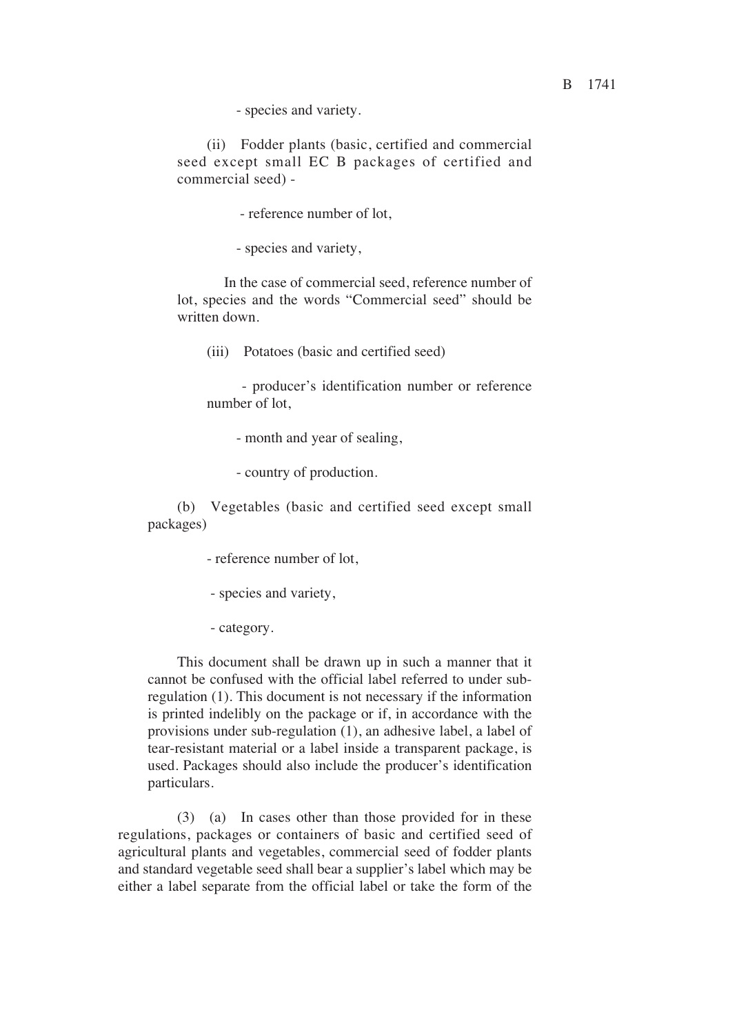- species and variety.

(ii) Fodder plants (basic, certified and commercial seed except small EC B packages of certified and commercial seed) -

- reference number of lot,

- species and variety,

In the case of commercial seed, reference number of lot, species and the words "Commercial seed" should be written down.

(iii) Potatoes (basic and certified seed)

- producer's identification number or reference number of lot,

- month and year of sealing,

- country of production.

(b) Vegetables (basic and certified seed except small packages)

- reference number of lot,

- species and variety,

- category.

This document shall be drawn up in such a manner that it cannot be confused with the official label referred to under sub-regulation (1). This document is not necessary if the information is printed indelibly on the package or if, in accordance with the provisions under sub-regulation (1), an adhesive label, a label of tear-resistant material or a label inside a transparent package, is used. Packages should also include the producer's identification particulars.

(3) (a) In cases other than those provided for in these regulations, packages or containers of basic and certified seed of agricultural plants and vegetables, commercial seed of fodder plants and standard vegetable seed shall bear a supplier's label which may be either a label separate from the official label or take the form of the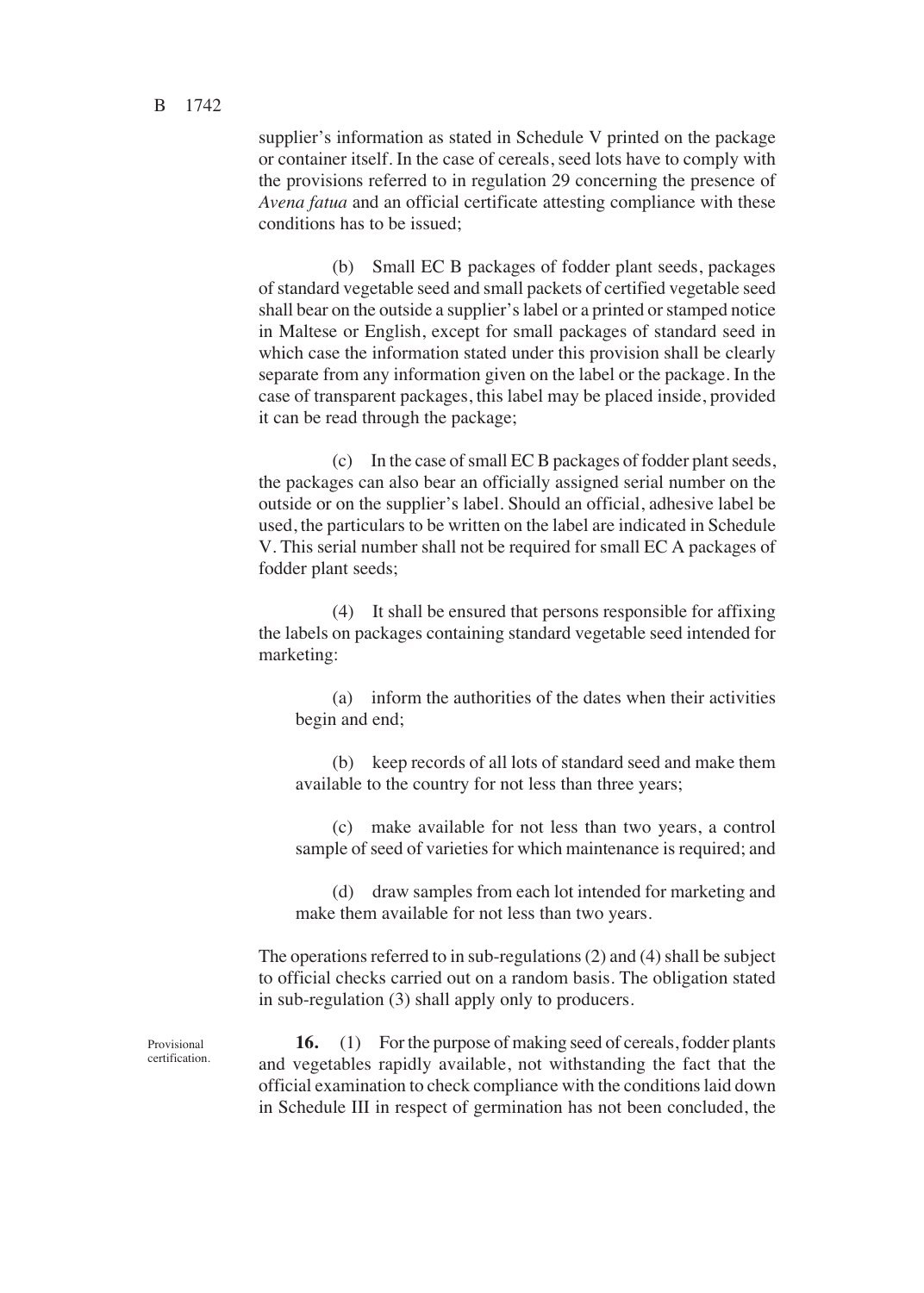supplier's information as stated in Schedule V printed on the package or container itself. In the case of cereals, seed lots have to comply with the provisions referred to in regulation 29 concerning the presence of *Avena fatua* and an official certificate attesting compliance with these conditions has to be issued;

(b) Small EC B packages of fodder plant seeds, packages of standard vegetable seed and small packets of certified vegetable seed shall bear on the outside a supplier's label or a printed or stamped notice in Maltese or English, except for small packages of standard seed in which case the information stated under this provision shall be clearly separate from any information given on the label or the package. In the case of transparent packages, this label may be placed inside, provided it can be read through the package;

(c) In the case of small EC B packages of fodder plant seeds, the packages can also bear an officially assigned serial number on the outside or on the supplier's label. Should an official, adhesive label be used, the particulars to be written on the label are indicated in Schedule V. This serial number shall not be required for small EC A packages of fodder plant seeds;

(4) It shall be ensured that persons responsible for affixing the labels on packages containing standard vegetable seed intended for marketing:

(a) inform the authorities of the dates when their activities begin and end;

(b) keep records of all lots of standard seed and make them available to the country for not less than three years;

(c) make available for not less than two years, a control sample of seed of varieties for which maintenance is required; and

(d) draw samples from each lot intended for marketing and make them available for not less than two years.

The operations referred to in sub-regulations (2) and (4) shall be subject to official checks carried out on a random basis. The obligation stated in sub-regulation (3) shall apply only to producers.

Provisional certification.

**16.** (1) For the purpose of making seed of cereals, fodder plants and vegetables rapidly available, not withstanding the fact that the official examination to check compliance with the conditions laid down in Schedule III in respect of germination has not been concluded, the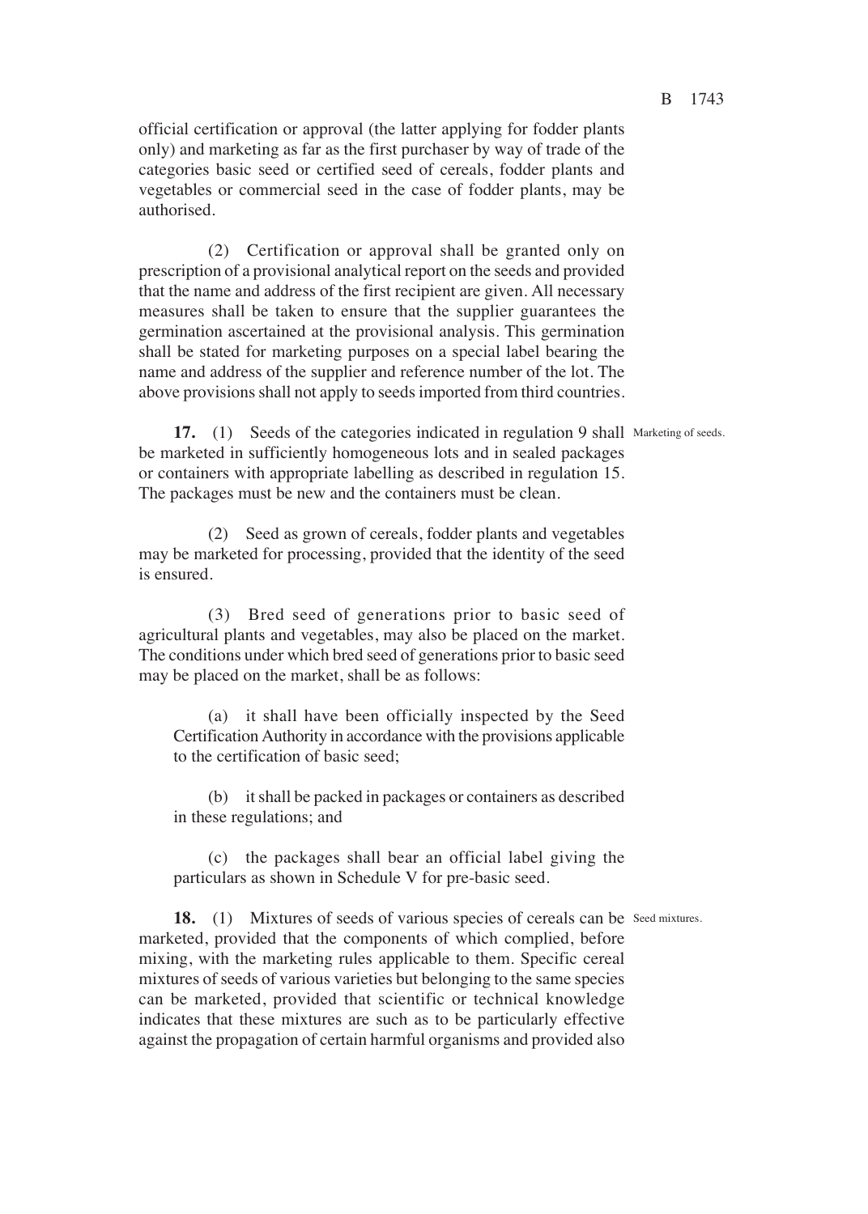official certification or approval (the latter applying for fodder plants only) and marketing as far as the first purchaser by way of trade of the categories basic seed or certified seed of cereals, fodder plants and vegetables or commercial seed in the case of fodder plants, may be authorised.

(2) Certification or approval shall be granted only on prescription of a provisional analytical report on the seeds and provided that the name and address of the first recipient are given. All necessary measures shall be taken to ensure that the supplier guarantees the germination ascertained at the provisional analysis. This germination shall be stated for marketing purposes on a special label bearing the name and address of the supplier and reference number of the lot. The above provisions shall not apply to seeds imported from third countries.

Marketing of seeds.

**17.** (1) Seeds of the categories indicated in regulation 9 shall be marketed in sufficiently homogeneous lots and in sealed packages or containers with appropriate labelling as described in regulation 15. The packages must be new and the containers must be clean.

(2) Seed as grown of cereals, fodder plants and vegetables may be marketed for processing, provided that the identity of the seed is ensured.

(3) Bred seed of generations prior to basic seed of agricultural plants and vegetables, may also be placed on the market. The conditions under which bred seed of generations prior to basic seed may be placed on the market, shall be as follows:

(a) it shall have been officially inspected by the Seed Certification Authority in accordance with the provisions applicable to the certification of basic seed;

(b) it shall be packed in packages or containers as described in these regulations; and

(c) the packages shall bear an official label giving the particulars as shown in Schedule V for pre-basic seed.

Seed mixtures.

**18.** (1) Mixtures of seeds of various species of cereals can be marketed, provided that the components of which complied, before mixing, with the marketing rules applicable to them. Specific cereal mixtures of seeds of various varieties but belonging to the same species can be marketed, provided that scientific or technical knowledge indicates that these mixtures are such as to be particularly effective against the propagation of certain harmful organisms and provided also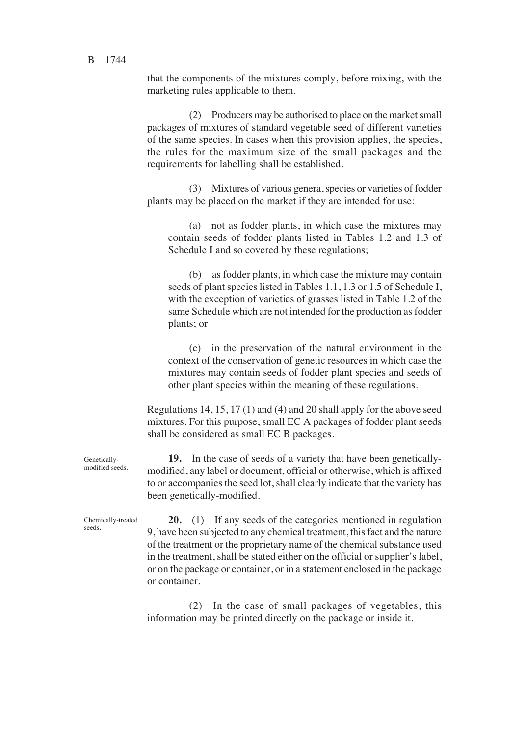that the components of the mixtures comply, before mixing, with the marketing rules applicable to them.

(2) Producers may be authorised to place on the market small packages of mixtures of standard vegetable seed of different varieties of the same species. In cases when this provision applies, the species, the rules for the maximum size of the small packages and the requirements for labelling shall be established.

(3) Mixtures of various genera, species or varieties of fodder plants may be placed on the market if they are intended for use:

(a) not as fodder plants, in which case the mixtures may contain seeds of fodder plants listed in Tables 1.2 and 1.3 of Schedule I and so covered by these regulations;

(b) as fodder plants, in which case the mixture may contain seeds of plant species listed in Tables 1.1, 1.3 or 1.5 of Schedule I, with the exception of varieties of grasses listed in Table 1.2 of the same Schedule which are not intended for the production as fodder plants; or

(c) in the preservation of the natural environment in the context of the conservation of genetic resources in which case the mixtures may contain seeds of fodder plant species and seeds of other plant species within the meaning of these regulations.

Regulations 14, 15, 17 (1) and (4) and 20 shall apply for the above seed mixtures. For this purpose, small EC A packages of fodder plant seeds shall be considered as small EC B packages.

Genetically-modified seeds.

**19.** In the case of seeds of a variety that have been genetically-modified, any label or document, official or otherwise, which is affixed to or accompanies the seed lot, shall clearly indicate that the variety has been genetically-modified.

Chemically-treated seeds.

**20.** (1) If any seeds of the categories mentioned in regulation 9, have been subjected to any chemical treatment, this fact and the nature of the treatment or the proprietary name of the chemical substance used in the treatment, shall be stated either on the official or supplier's label, or on the package or container, or in a statement enclosed in the package or container.

(2) In the case of small packages of vegetables, this information may be printed directly on the package or inside it.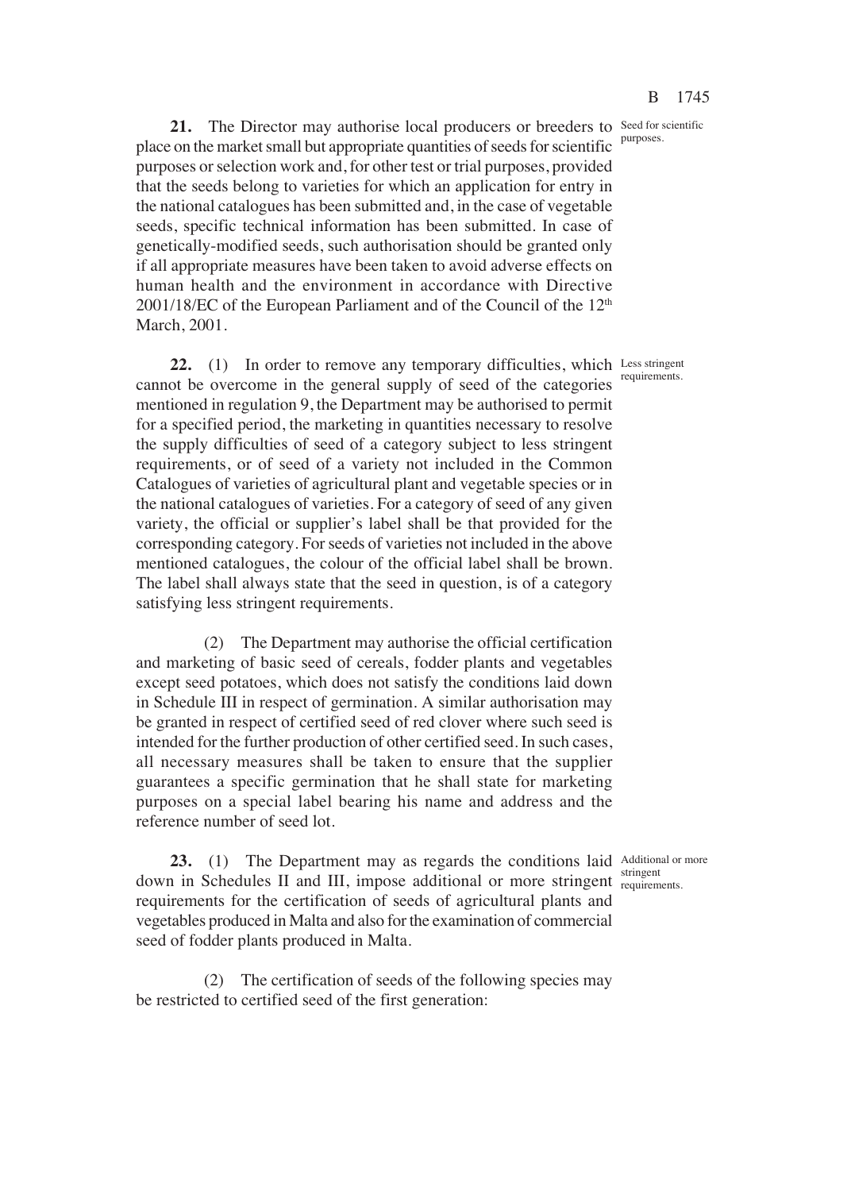**21.** The Director may authorise local producers or breeders to place on the market small but appropriate quantities of seeds for scientific purposes or selection work and, for other test or trial purposes, provided that the seeds belong to varieties for which an application for entry in the national catalogues has been submitted and, in the case of vegetable seeds, specific technical information has been submitted. In case of genetically-modified seeds, such authorisation should be granted only if all appropriate measures have been taken to avoid adverse effects on human health and the environment in accordance with Directive 2001/18/EC of the European Parliament and of the Council of the 12th March, 2001.

Seed for scientific purposes.

**22.** (1) In order to remove any temporary difficulties, which cannot be overcome in the general supply of seed of the categories mentioned in regulation 9, the Department may be authorised to permit for a specified period, the marketing in quantities necessary to resolve the supply difficulties of seed of a category subject to less stringent requirements, or of seed of a variety not included in the Common Catalogues of varieties of agricultural plant and vegetable species or in the national catalogues of varieties. For a category of seed of any given variety, the official or supplier's label shall be that provided for the corresponding category. For seeds of varieties not included in the above mentioned catalogues, the colour of the official label shall be brown. The label shall always state that the seed in question, is of a category satisfying less stringent requirements.

Less stringent requirements.

(2) The Department may authorise the official certification and marketing of basic seed of cereals, fodder plants and vegetables except seed potatoes, which does not satisfy the conditions laid down in Schedule III in respect of germination. A similar authorisation may be granted in respect of certified seed of red clover where such seed is intended for the further production of other certified seed. In such cases, all necessary measures shall be taken to ensure that the supplier guarantees a specific germination that he shall state for marketing purposes on a special label bearing his name and address and the reference number of seed lot.

**23.** (1) The Department may as regards the conditions laid down in Schedules II and III, impose additional or more stringent requirements for the certification of seeds of agricultural plants and vegetables produced in Malta and also for the examination of commercial seed of fodder plants produced in Malta.

Additional or more stringent requirements.

(2) The certification of seeds of the following species may be restricted to certified seed of the first generation: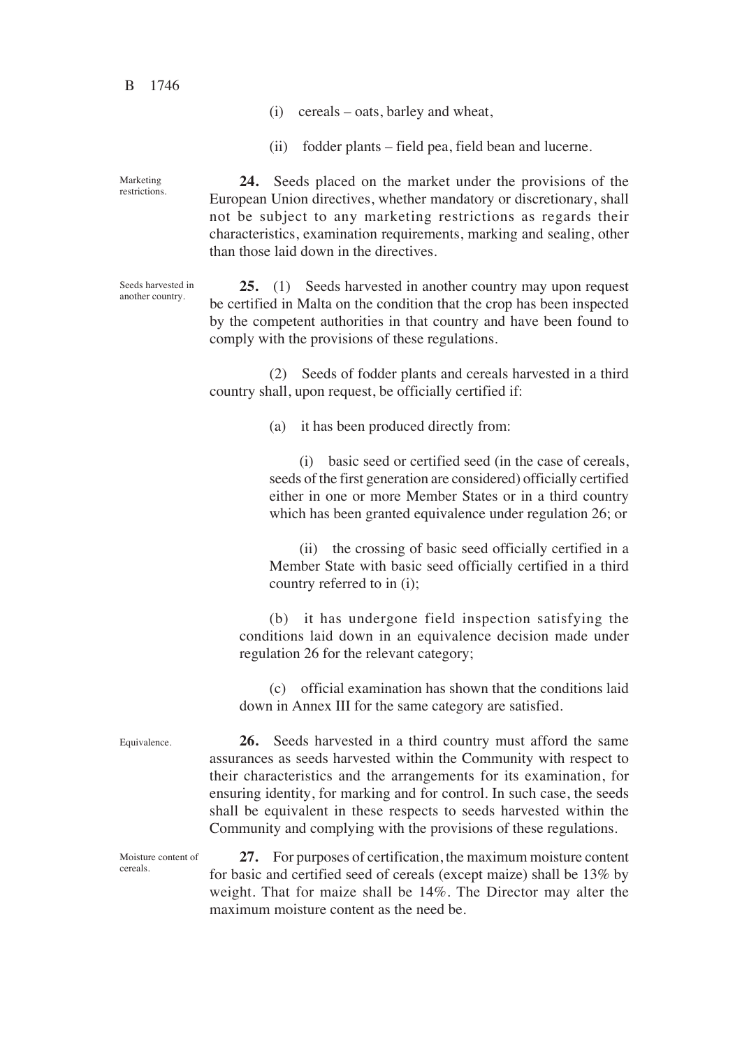(i) cereals – oats, barley and wheat,

(ii) fodder plants – field pea, field bean and lucerne.

Marketing restrictions.

**24.** Seeds placed on the market under the provisions of the European Union directives, whether mandatory or discretionary, shall not be subject to any marketing restrictions as regards their characteristics, examination requirements, marking and sealing, other than those laid down in the directives.

Seeds harvested in another country.

**25.** (1) Seeds harvested in another country may upon request be certified in Malta on the condition that the crop has been inspected by the competent authorities in that country and have been found to comply with the provisions of these regulations.

(2) Seeds of fodder plants and cereals harvested in a third country shall, upon request, be officially certified if:

(a) it has been produced directly from:

(i) basic seed or certified seed (in the case of cereals, seeds of the first generation are considered) officially certified either in one or more Member States or in a third country which has been granted equivalence under regulation 26; or

(ii) the crossing of basic seed officially certified in a Member State with basic seed officially certified in a third country referred to in (i);

(b) it has undergone field inspection satisfying the conditions laid down in an equivalence decision made under regulation 26 for the relevant category;

(c) official examination has shown that the conditions laid down in Annex III for the same category are satisfied.

Equivalence.

**26.** Seeds harvested in a third country must afford the same assurances as seeds harvested within the Community with respect to their characteristics and the arrangements for its examination, for ensuring identity, for marking and for control. In such case, the seeds shall be equivalent in these respects to seeds harvested within the Community and complying with the provisions of these regulations.

Moisture content of cereals.

**27.** For purposes of certification, the maximum moisture content for basic and certified seed of cereals (except maize) shall be 13% by weight. That for maize shall be 14%. The Director may alter the maximum moisture content as the need be.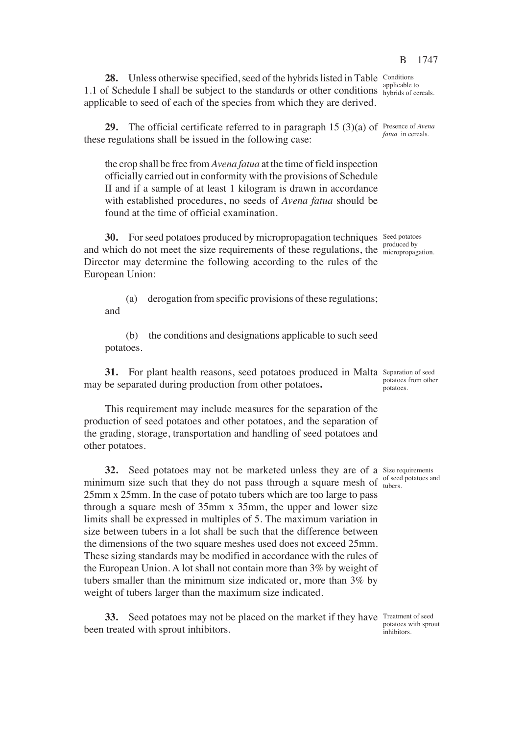**28.** Unless otherwise specified, seed of the hybrids listed in Table 1.1 of Schedule I shall be subject to the standards or other conditions applicable to seed of each of the species from which they are derived.

Conditions applicable to hybrids of cereals.

**29.** The official certificate referred to in paragraph 15 (3)(a) of these regulations shall be issued in the following case:

Presence of *Avena fatua* in cereals.

the crop shall be free from *Avena fatua* at the time of field inspection officially carried out in conformity with the provisions of Schedule II and if a sample of at least 1 kilogram is drawn in accordance with established procedures, no seeds of *Avena fatua* should be found at the time of official examination.

**30.** For seed potatoes produced by micropropagation techniques and which do not meet the size requirements of these regulations, the Director may determine the following according to the rules of the European Union:

Seed potatoes produced by micropropagation.

(a) derogation from specific provisions of these regulations; and

(b) the conditions and designations applicable to such seed potatoes.

**31.** For plant health reasons, seed potatoes produced in Malta may be separated during production from other potatoes**.**

Separation of seed potatoes from other potatoes.

This requirement may include measures for the separation of the production of seed potatoes and other potatoes, and the separation of the grading, storage, transportation and handling of seed potatoes and other potatoes.

**32.** Seed potatoes may not be marketed unless they are of a minimum size such that they do not pass through a square mesh of 25mm x 25mm. In the case of potato tubers which are too large to pass through a square mesh of 35mm x 35mm, the upper and lower size limits shall be expressed in multiples of 5. The maximum variation in size between tubers in a lot shall be such that the difference between the dimensions of the two square meshes used does not exceed 25mm. These sizing standards may be modified in accordance with the rules of the European Union. A lot shall not contain more than 3% by weight of tubers smaller than the minimum size indicated or, more than 3% by weight of tubers larger than the maximum size indicated.

Size requirements of seed potatoes and tubers.

**33.** Seed potatoes may not be placed on the market if they have been treated with sprout inhibitors.

Treatment of seed potatoes with sprout inhibitors.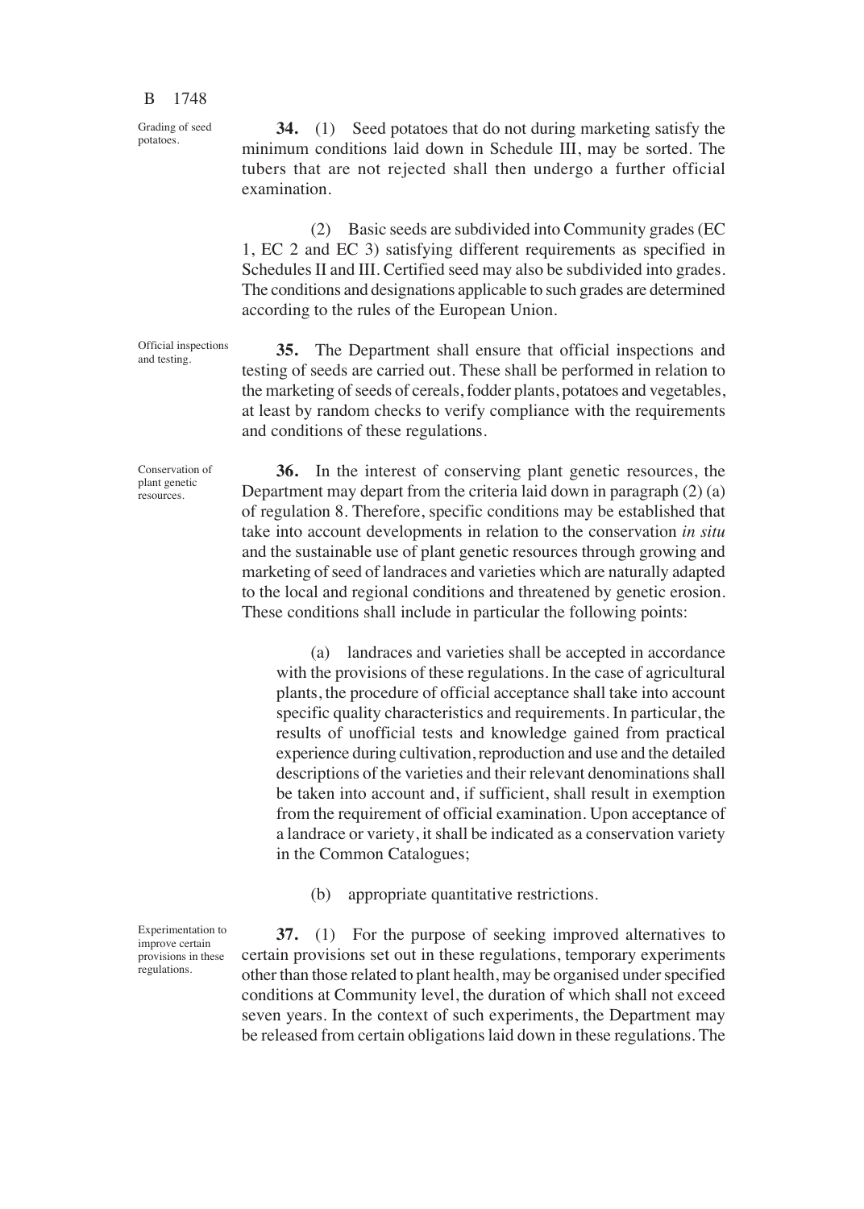Grading of seed potatoes.

**34.** (1) Seed potatoes that do not during marketing satisfy the minimum conditions laid down in Schedule III, may be sorted. The tubers that are not rejected shall then undergo a further official examination.

(2) Basic seeds are subdivided into Community grades (EC 1, EC 2 and EC 3) satisfying different requirements as specified in Schedules II and III. Certified seed may also be subdivided into grades. The conditions and designations applicable to such grades are determined according to the rules of the European Union.

Official inspections and testing.

**35.** The Department shall ensure that official inspections and testing of seeds are carried out. These shall be performed in relation to the marketing of seeds of cereals, fodder plants, potatoes and vegetables, at least by random checks to verify compliance with the requirements and conditions of these regulations.

Conservation of plant genetic resources.

**36.** In the interest of conserving plant genetic resources, the Department may depart from the criteria laid down in paragraph (2) (a) of regulation 8. Therefore, specific conditions may be established that take into account developments in relation to the conservation *in situ* and the sustainable use of plant genetic resources through growing and marketing of seed of landraces and varieties which are naturally adapted to the local and regional conditions and threatened by genetic erosion. These conditions shall include in particular the following points:

(a) landraces and varieties shall be accepted in accordance with the provisions of these regulations. In the case of agricultural plants, the procedure of official acceptance shall take into account specific quality characteristics and requirements. In particular, the results of unofficial tests and knowledge gained from practical experience during cultivation, reproduction and use and the detailed descriptions of the varieties and their relevant denominations shall be taken into account and, if sufficient, shall result in exemption from the requirement of official examination. Upon acceptance of a landrace or variety, it shall be indicated as a conservation variety in the Common Catalogues;

(b) appropriate quantitative restrictions.

Experimentation to improve certain provisions in these regulations.

**37.** (1) For the purpose of seeking improved alternatives to certain provisions set out in these regulations, temporary experiments other than those related to plant health, may be organised under specified conditions at Community level, the duration of which shall not exceed seven years. In the context of such experiments, the Department may be released from certain obligations laid down in these regulations. The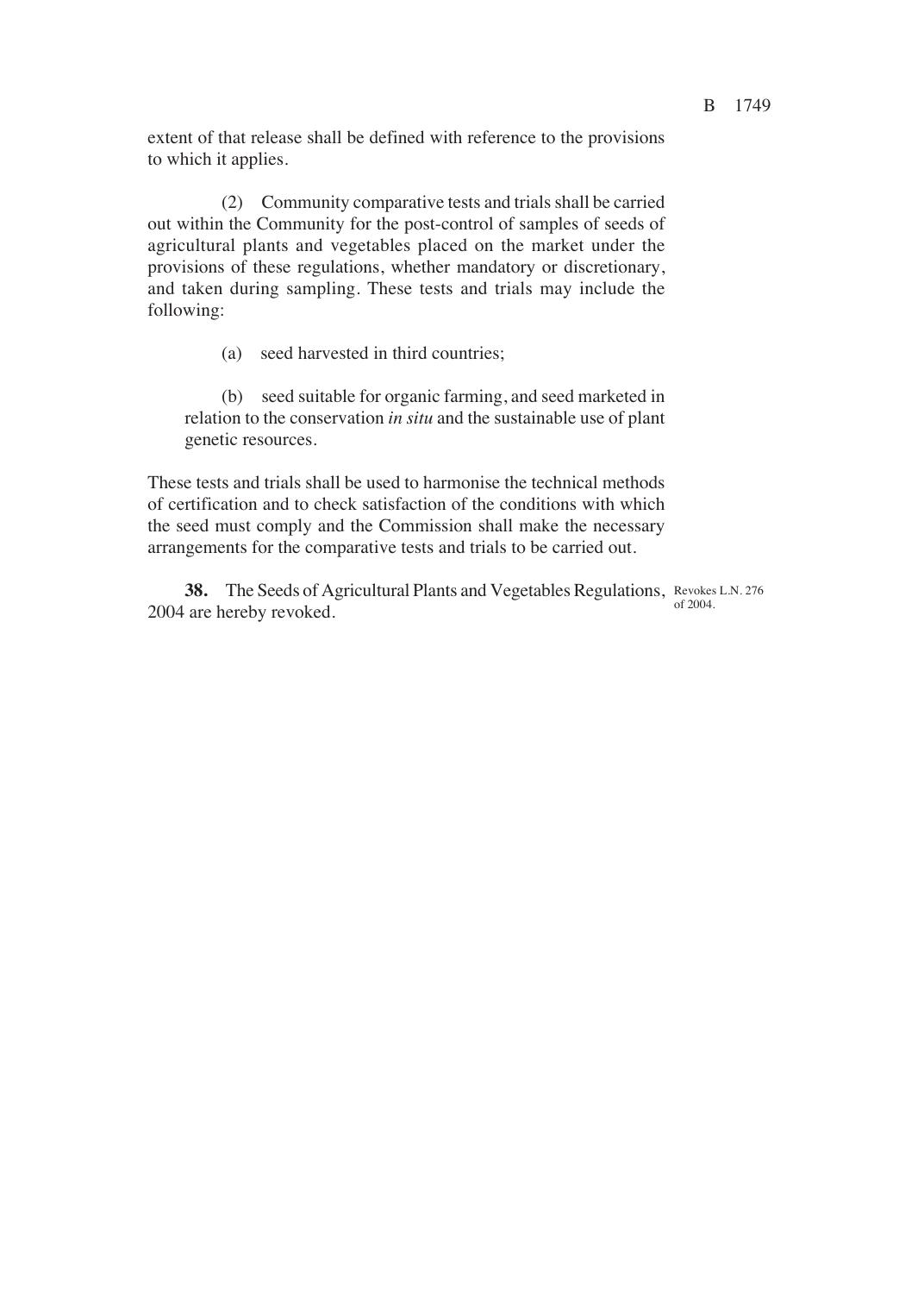extent of that release shall be defined with reference to the provisions to which it applies.

(2) Community comparative tests and trials shall be carried out within the Community for the post-control of samples of seeds of agricultural plants and vegetables placed on the market under the provisions of these regulations, whether mandatory or discretionary, and taken during sampling. These tests and trials may include the following:

(a) seed harvested in third countries;

(b) seed suitable for organic farming, and seed marketed in relation to the conservation *in situ* and the sustainable use of plant genetic resources.

These tests and trials shall be used to harmonise the technical methods of certification and to check satisfaction of the conditions with which the seed must comply and the Commission shall make the necessary arrangements for the comparative tests and trials to be carried out.

**38.** The Seeds of Agricultural Plants and Vegetables Regulations, 2004 are hereby revoked.

Revokes L.N. 276 of 2004.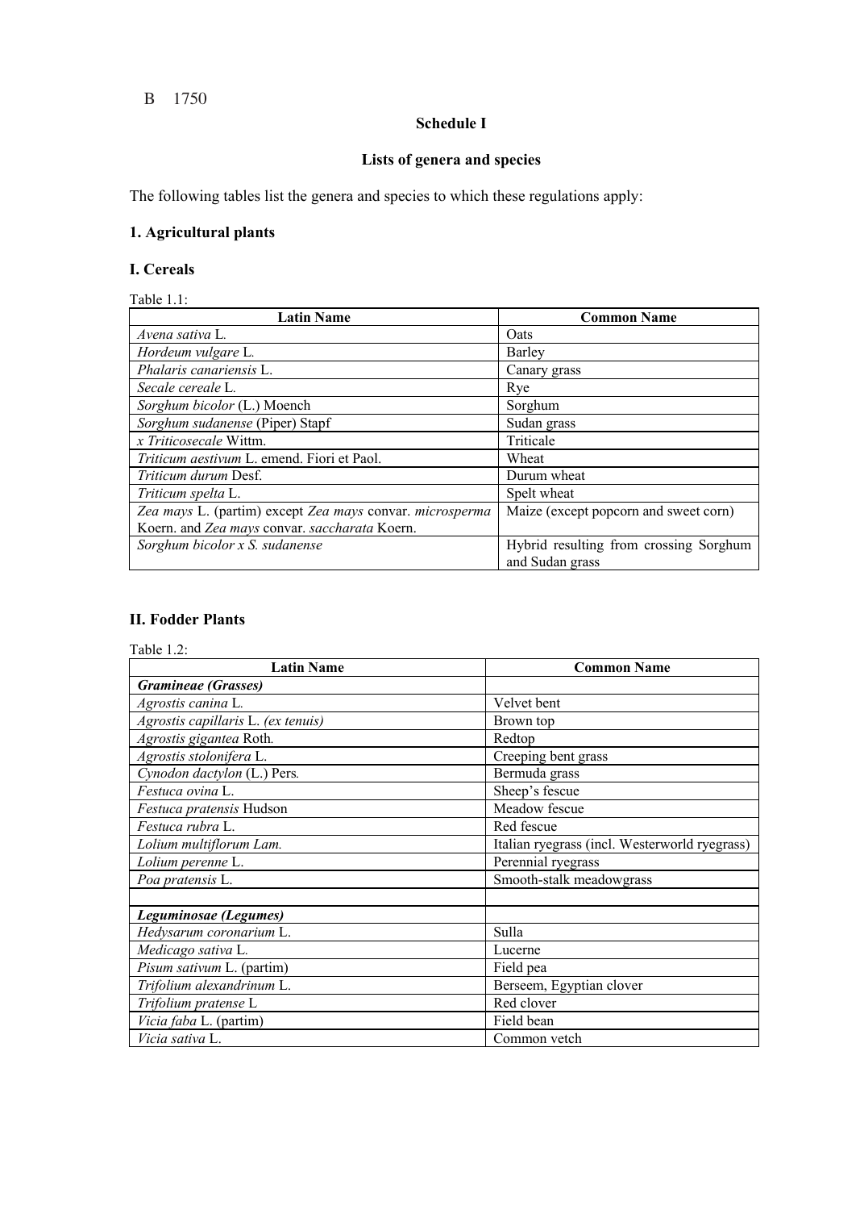B 1750

## Schedule I

## Lists of genera and species

The following tables list the genera and species to which these regulations apply:

### 1. Agricultural plants

### I. Cereals

Table 1.1:

| Latin Name | Common Name |
|---|---|
| *Avena sativa* L. | Oats |
| *Hordeum vulgare* L. | Barley |
| *Phalaris canariensis* L. | Canary grass |
| *Secale cereale* L. | Rye |
| *Sorghum bicolor* (L.) Moench | Sorghum |
| *Sorghum sudanense* (Piper) Stapf | Sudan grass |
| *x Triticosecale* Wittm. | Triticale |
| *Triticum aestivum* L. emend. Fiori et Paol. | Wheat |
| *Triticum durum* Desf. | Durum wheat |
| *Triticum spelta* L. | Spelt wheat |
| *Zea mays* L. (partim) except *Zea mays* convar. *microsperma* Koern. and *Zea mays* convar. *saccharata* Koern. | Maize (except popcorn and sweet corn) |
| *Sorghum bicolor x S. sudanense* | Hybrid resulting from crossing Sorghum and Sudan grass |

### II. Fodder Plants

Table 1.2:

| Latin Name | Common Name |
|---|---|
| ***Gramineae (Grasses)*** | |
| *Agrostis canina* L. | Velvet bent |
| *Agrostis capillaris* L. *(ex tenuis)* | Brown top |
| *Agrostis gigantea* Roth. | Redtop |
| *Agrostis stolonifera* L. | Creeping bent grass |
| *Cynodon dactylon* (L.) Pers. | Bermuda grass |
| *Festuca ovina* L. | Sheep's fescue |
| *Festuca pratensis* Hudson | Meadow fescue |
| *Festuca rubra* L. | Red fescue |
| *Lolium multiflorum Lam.* | Italian ryegrass (incl. Westerworld ryegrass) |
| *Lolium perenne* L. | Perennial ryegrass |
| *Poa pratensis* L. | Smooth-stalk meadowgrass |
| | |
| ***Leguminosae (Legumes)*** | |
| *Hedysarum coronarium* L. | Sulla |
| *Medicago sativa* L. | Lucerne |
| *Pisum sativum* L. (partim) | Field pea |
| *Trifolium alexandrinum* L. | Berseem, Egyptian clover |
| *Trifolium pratense* L | Red clover |
| *Vicia faba* L. (partim) | Field bean |
| *Vicia sativa* L. | Common vetch |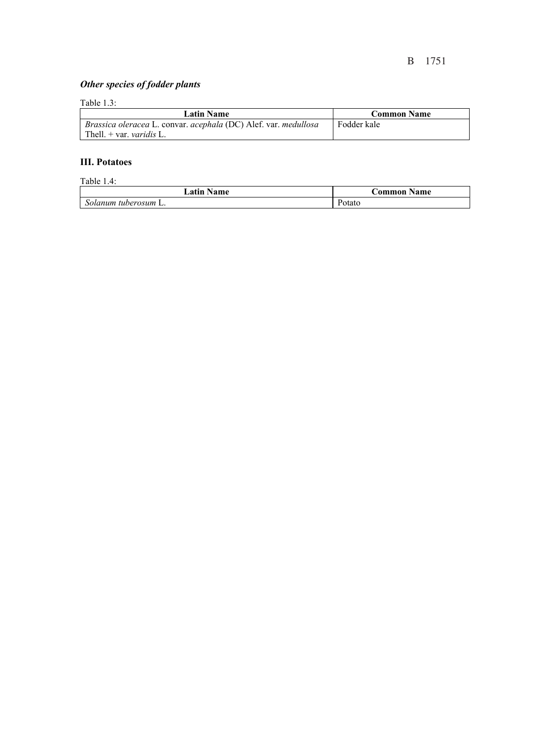### *Other species of fodder plants*

Table 1.3:

| Latin Name | Common Name |
|---|---|
| *Brassica oleracea* L. convar. *acephala* (DC) Alef. var. *medullosa* Thell. + var. *varidis* L. | Fodder kale |

### III. Potatoes

Table 1.4:

| Latin Name | Common Name |
|---|---|
| *Solanum tuberosum* L. | Potato |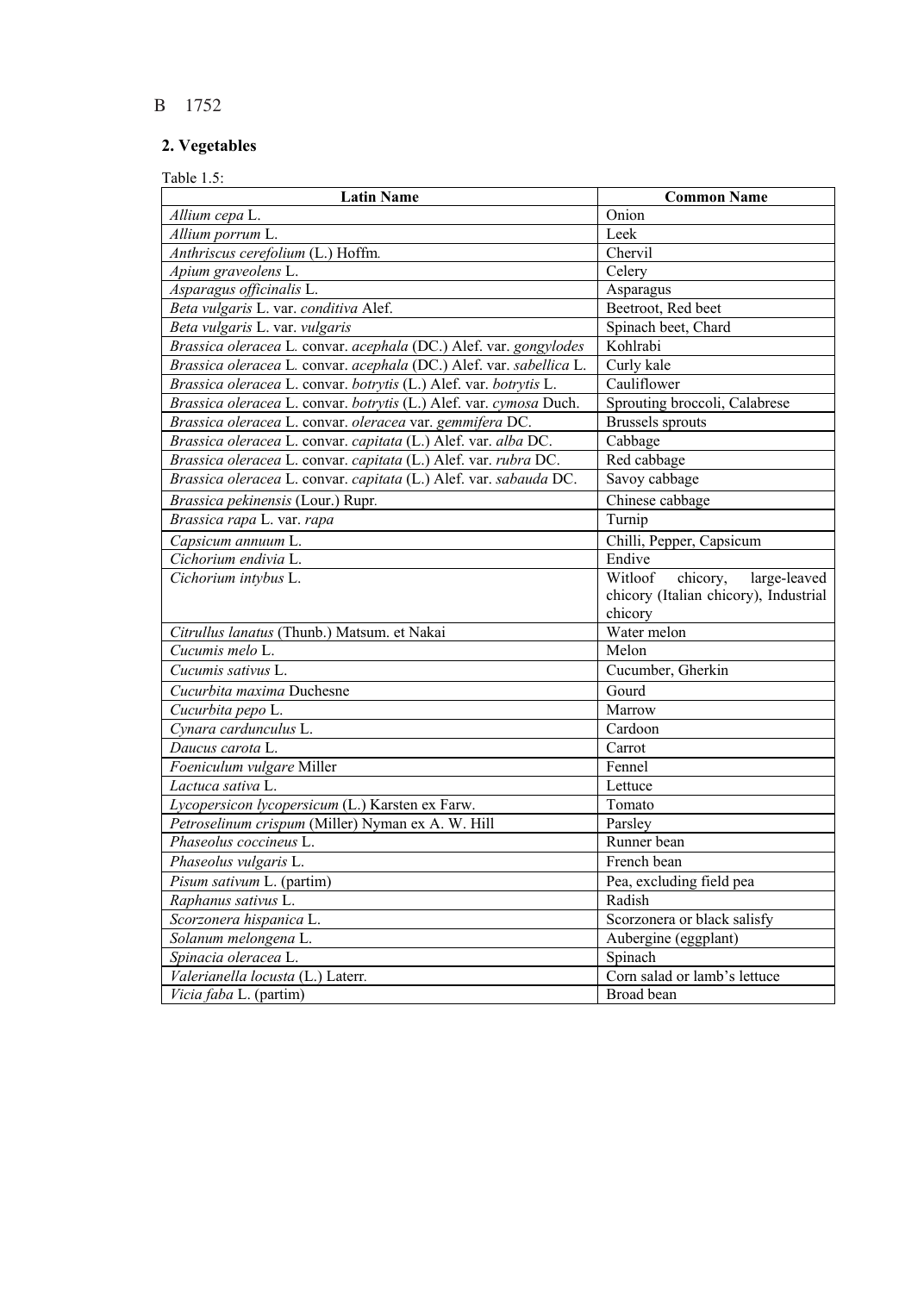B 1752

## 2. Vegetables

Table 1.5:

| Latin Name | Common Name |
|---|---|
| *Allium cepa* L. | Onion |
| *Allium porrum* L. | Leek |
| *Anthriscus cerefolium* (L.) Hoffm. | Chervil |
| *Apium graveolens* L. | Celery |
| *Asparagus officinalis* L. | Asparagus |
| *Beta vulgaris* L. var. *conditiva* Alef. | Beetroot, Red beet |
| *Beta vulgaris* L. var. *vulgaris* | Spinach beet, Chard |
| *Brassica oleracea* L. convar. *acephala* (DC.) Alef. var. *gongylodes* | Kohlrabi |
| *Brassica oleracea* L. convar. *acephala* (DC.) Alef. var. *sabellica* L. | Curly kale |
| *Brassica oleracea* L. convar. *botrytis* (L.) Alef. var. *botrytis* L. | Cauliflower |
| *Brassica oleracea* L. convar. *botrytis* (L.) Alef. var. *cymosa* Duch. | Sprouting broccoli, Calabrese |
| *Brassica oleracea* L. convar. *oleracea* var. *gemmifera* DC. | Brussels sprouts |
| *Brassica oleracea* L. convar. *capitata* (L.) Alef. var. *alba* DC. | Cabbage |
| *Brassica oleracea* L. convar. *capitata* (L.) Alef. var. *rubra* DC. | Red cabbage |
| *Brassica oleracea* L. convar. *capitata* (L.) Alef. var. *sabauda* DC. | Savoy cabbage |
| *Brassica pekinensis* (Lour.) Rupr. | Chinese cabbage |
| *Brassica rapa* L. var. *rapa* | Turnip |
| *Capsicum annuum* L. | Chilli, Pepper, Capsicum |
| *Cichorium endivia* L. | Endive |
| *Cichorium intybus* L. | Witloof chicory, large-leaved chicory (Italian chicory), Industrial chicory |
| *Citrullus lanatus* (Thunb.) Matsum. et Nakai | Water melon |
| *Cucumis melo* L. | Melon |
| *Cucumis sativus* L. | Cucumber, Gherkin |
| *Cucurbita maxima* Duchesne | Gourd |
| *Cucurbita pepo* L. | Marrow |
| *Cynara cardunculus* L. | Cardoon |
| *Daucus carota* L. | Carrot |
| *Foeniculum vulgare* Miller | Fennel |
| *Lactuca sativa* L. | Lettuce |
| *Lycopersicon lycopersicum* (L.) Karsten ex Farw. | Tomato |
| *Petroselinum crispum* (Miller) Nyman ex A. W. Hill | Parsley |
| *Phaseolus coccineus* L. | Runner bean |
| *Phaseolus vulgaris* L. | French bean |
| *Pisum sativum* L. (partim) | Pea, excluding field pea |
| *Raphanus sativus* L. | Radish |
| *Scorzonera hispanica* L. | Scorzonera or black salisfy |
| *Solanum melongena* L. | Aubergine (eggplant) |
| *Spinacia oleracea* L. | Spinach |
| *Valerianella locusta* (L.) Laterr. | Corn salad or lamb's lettuce |
| *Vicia faba* L. (partim) | Broad bean |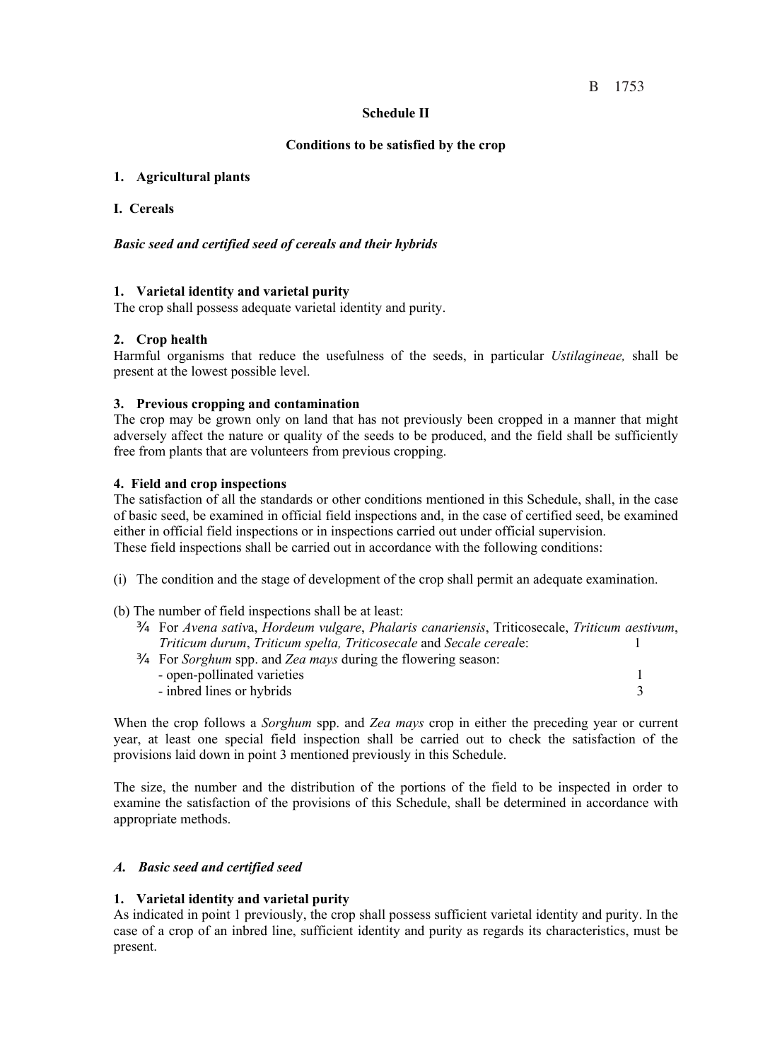**Schedule II**

**Conditions to be satisfied by the crop**

**1. Agricultural plants**

**I. Cereals**

***Basic seed and certified seed of cereals and their hybrids***

**1. Varietal identity and varietal purity**
The crop shall possess adequate varietal identity and purity.

**2. Crop health**
Harmful organisms that reduce the usefulness of the seeds, in particular *Ustilagineae,* shall be present at the lowest possible level.

**3. Previous cropping and contamination**
The crop may be grown only on land that has not previously been cropped in a manner that might adversely affect the nature or quality of the seeds to be produced, and the field shall be sufficiently free from plants that are volunteers from previous cropping.

**4. Field and crop inspections**
The satisfaction of all the standards or other conditions mentioned in this Schedule, shall, in the case of basic seed, be examined in official field inspections and, in the case of certified seed, be examined either in official field inspections or in inspections carried out under official supervision.
These field inspections shall be carried out in accordance with the following conditions:

(i) The condition and the stage of development of the crop shall permit an adequate examination.

(b) The number of field inspections shall be at least:

¾ For *Avena sativ*a, *Hordeum vulgare*, *Phalaris canariensis*, Triticosecale, *Triticum aestivum*, *Triticum durum*, *Triticum spelta, Triticosecale* and *Secale cereal*e: 1

¾ For *Sorghum* spp. and *Zea mays* during the flowering season:
- open-pollinated varieties 1
- inbred lines or hybrids 3

When the crop follows a *Sorghum* spp. and *Zea mays* crop in either the preceding year or current year, at least one special field inspection shall be carried out to check the satisfaction of the provisions laid down in point 3 mentioned previously in this Schedule.

The size, the number and the distribution of the portions of the field to be inspected in order to examine the satisfaction of the provisions of this Schedule, shall be determined in accordance with appropriate methods.

***A. Basic seed and certified seed***

**1. Varietal identity and varietal purity**
As indicated in point 1 previously, the crop shall possess sufficient varietal identity and purity. In the case of a crop of an inbred line, sufficient identity and purity as regards its characteristics, must be present.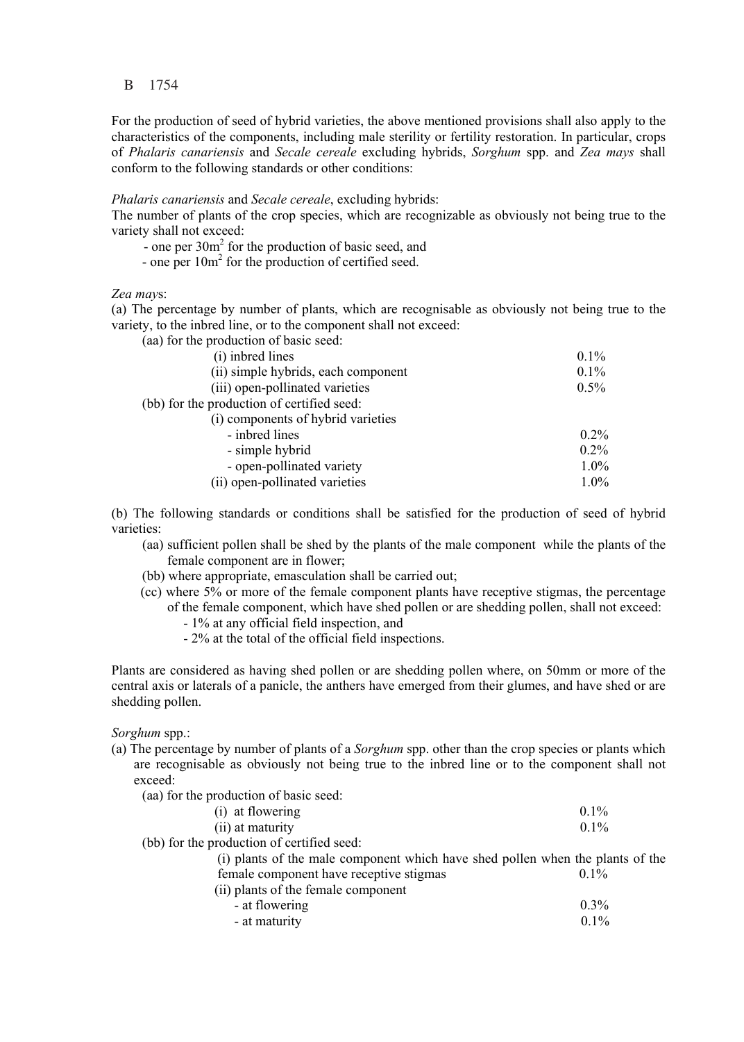B 1754

For the production of seed of hybrid varieties, the above mentioned provisions shall also apply to the characteristics of the components, including male sterility or fertility restoration. In particular, crops of *Phalaris canariensis* and *Secale cereale* excluding hybrids, *Sorghum* spp. and *Zea mays* shall conform to the following standards or other conditions:

*Phalaris canariensis* and *Secale cereale*, excluding hybrids:
The number of plants of the crop species, which are recognizable as obviously not being true to the variety shall not exceed:

- one per $30m^2$ for the production of basic seed, and
- one per $10m^2$ for the production of certified seed.

*Zea mays*:
(a) The percentage by number of plants, which are recognisable as obviously not being true to the variety, to the inbred line, or to the component shall not exceed:

(aa) for the production of basic seed:

| | |
|---|---|
| (i) inbred lines | 0.1% |
| (ii) simple hybrids, each component | 0.1% |
| (iii) open-pollinated varieties | 0.5% |

(bb) for the production of certified seed:

| | |
|---|---|
| (i) components of hybrid varieties | |
| - inbred lines | 0.2% |
| - simple hybrid | 0.2% |
| - open-pollinated variety | 1.0% |
| (ii) open-pollinated varieties | 1.0% |

(b) The following standards or conditions shall be satisfied for the production of seed of hybrid varieties:

(aa) sufficient pollen shall be shed by the plants of the male component while the plants of the female component are in flower;
(bb) where appropriate, emasculation shall be carried out;
(cc) where 5% or more of the female component plants have receptive stigmas, the percentage of the female component, which have shed pollen or are shedding pollen, shall not exceed:
- 1% at any official field inspection, and
- 2% at the total of the official field inspections.

Plants are considered as having shed pollen or are shedding pollen where, on 50mm or more of the central axis or laterals of a panicle, the anthers have emerged from their glumes, and have shed or are shedding pollen.

*Sorghum* spp.:
(a) The percentage by number of plants of a *Sorghum* spp. other than the crop species or plants which are recognisable as obviously not being true to the inbred line or to the component shall not exceed:

(aa) for the production of basic seed:

| | |
|---|---|
| (i) at flowering | 0.1% |
| (ii) at maturity | 0.1% |

(bb) for the production of certified seed:

| | |
|---|---|
| (i) plants of the male component which have shed pollen when the plants of the female component have receptive stigmas | 0.1% |
| (ii) plants of the female component | |
| - at flowering | 0.3% |
| - at maturity | 0.1% |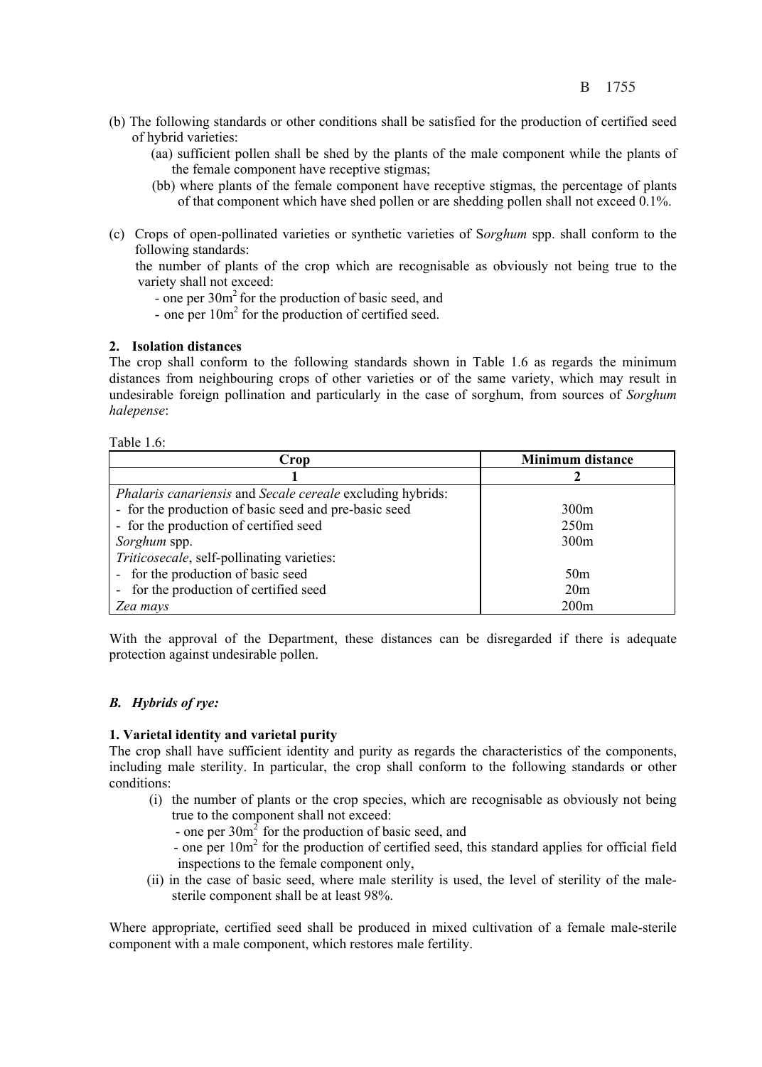(b) The following standards or other conditions shall be satisfied for the production of certified seed of hybrid varieties:

   (aa) sufficient pollen shall be shed by the plants of the male component while the plants of the female component have receptive stigmas;

   (bb) where plants of the female component have receptive stigmas, the percentage of plants of that component which have shed pollen or are shedding pollen shall not exceed 0.1%.

(c) Crops of open-pollinated varieties or synthetic varieties of S*orghum* spp. shall conform to the following standards:

   the number of plants of the crop which are recognisable as obviously not being true to the variety shall not exceed:

   - one per 30m$^2$ for the production of basic seed, and
   - one per 10m$^2$ for the production of certified seed.

**2. Isolation distances**

The crop shall conform to the following standards shown in Table 1.6 as regards the minimum distances from neighbouring crops of other varieties or of the same variety, which may result in undesirable foreign pollination and particularly in the case of sorghum, from sources of *Sorghum halepense*:

Table 1.6:

| Crop | Minimum distance |
|---|---|
| 1 | 2 |
| *Phalaris canariensis* and *Secale cereale* excluding hybrids: | |
| - for the production of basic seed and pre-basic seed | 300m |
| - for the production of certified seed | 250m |
| *Sorghum* spp. | 300m |
| *Triticosecale*, self-pollinating varieties: | |
| - for the production of basic seed | 50m |
| - for the production of certified seed | 20m |
| *Zea mays* | 200m |

With the approval of the Department, these distances can be disregarded if there is adequate protection against undesirable pollen.

***B. Hybrids of rye:***

**1. Varietal identity and varietal purity**

The crop shall have sufficient identity and purity as regards the characteristics of the components, including male sterility. In particular, the crop shall conform to the following standards or other conditions:

(i) the number of plants or the crop species, which are recognisable as obviously not being true to the component shall not exceed:

   - one per 30m$^2$ for the production of basic seed, and
   - one per 10m$^2$ for the production of certified seed, this standard applies for official field inspections to the female component only,

(ii) in the case of basic seed, where male sterility is used, the level of sterility of the male-sterile component shall be at least 98%.

Where appropriate, certified seed shall be produced in mixed cultivation of a female male-sterile component with a male component, which restores male fertility.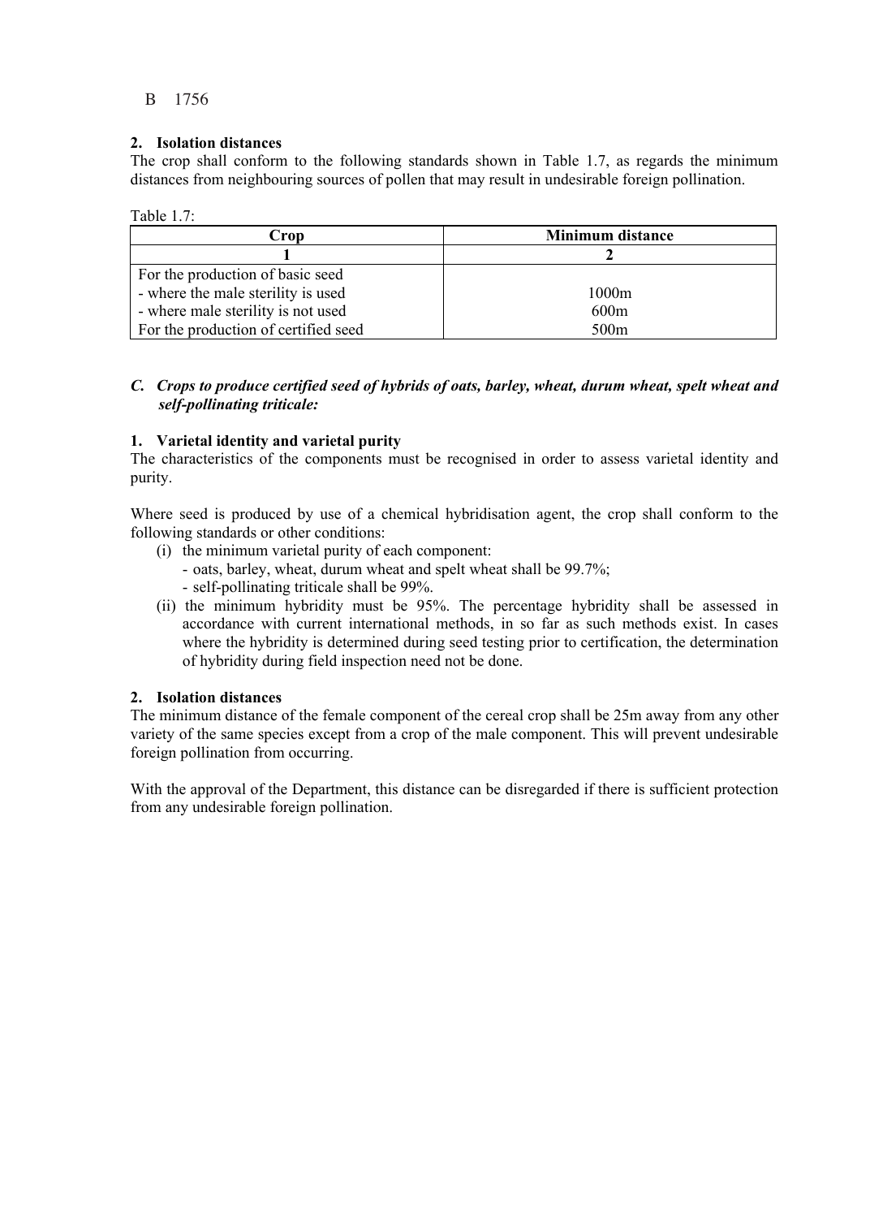B 1756

**2. Isolation distances**

The crop shall conform to the following standards shown in Table 1.7, as regards the minimum distances from neighbouring sources of pollen that may result in undesirable foreign pollination.

Table 1.7:

| Crop | Minimum distance |
|---|---|
| 1 | 2 |
| For the production of basic seed | |
| - where the male sterility is used | 1000m |
| - where male sterility is not used | 600m |
| For the production of certified seed | 500m |

***C. Crops to produce certified seed of hybrids of oats, barley, wheat, durum wheat, spelt wheat and self-pollinating triticale:***

**1. Varietal identity and varietal purity**

The characteristics of the components must be recognised in order to assess varietal identity and purity.

Where seed is produced by use of a chemical hybridisation agent, the crop shall conform to the following standards or other conditions:

(i) the minimum varietal purity of each component:
- oats, barley, wheat, durum wheat and spelt wheat shall be 99.7%;
- self-pollinating triticale shall be 99%.

(ii) the minimum hybridity must be 95%. The percentage hybridity shall be assessed in accordance with current international methods, in so far as such methods exist. In cases where the hybridity is determined during seed testing prior to certification, the determination of hybridity during field inspection need not be done.

**2. Isolation distances**

The minimum distance of the female component of the cereal crop shall be 25m away from any other variety of the same species except from a crop of the male component. This will prevent undesirable foreign pollination from occurring.

With the approval of the Department, this distance can be disregarded if there is sufficient protection from any undesirable foreign pollination.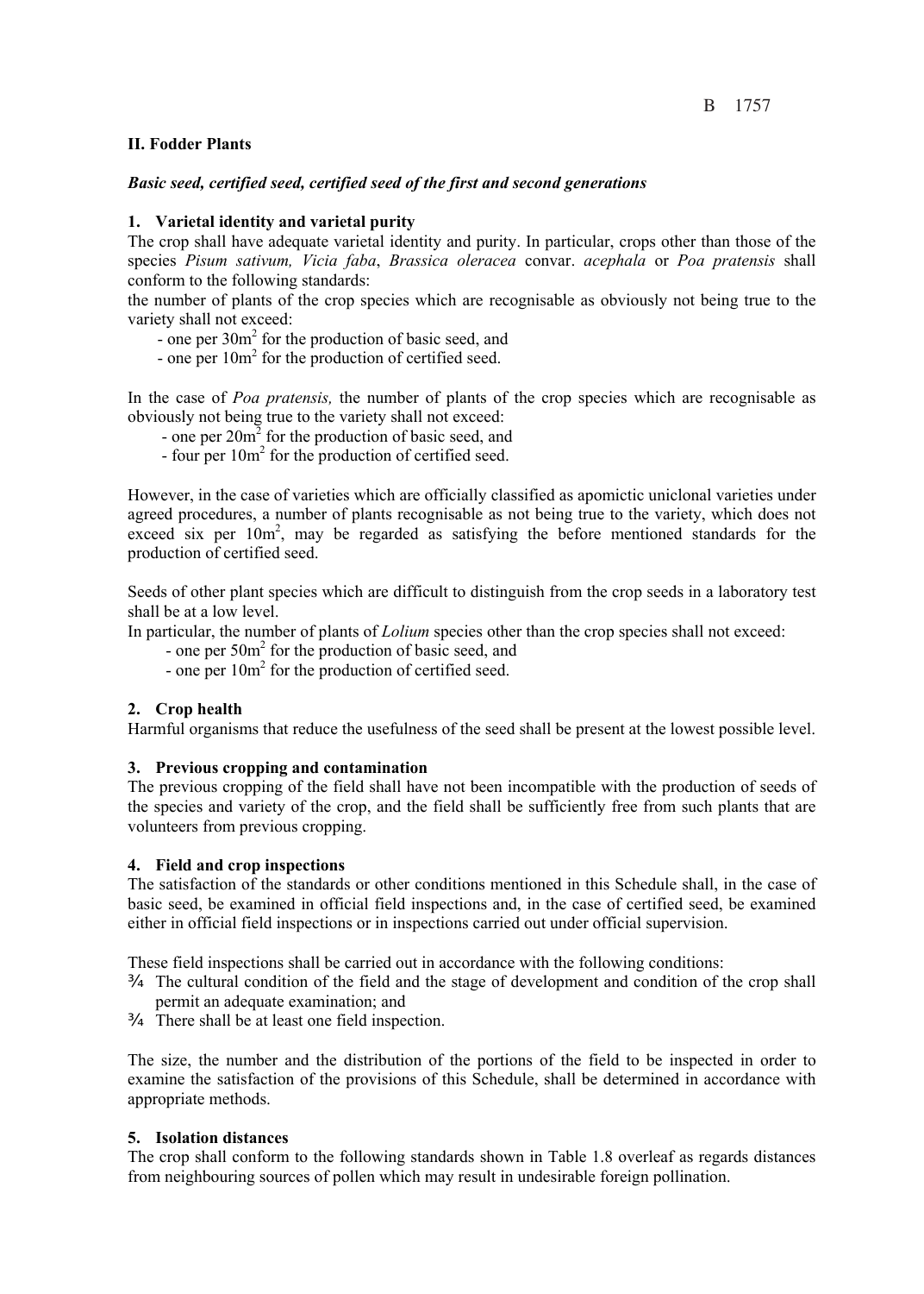## II. Fodder Plants

***Basic seed, certified seed, certified seed of the first and second generations***

### 1. Varietal identity and varietal purity

The crop shall have adequate varietal identity and purity. In particular, crops other than those of the species *Pisum sativum, Vicia faba*, *Brassica oleracea* convar. *acephala* or *Poa pratensis* shall conform to the following standards:

the number of plants of the crop species which are recognisable as obviously not being true to the variety shall not exceed:

- one per 30m$^2$ for the production of basic seed, and
- one per 10m$^2$ for the production of certified seed.

In the case of *Poa pratensis,* the number of plants of the crop species which are recognisable as obviously not being true to the variety shall not exceed:

- one per 20m$^2$ for the production of basic seed, and
- four per 10m$^2$ for the production of certified seed.

However, in the case of varieties which are officially classified as apomictic uniclonal varieties under agreed procedures, a number of plants recognisable as not being true to the variety, which does not exceed six per 10m$^2$, may be regarded as satisfying the before mentioned standards for the production of certified seed.

Seeds of other plant species which are difficult to distinguish from the crop seeds in a laboratory test shall be at a low level.

In particular, the number of plants of *Lolium* species other than the crop species shall not exceed:

- one per 50m$^2$ for the production of basic seed, and
- one per 10m$^2$ for the production of certified seed.

### 2. Crop health

Harmful organisms that reduce the usefulness of the seed shall be present at the lowest possible level.

### 3. Previous cropping and contamination

The previous cropping of the field shall have not been incompatible with the production of seeds of the species and variety of the crop, and the field shall be sufficiently free from such plants that are volunteers from previous cropping.

### 4. Field and crop inspections

The satisfaction of the standards or other conditions mentioned in this Schedule shall, in the case of basic seed, be examined in official field inspections and, in the case of certified seed, be examined either in official field inspections or in inspections carried out under official supervision.

These field inspections shall be carried out in accordance with the following conditions:

¾ The cultural condition of the field and the stage of development and condition of the crop shall permit an adequate examination; and

¾ There shall be at least one field inspection.

The size, the number and the distribution of the portions of the field to be inspected in order to examine the satisfaction of the provisions of this Schedule, shall be determined in accordance with appropriate methods.

### 5. Isolation distances

The crop shall conform to the following standards shown in Table 1.8 overleaf as regards distances from neighbouring sources of pollen which may result in undesirable foreign pollination.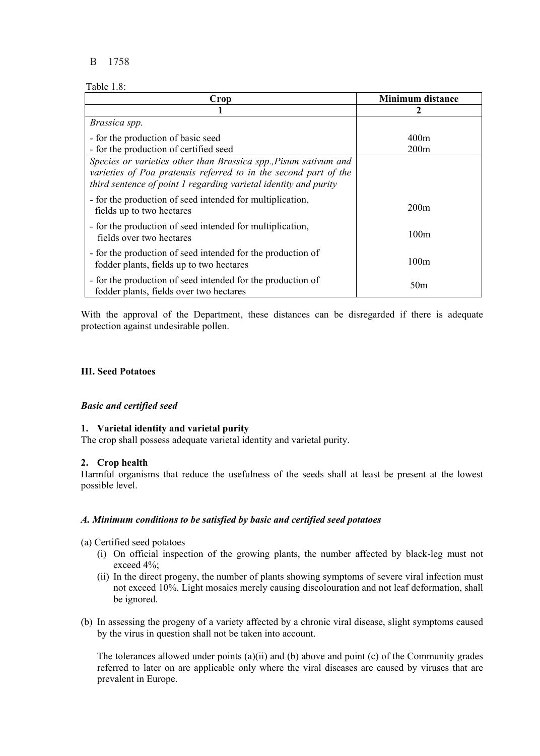B 1758

Table 1.8:

| Crop | Minimum distance |
|---|---|
| 1 | 2 |
| *Brassica spp.*<br>- for the production of basic seed<br>- for the production of certified seed | <br>400m<br>200m |
| *Species or varieties other than Brassica spp.,Pisum sativum and varieties of Poa pratensis referred to in the second part of the third sentence of point 1 regarding varietal identity and purity* | |
| - for the production of seed intended for multiplication, fields up to two hectares | 200m |
| - for the production of seed intended for multiplication, fields over two hectares | 100m |
| - for the production of seed intended for the production of fodder plants, fields up to two hectares | 100m |
| - for the production of seed intended for the production of fodder plants, fields over two hectares | 50m |

With the approval of the Department, these distances can be disregarded if there is adequate protection against undesirable pollen.

### III. Seed Potatoes

***Basic and certified seed***

**1. Varietal identity and varietal purity**

The crop shall possess adequate varietal identity and varietal purity.

**2. Crop health**

Harmful organisms that reduce the usefulness of the seeds shall at least be present at the lowest possible level.

***A. Minimum conditions to be satisfied by basic and certified seed potatoes***

(a) Certified seed potatoes

(i) On official inspection of the growing plants, the number affected by black-leg must not exceed 4%;

(ii) In the direct progeny, the number of plants showing symptoms of severe viral infection must not exceed 10%. Light mosaics merely causing discolouration and not leaf deformation, shall be ignored.

(b) In assessing the progeny of a variety affected by a chronic viral disease, slight symptoms caused by the virus in question shall not be taken into account.

The tolerances allowed under points (a)(ii) and (b) above and point (c) of the Community grades referred to later on are applicable only where the viral diseases are caused by viruses that are prevalent in Europe.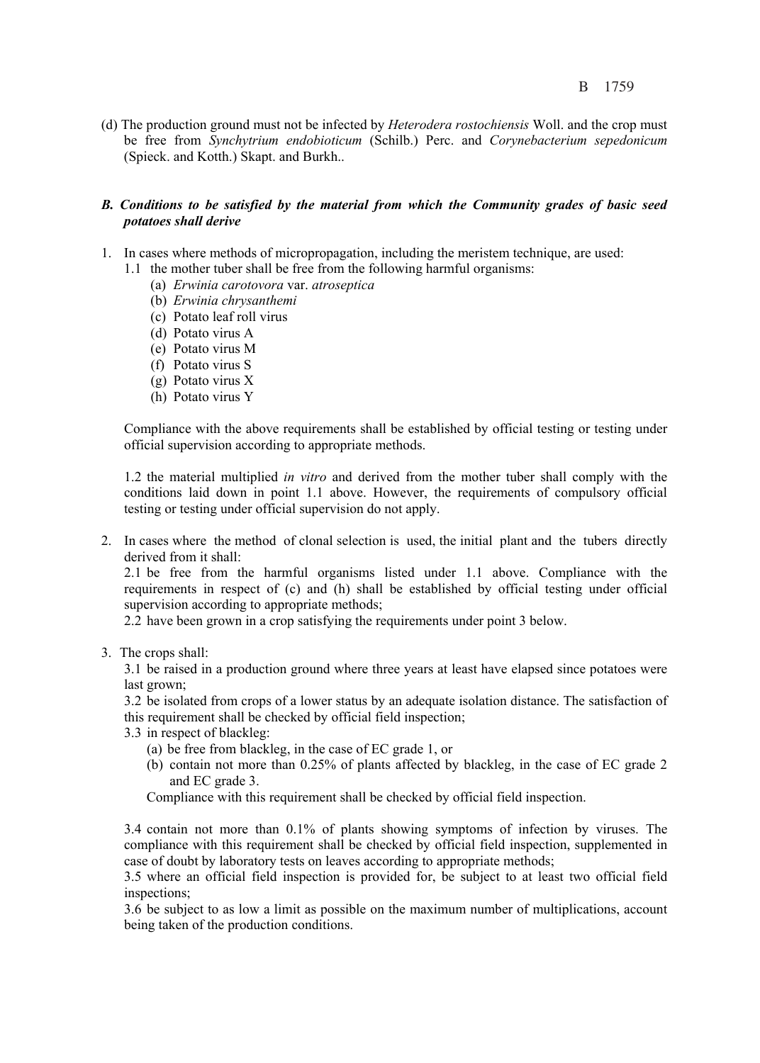(d) The production ground must not be infected by *Heterodera rostochiensis* Woll. and the crop must be free from *Synchytrium endobioticum* (Schilb.) Perc. and *Corynebacterium sepedonicum* (Spieck. and Kotth.) Skapt. and Burkh..

***B. Conditions to be satisfied by the material from which the Community grades of basic seed potatoes shall derive***

1. In cases where methods of micropropagation, including the meristem technique, are used:
   1.1 the mother tuber shall be free from the following harmful organisms:
      (a) *Erwinia carotovora* var. *atroseptica*
      (b) *Erwinia chrysanthemi*
      (c) Potato leaf roll virus
      (d) Potato virus A
      (e) Potato virus M
      (f) Potato virus S
      (g) Potato virus X
      (h) Potato virus Y

   Compliance with the above requirements shall be established by official testing or testing under official supervision according to appropriate methods.

   1.2 the material multiplied *in vitro* and derived from the mother tuber shall comply with the conditions laid down in point 1.1 above. However, the requirements of compulsory official testing or testing under official supervision do not apply.

2. In cases where the method of clonal selection is used, the initial plant and the tubers directly derived from it shall:
   2.1 be free from the harmful organisms listed under 1.1 above. Compliance with the requirements in respect of (c) and (h) shall be established by official testing under official supervision according to appropriate methods;
   2.2 have been grown in a crop satisfying the requirements under point 3 below.

3. The crops shall:
   3.1 be raised in a production ground where three years at least have elapsed since potatoes were last grown;
   3.2 be isolated from crops of a lower status by an adequate isolation distance. The satisfaction of this requirement shall be checked by official field inspection;
   3.3 in respect of blackleg:
      (a) be free from blackleg, in the case of EC grade 1, or
      (b) contain not more than 0.25% of plants affected by blackleg, in the case of EC grade 2 and EC grade 3.

      Compliance with this requirement shall be checked by official field inspection.

   3.4 contain not more than 0.1% of plants showing symptoms of infection by viruses. The compliance with this requirement shall be checked by official field inspection, supplemented in case of doubt by laboratory tests on leaves according to appropriate methods;
   3.5 where an official field inspection is provided for, be subject to at least two official field inspections;
   3.6 be subject to as low a limit as possible on the maximum number of multiplications, account being taken of the production conditions.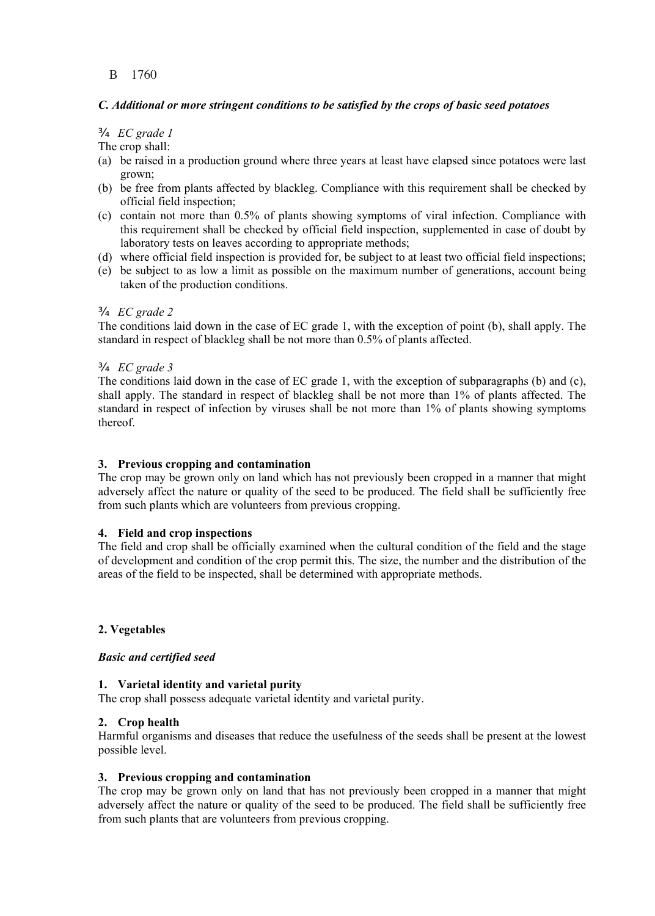B 1760

*C. Additional or more stringent conditions to be satisfied by the crops of basic seed potatoes*

¾ *EC grade 1*

The crop shall:

(a) be raised in a production ground where three years at least have elapsed since potatoes were last grown;
(b) be free from plants affected by blackleg. Compliance with this requirement shall be checked by official field inspection;
(c) contain not more than 0.5% of plants showing symptoms of viral infection. Compliance with this requirement shall be checked by official field inspection, supplemented in case of doubt by laboratory tests on leaves according to appropriate methods;
(d) where official field inspection is provided for, be subject to at least two official field inspections;
(e) be subject to as low a limit as possible on the maximum number of generations, account being taken of the production conditions.

¾ *EC grade 2*

The conditions laid down in the case of EC grade 1, with the exception of point (b), shall apply. The standard in respect of blackleg shall be not more than 0.5% of plants affected.

¾ *EC grade 3*

The conditions laid down in the case of EC grade 1, with the exception of subparagraphs (b) and (c), shall apply. The standard in respect of blackleg shall be not more than 1% of plants affected. The standard in respect of infection by viruses shall be not more than 1% of plants showing symptoms thereof.

**3. Previous cropping and contamination**

The crop may be grown only on land which has not previously been cropped in a manner that might adversely affect the nature or quality of the seed to be produced. The field shall be sufficiently free from such plants which are volunteers from previous cropping.

**4. Field and crop inspections**

The field and crop shall be officially examined when the cultural condition of the field and the stage of development and condition of the crop permit this. The size, the number and the distribution of the areas of the field to be inspected, shall be determined with appropriate methods.

**2. Vegetables**

***Basic and certified seed***

**1. Varietal identity and varietal purity**

The crop shall possess adequate varietal identity and varietal purity.

**2. Crop health**

Harmful organisms and diseases that reduce the usefulness of the seeds shall be present at the lowest possible level.

**3. Previous cropping and contamination**

The crop may be grown only on land that has not previously been cropped in a manner that might adversely affect the nature or quality of the seed to be produced. The field shall be sufficiently free from such plants that are volunteers from previous cropping.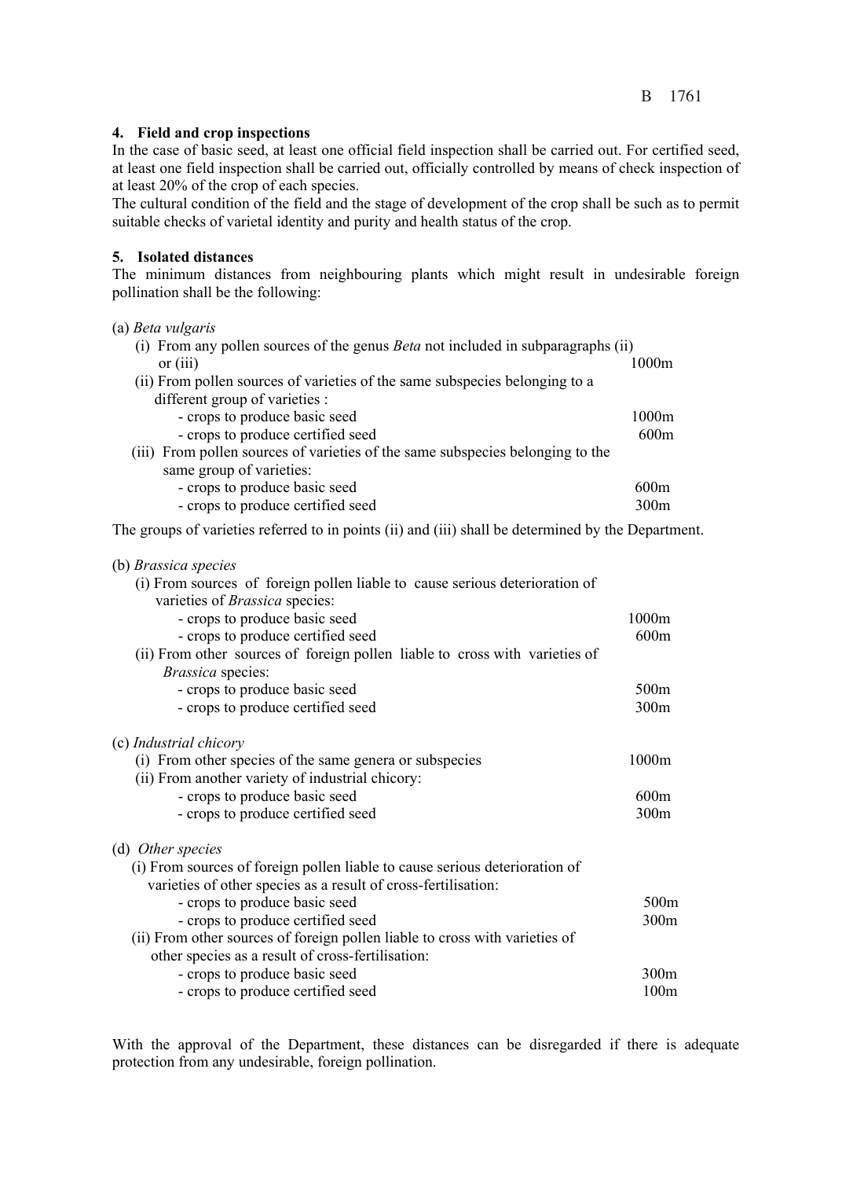### 4. Field and crop inspections

In the case of basic seed, at least one official field inspection shall be carried out. For certified seed, at least one field inspection shall be carried out, officially controlled by means of check inspection of at least 20% of the crop of each species.

The cultural condition of the field and the stage of development of the crop shall be such as to permit suitable checks of varietal identity and purity and health status of the crop.

### 5. Isolated distances

The minimum distances from neighbouring plants which might result in undesirable foreign pollination shall be the following:

(a) *Beta vulgaris*

| | |
|---|---|
| (i) From any pollen sources of the genus *Beta* not included in subparagraphs (ii) or (iii) | 1000m |
| (ii) From pollen sources of varieties of the same subspecies belonging to a different group of varieties : | |
| - crops to produce basic seed | 1000m |
| - crops to produce certified seed | 600m |
| (iii) From pollen sources of varieties of the same subspecies belonging to the same group of varieties: | |
| - crops to produce basic seed | 600m |
| - crops to produce certified seed | 300m |

The groups of varieties referred to in points (ii) and (iii) shall be determined by the Department.

(b) *Brassica species*

| | |
|---|---|
| (i) From sources of foreign pollen liable to cause serious deterioration of varieties of *Brassica* species: | |
| - crops to produce basic seed | 1000m |
| - crops to produce certified seed | 600m |
| (ii) From other sources of foreign pollen liable to cross with varieties of *Brassica* species: | |
| - crops to produce basic seed | 500m |
| - crops to produce certified seed | 300m |

(c) *Industrial chicory*

| | |
|---|---|
| (i) From other species of the same genera or subspecies | 1000m |
| (ii) From another variety of industrial chicory: | |
| - crops to produce basic seed | 600m |
| - crops to produce certified seed | 300m |

(d) *Other species*

| | |
|---|---|
| (i) From sources of foreign pollen liable to cause serious deterioration of varieties of other species as a result of cross-fertilisation: | |
| - crops to produce basic seed | 500m |
| - crops to produce certified seed | 300m |
| (ii) From other sources of foreign pollen liable to cross with varieties of other species as a result of cross-fertilisation: | |
| - crops to produce basic seed | 300m |
| - crops to produce certified seed | 100m |

With the approval of the Department, these distances can be disregarded if there is adequate protection from any undesirable, foreign pollination.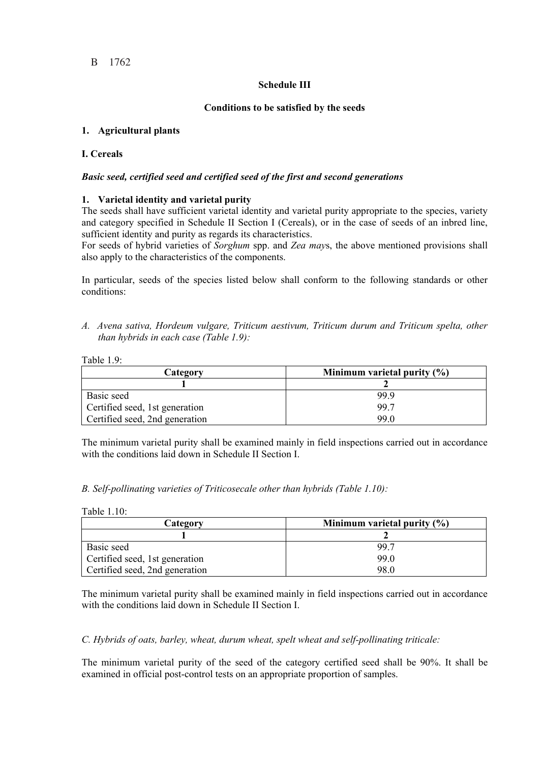B 1762

## Schedule III

### Conditions to be satisfied by the seeds

**1. Agricultural plants**

**I. Cereals**

***Basic seed, certified seed and certified seed of the first and second generations***

**1. Varietal identity and varietal purity**

The seeds shall have sufficient varietal identity and varietal purity appropriate to the species, variety and category specified in Schedule II Section I (Cereals), or in the case of seeds of an inbred line, sufficient identity and purity as regards its characteristics.

For seeds of hybrid varieties of *Sorghum* spp. and *Zea mays*, the above mentioned provisions shall also apply to the characteristics of the components.

In particular, seeds of the species listed below shall conform to the following standards or other conditions:

*A. Avena sativa, Hordeum vulgare, Triticum aestivum, Triticum durum and Triticum spelta, other than hybrids in each case (Table 1.9):*

Table 1.9:

| Category | Minimum varietal purity (%) |
|---|---|
| 1 | 2 |
| Basic seed | 99.9 |
| Certified seed, 1st generation | 99.7 |
| Certified seed, 2nd generation | 99.0 |

The minimum varietal purity shall be examined mainly in field inspections carried out in accordance with the conditions laid down in Schedule II Section I.

*B. Self-pollinating varieties of Triticosecale other than hybrids (Table 1.10):*

Table 1.10:

| Category | Minimum varietal purity (%) |
|---|---|
| 1 | 2 |
| Basic seed | 99.7 |
| Certified seed, 1st generation | 99.0 |
| Certified seed, 2nd generation | 98.0 |

The minimum varietal purity shall be examined mainly in field inspections carried out in accordance with the conditions laid down in Schedule II Section I.

*C. Hybrids of oats, barley, wheat, durum wheat, spelt wheat and self-pollinating triticale:*

The minimum varietal purity of the seed of the category certified seed shall be 90%. It shall be examined in official post-control tests on an appropriate proportion of samples.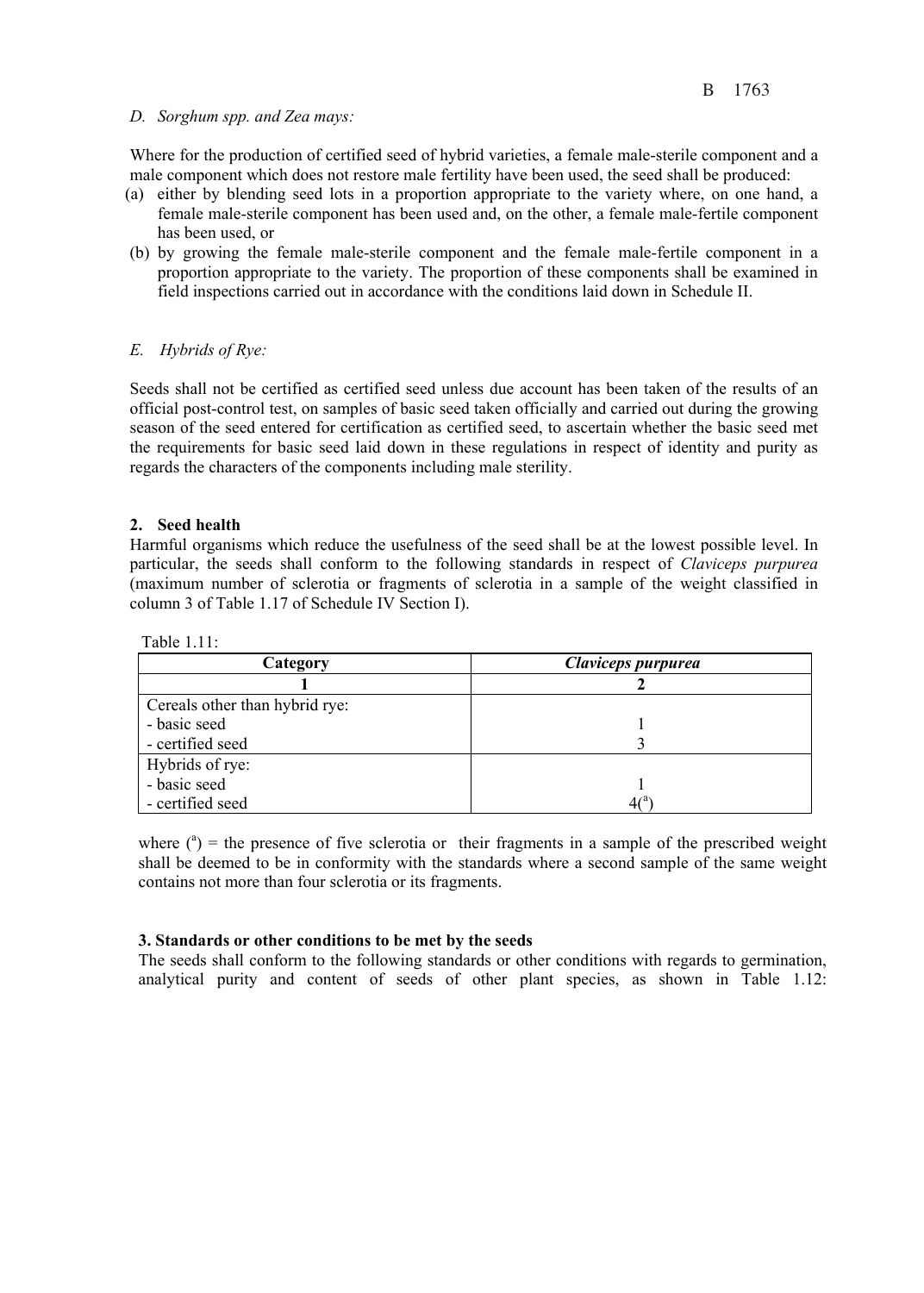*D. Sorghum spp. and Zea mays:*

Where for the production of certified seed of hybrid varieties, a female male-sterile component and a male component which does not restore male fertility have been used, the seed shall be produced:

(a) either by blending seed lots in a proportion appropriate to the variety where, on one hand, a female male-sterile component has been used and, on the other, a female male-fertile component has been used, or
(b) by growing the female male-sterile component and the female male-fertile component in a proportion appropriate to the variety. The proportion of these components shall be examined in field inspections carried out in accordance with the conditions laid down in Schedule II.

*E. Hybrids of Rye:*

Seeds shall not be certified as certified seed unless due account has been taken of the results of an official post-control test, on samples of basic seed taken officially and carried out during the growing season of the seed entered for certification as certified seed, to ascertain whether the basic seed met the requirements for basic seed laid down in these regulations in respect of identity and purity as regards the characters of the components including male sterility.

**2. Seed health**

Harmful organisms which reduce the usefulness of the seed shall be at the lowest possible level. In particular, the seeds shall conform to the following standards in respect of *Claviceps purpurea* (maximum number of sclerotia or fragments of sclerotia in a sample of the weight classified in column 3 of Table 1.17 of Schedule IV Section I).

Table 1.11:

| Category | *Claviceps purpurea* |
|---|---|
| 1 | 2 |
| Cereals other than hybrid rye: | |
| - basic seed | 1 |
| - certified seed | 3 |
| Hybrids of rye: | |
| - basic seed | 1 |
| - certified seed | 4([a]) |

where ([a]) = the presence of five sclerotia or their fragments in a sample of the prescribed weight shall be deemed to be in conformity with the standards where a second sample of the same weight contains not more than four sclerotia or its fragments.

**3. Standards or other conditions to be met by the seeds**

The seeds shall conform to the following standards or other conditions with regards to germination, analytical purity and content of seeds of other plant species, as shown in Table 1.12: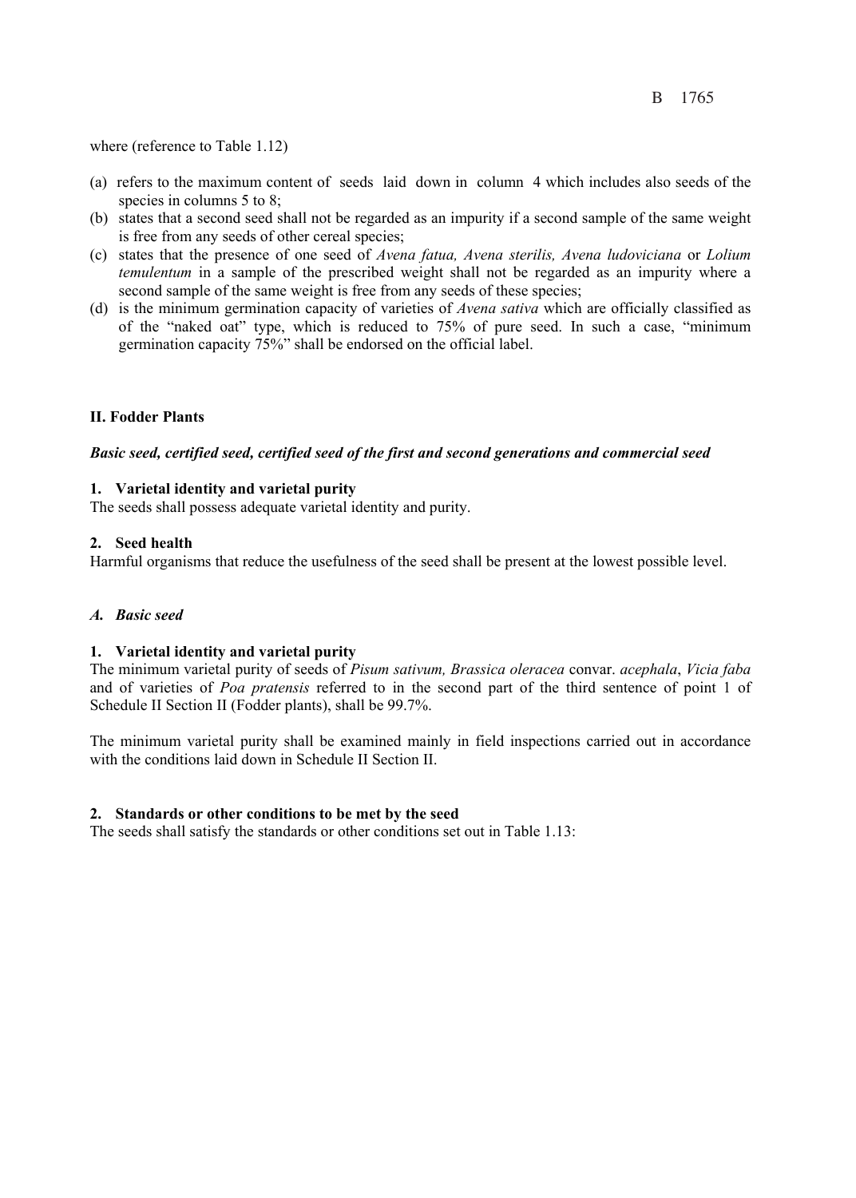where (reference to Table 1.12)

(a) refers to the maximum content of seeds laid down in column 4 which includes also seeds of the species in columns 5 to 8;
(b) states that a second seed shall not be regarded as an impurity if a second sample of the same weight is free from any seeds of other cereal species;
(c) states that the presence of one seed of *Avena fatua, Avena sterilis, Avena ludoviciana* or *Lolium temulentum* in a sample of the prescribed weight shall not be regarded as an impurity where a second sample of the same weight is free from any seeds of these species;
(d) is the minimum germination capacity of varieties of *Avena sativa* which are officially classified as of the "naked oat" type, which is reduced to 75% of pure seed. In such a case, "minimum germination capacity 75%" shall be endorsed on the official label.

## II. Fodder Plants

***Basic seed, certified seed, certified seed of the first and second generations and commercial seed***

**1. Varietal identity and varietal purity**
The seeds shall possess adequate varietal identity and purity.

**2. Seed health**
Harmful organisms that reduce the usefulness of the seed shall be present at the lowest possible level.

### *A. Basic seed*

**1. Varietal identity and varietal purity**
The minimum varietal purity of seeds of *Pisum sativum, Brassica oleracea* convar. *acephala*, *Vicia faba* and of varieties of *Poa pratensis* referred to in the second part of the third sentence of point 1 of Schedule II Section II (Fodder plants), shall be 99.7%.

The minimum varietal purity shall be examined mainly in field inspections carried out in accordance with the conditions laid down in Schedule II Section II.

**2. Standards or other conditions to be met by the seed**
The seeds shall satisfy the standards or other conditions set out in Table 1.13: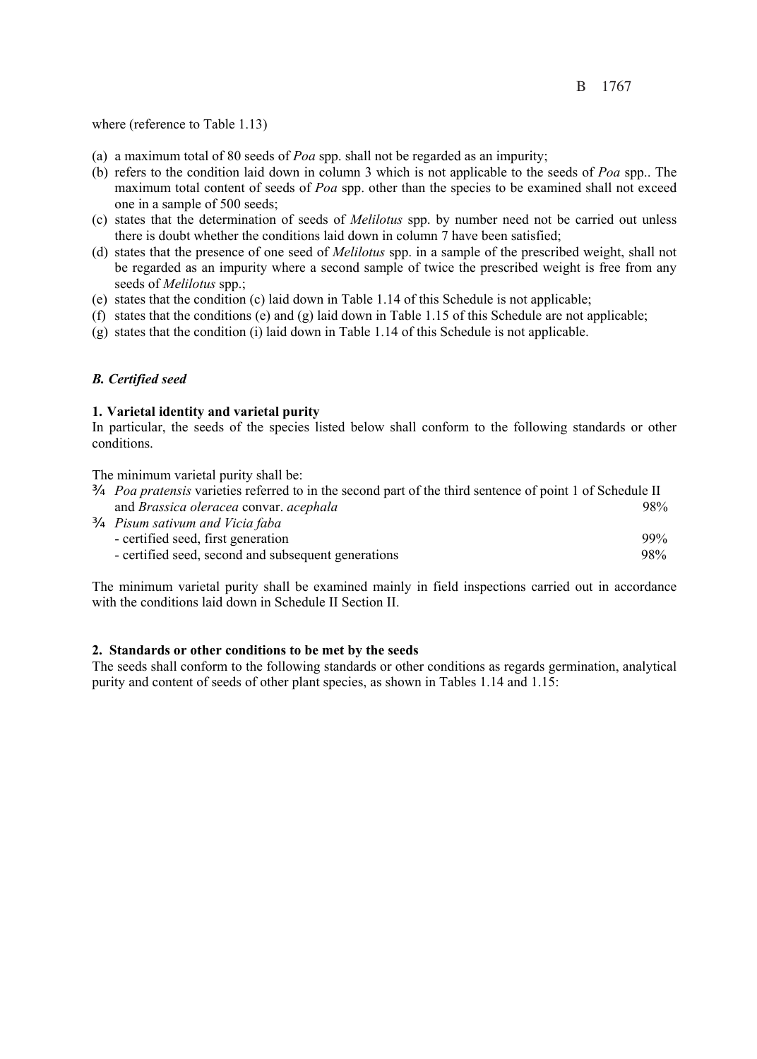where (reference to Table 1.13)

(a) a maximum total of 80 seeds of *Poa* spp. shall not be regarded as an impurity;
(b) refers to the condition laid down in column 3 which is not applicable to the seeds of *Poa* spp.. The maximum total content of seeds of *Poa* spp. other than the species to be examined shall not exceed one in a sample of 500 seeds;
(c) states that the determination of seeds of *Melilotus* spp. by number need not be carried out unless there is doubt whether the conditions laid down in column 7 have been satisfied;
(d) states that the presence of one seed of *Melilotus* spp. in a sample of the prescribed weight, shall not be regarded as an impurity where a second sample of twice the prescribed weight is free from any seeds of *Melilotus* spp.;
(e) states that the condition (c) laid down in Table 1.14 of this Schedule is not applicable;
(f) states that the conditions (e) and (g) laid down in Table 1.15 of this Schedule are not applicable;
(g) states that the condition (i) laid down in Table 1.14 of this Schedule is not applicable.

***B. Certified seed***

**1. Varietal identity and varietal purity**

In particular, the seeds of the species listed below shall conform to the following standards or other conditions.

The minimum varietal purity shall be:

- *Poa pratensis* varieties referred to in the second part of the third sentence of point 1 of Schedule II and *Brassica oleracea* convar. *acephala* — 98%
- *Pisum sativum and Vicia faba*
  - certified seed, first generation — 99%
  - certified seed, second and subsequent generations — 98%

The minimum varietal purity shall be examined mainly in field inspections carried out in accordance with the conditions laid down in Schedule II Section II.

**2. Standards or other conditions to be met by the seeds**

The seeds shall conform to the following standards or other conditions as regards germination, analytical purity and content of seeds of other plant species, as shown in Tables 1.14 and 1.15: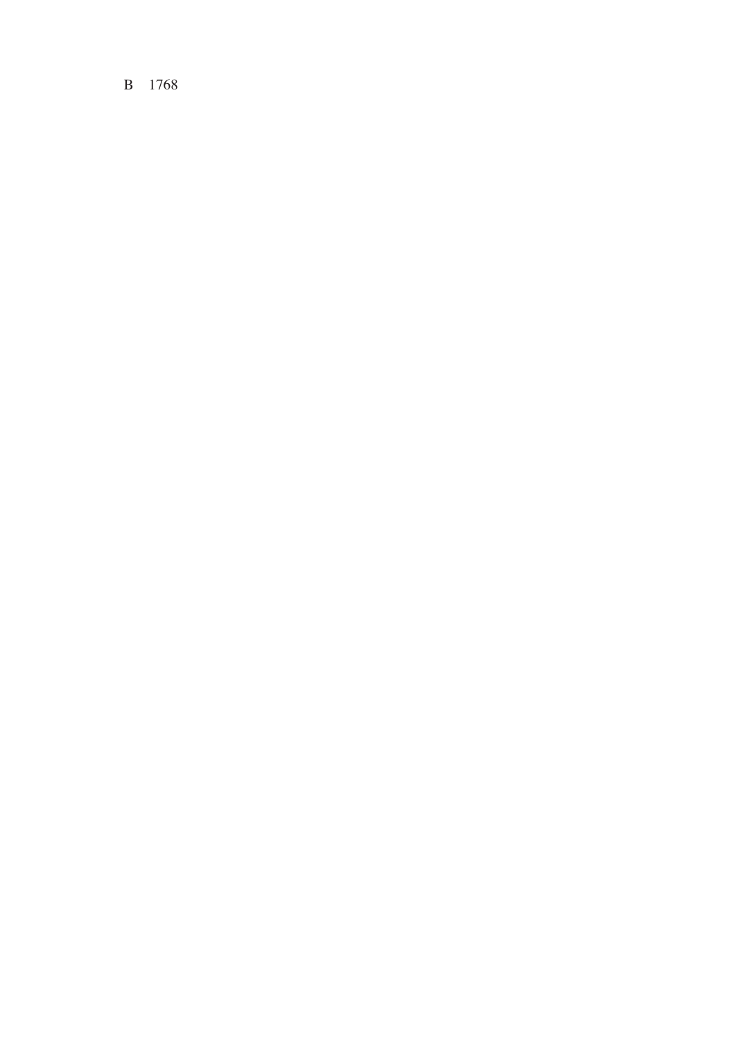B 1768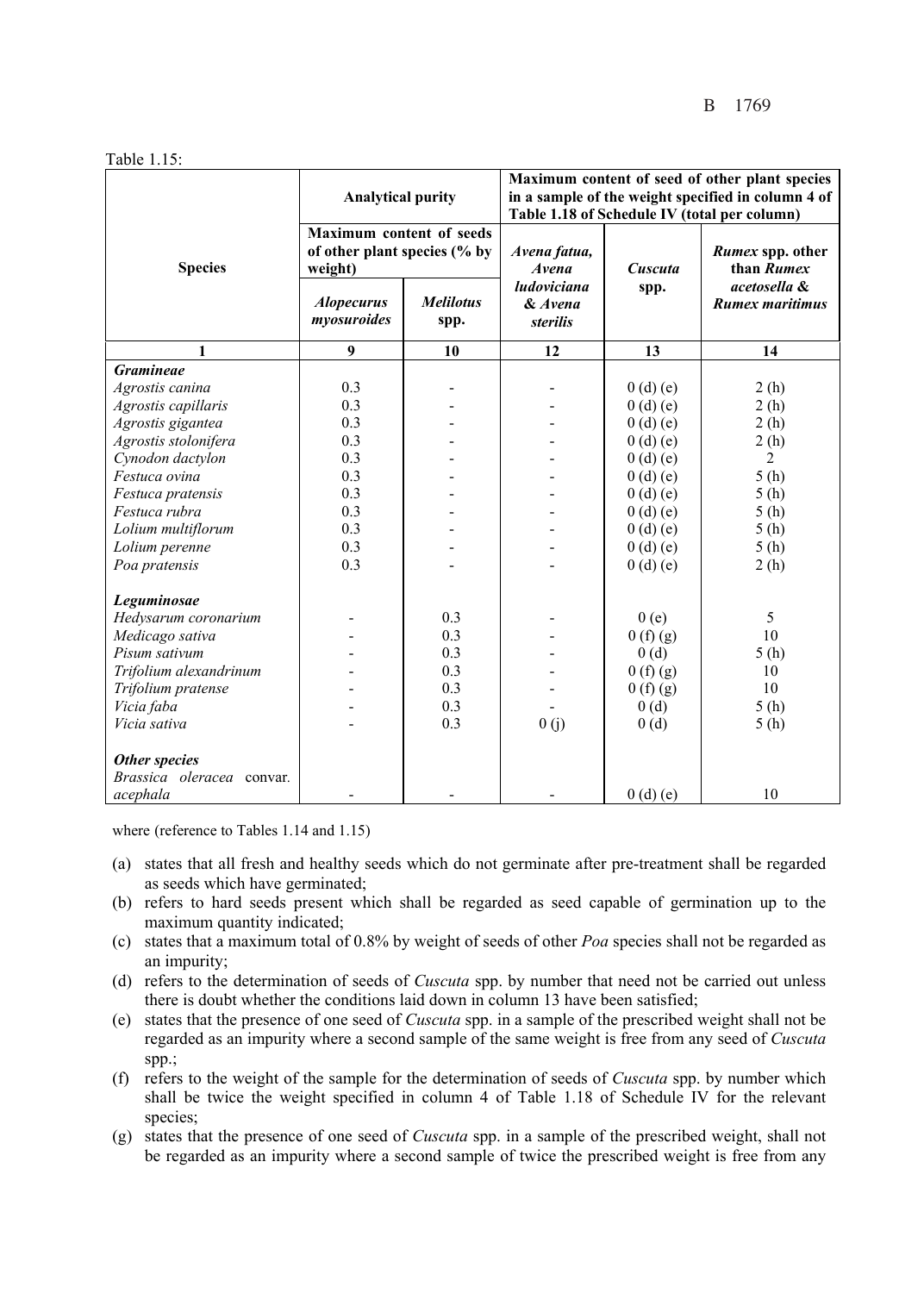Table 1.15:

| Species | Analytical purity | | Maximum content of seed of other plant species in a sample of the weight specified in column 4 of Table 1.18 of Schedule IV (total per column) | | |
|---|---|---|---|---|---|
| | Maximum content of seeds of other plant species (% by weight) | | *Avena fatua, Avena ludoviciana & Avena sterilis* | *Cuscuta* spp. | *Rumex* spp. other than *Rumex acetosella* & *Rumex maritimus* |
| | *Alopecurus myosuroides* | *Melilotus* spp. | | | |
| 1 | 9 | 10 | 12 | 13 | 14 |
| ***Gramineae*** | | | | | |
| *Agrostis canina* | 0.3 | - | - | 0 (d) (e) | 2 (h) |
| *Agrostis capillaris* | 0.3 | - | - | 0 (d) (e) | 2 (h) |
| *Agrostis gigantea* | 0.3 | - | - | 0 (d) (e) | 2 (h) |
| *Agrostis stolonifera* | 0.3 | - | - | 0 (d) (e) | 2 (h) |
| *Cynodon dactylon* | 0.3 | - | - | 0 (d) (e) | 2 |
| *Festuca ovina* | 0.3 | - | - | 0 (d) (e) | 5 (h) |
| *Festuca pratensis* | 0.3 | - | - | 0 (d) (e) | 5 (h) |
| *Festuca rubra* | 0.3 | - | - | 0 (d) (e) | 5 (h) |
| *Lolium multiflorum* | 0.3 | - | - | 0 (d) (e) | 5 (h) |
| *Lolium perenne* | 0.3 | - | - | 0 (d) (e) | 5 (h) |
| *Poa pratensis* | 0.3 | - | - | 0 (d) (e) | 2 (h) |
| ***Leguminosae*** | | | | | |
| *Hedysarum coronarium* | - | 0.3 | - | 0 (e) | 5 |
| *Medicago sativa* | - | 0.3 | - | 0 (f) (g) | 10 |
| *Pisum sativum* | - | 0.3 | - | 0 (d) | 5 (h) |
| *Trifolium alexandrinum* | - | 0.3 | - | 0 (f) (g) | 10 |
| *Trifolium pratense* | - | 0.3 | - | 0 (f) (g) | 10 |
| *Vicia faba* | - | 0.3 | - | 0 (d) | 5 (h) |
| *Vicia sativa* | - | 0.3 | 0 (j) | 0 (d) | 5 (h) |
| ***Other species*** | | | | | |
| *Brassica oleracea* convar. *acephala* | - | - | - | 0 (d) (e) | 10 |

where (reference to Tables 1.14 and 1.15)

(a) states that all fresh and healthy seeds which do not germinate after pre-treatment shall be regarded as seeds which have germinated;

(b) refers to hard seeds present which shall be regarded as seed capable of germination up to the maximum quantity indicated;

(c) states that a maximum total of 0.8% by weight of seeds of other *Poa* species shall not be regarded as an impurity;

(d) refers to the determination of seeds of *Cuscuta* spp. by number that need not be carried out unless there is doubt whether the conditions laid down in column 13 have been satisfied;

(e) states that the presence of one seed of *Cuscuta* spp. in a sample of the prescribed weight shall not be regarded as an impurity where a second sample of the same weight is free from any seed of *Cuscuta* spp.;

(f) refers to the weight of the sample for the determination of seeds of *Cuscuta* spp. by number which shall be twice the weight specified in column 4 of Table 1.18 of Schedule IV for the relevant species;

(g) states that the presence of one seed of *Cuscuta* spp. in a sample of the prescribed weight, shall not be regarded as an impurity where a second sample of twice the prescribed weight is free from any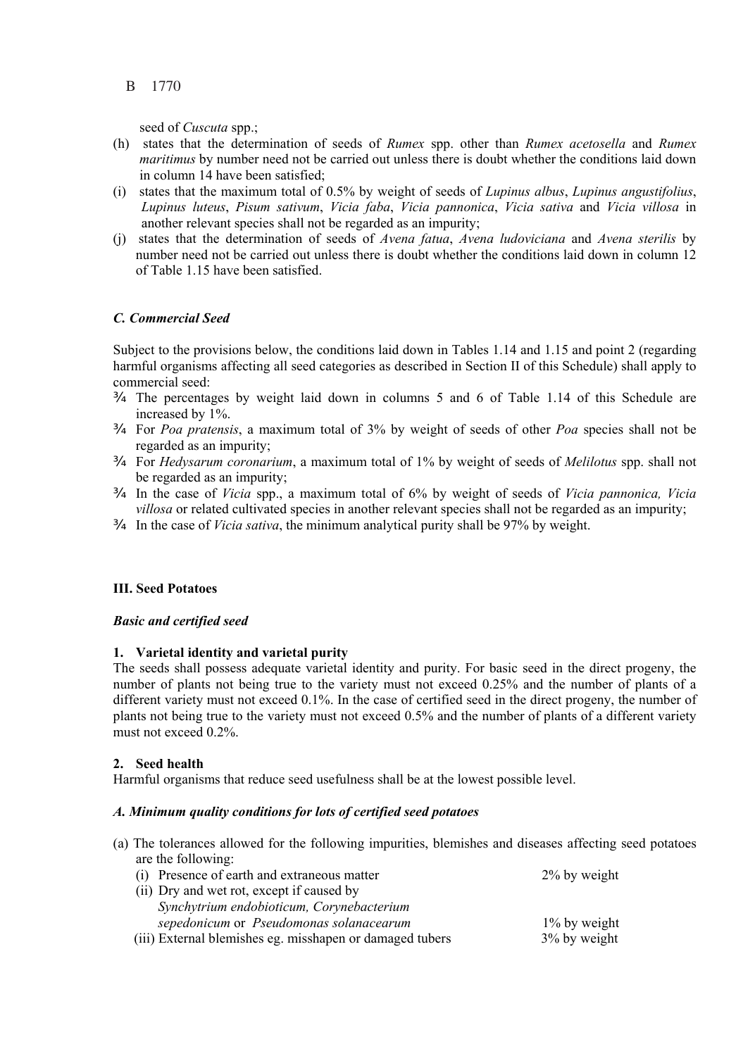seed of *Cuscuta* spp.;

(h) states that the determination of seeds of *Rumex* spp. other than *Rumex acetosella* and *Rumex maritimus* by number need not be carried out unless there is doubt whether the conditions laid down in column 14 have been satisfied;

(i) states that the maximum total of 0.5% by weight of seeds of *Lupinus albus*, *Lupinus angustifolius*, *Lupinus luteus*, *Pisum sativum*, *Vicia faba*, *Vicia pannonica*, *Vicia sativa* and *Vicia villosa* in another relevant species shall not be regarded as an impurity;

(j) states that the determination of seeds of *Avena fatua*, *Avena ludoviciana* and *Avena sterilis* by number need not be carried out unless there is doubt whether the conditions laid down in column 12 of Table 1.15 have been satisfied.

***C. Commercial Seed***

Subject to the provisions below, the conditions laid down in Tables 1.14 and 1.15 and point 2 (regarding harmful organisms affecting all seed categories as described in Section II of this Schedule) shall apply to commercial seed:

¾ The percentages by weight laid down in columns 5 and 6 of Table 1.14 of this Schedule are increased by 1%.

¾ For *Poa pratensis*, a maximum total of 3% by weight of seeds of other *Poa* species shall not be regarded as an impurity;

¾ For *Hedysarum coronarium*, a maximum total of 1% by weight of seeds of *Melilotus* spp. shall not be regarded as an impurity;

¾ In the case of *Vicia* spp., a maximum total of 6% by weight of seeds of *Vicia pannonica, Vicia villosa* or related cultivated species in another relevant species shall not be regarded as an impurity;

¾ In the case of *Vicia sativa*, the minimum analytical purity shall be 97% by weight.

**III. Seed Potatoes**

***Basic and certified seed***

**1. Varietal identity and varietal purity**

The seeds shall possess adequate varietal identity and purity. For basic seed in the direct progeny, the number of plants not being true to the variety must not exceed 0.25% and the number of plants of a different variety must not exceed 0.1%. In the case of certified seed in the direct progeny, the number of plants not being true to the variety must not exceed 0.5% and the number of plants of a different variety must not exceed 0.2%.

**2. Seed health**

Harmful organisms that reduce seed usefulness shall be at the lowest possible level.

***A. Minimum quality conditions for lots of certified seed potatoes***

(a) The tolerances allowed for the following impurities, blemishes and diseases affecting seed potatoes are the following:

| | |
|---|---|
| (i) Presence of earth and extraneous matter | 2% by weight |
| (ii) Dry and wet rot, except if caused by *Synchytrium endobioticum, Corynebacterium sepedonicum* or *Pseudomonas solanacearum* | 1% by weight |
| (iii) External blemishes eg. misshapen or damaged tubers | 3% by weight |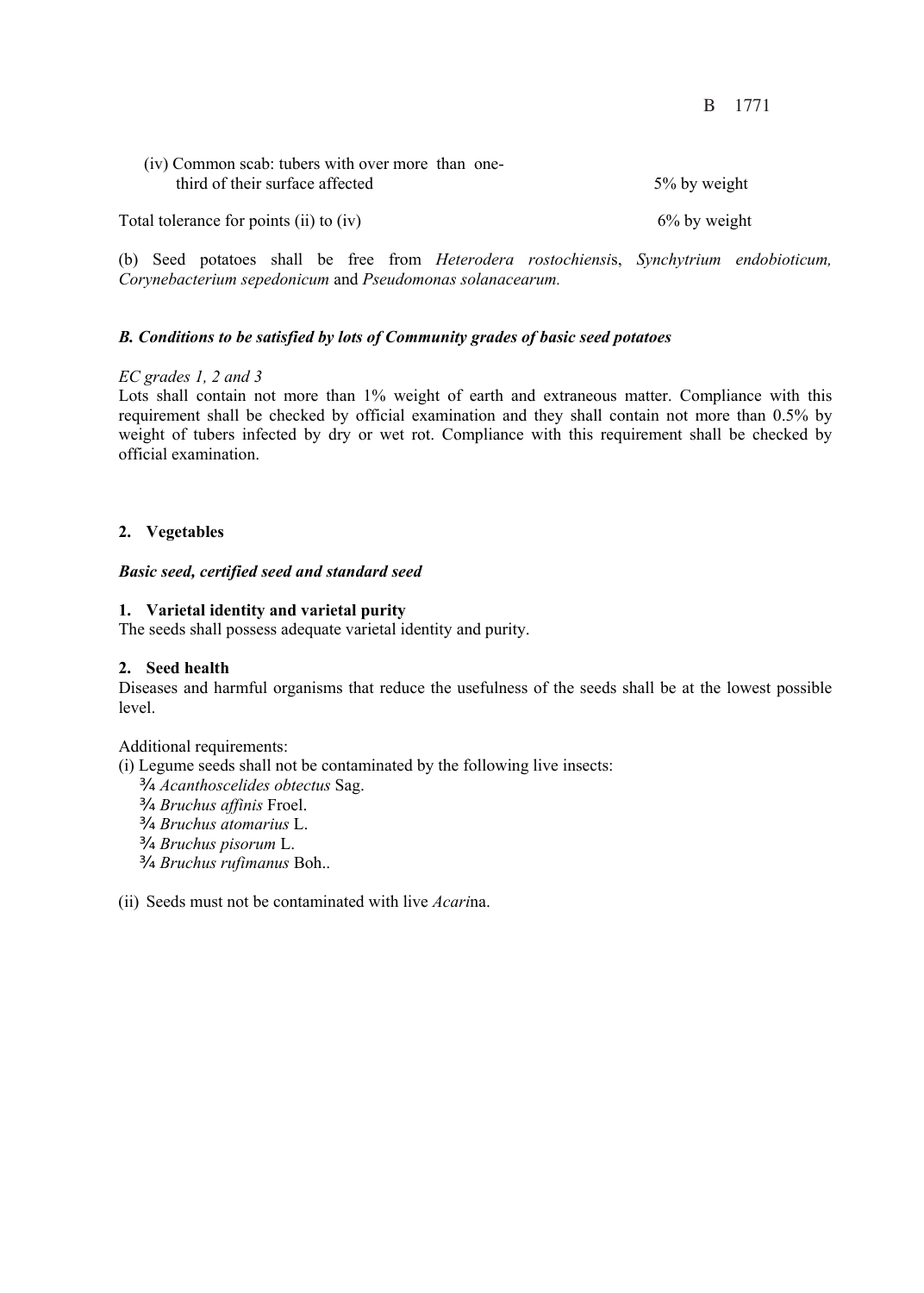(iv) Common scab: tubers with over more than one-third of their surface affected — 5% by weight

Total tolerance for points (ii) to (iv) — 6% by weight

(b) Seed potatoes shall be free from *Heterodera rostochiensis*, *Synchytrium endobioticum, Corynebacterium sepedonicum* and *Pseudomonas solanacearum.*

***B. Conditions to be satisfied by lots of Community grades of basic seed potatoes***

*EC grades 1, 2 and 3*

Lots shall contain not more than 1% weight of earth and extraneous matter. Compliance with this requirement shall be checked by official examination and they shall contain not more than 0.5% by weight of tubers infected by dry or wet rot. Compliance with this requirement shall be checked by official examination.

**2. Vegetables**

***Basic seed, certified seed and standard seed***

**1. Varietal identity and varietal purity**

The seeds shall possess adequate varietal identity and purity.

**2. Seed health**

Diseases and harmful organisms that reduce the usefulness of the seeds shall be at the lowest possible level.

Additional requirements:

(i) Legume seeds shall not be contaminated by the following live insects:

¾ *Acanthoscelides obtectus* Sag.
¾ *Bruchus affinis* Froel.
¾ *Bruchus atomarius* L.
¾ *Bruchus pisorum* L.
¾ *Bruchus rufimanus* Boh..

(ii) Seeds must not be contaminated with live *Acari*na.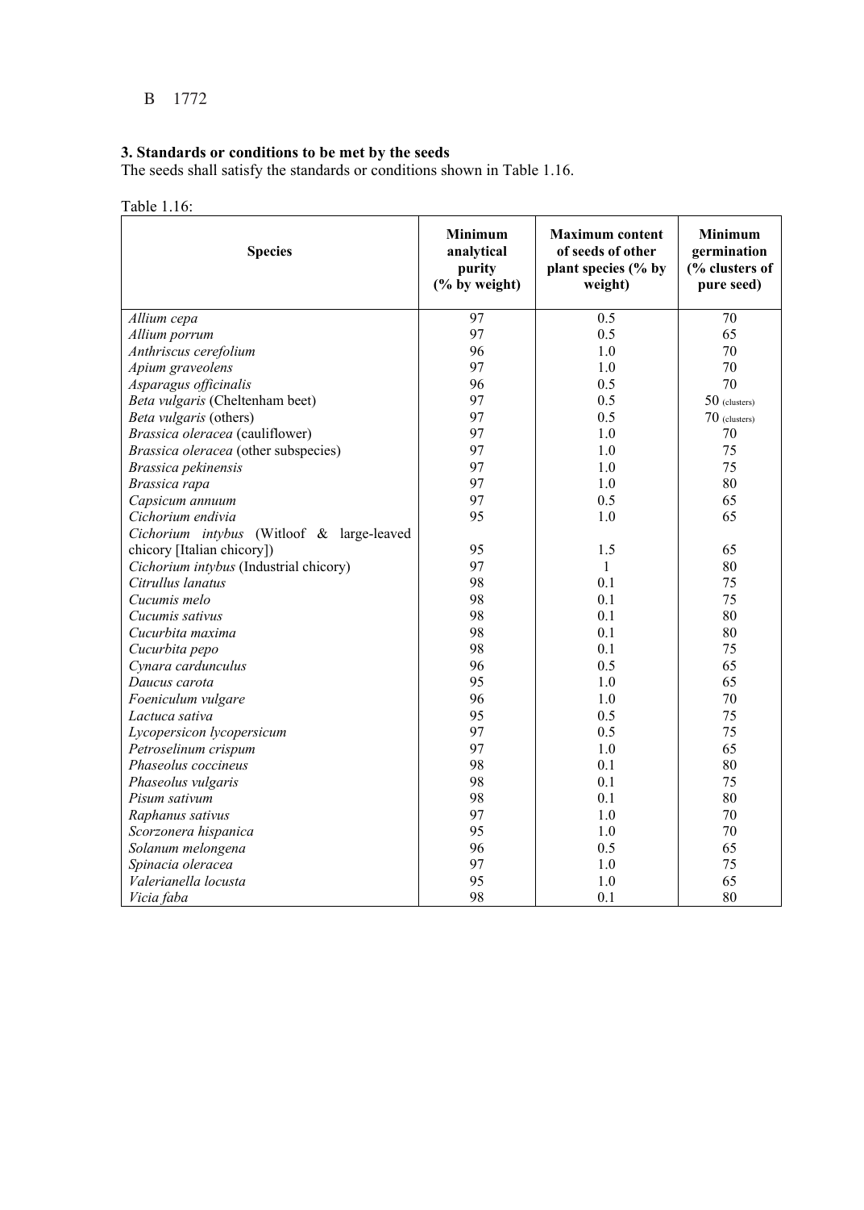B 1772

### 3. Standards or conditions to be met by the seeds

The seeds shall satisfy the standards or conditions shown in Table 1.16.

Table 1.16:

| Species | Minimum analytical purity (% by weight) | Maximum content of seeds of other plant species (% by weight) | Minimum germination (% clusters of pure seed) |
|---|---|---|---|
| *Allium cepa* | 97 | 0.5 | 70 |
| *Allium porrum* | 97 | 0.5 | 65 |
| *Anthriscus cerefolium* | 96 | 1.0 | 70 |
| *Apium graveolens* | 97 | 1.0 | 70 |
| *Asparagus officinalis* | 96 | 0.5 | 70 |
| *Beta vulgaris* (Cheltenham beet) | 97 | 0.5 | 50 (clusters) |
| *Beta vulgaris* (others) | 97 | 0.5 | 70 (clusters) |
| *Brassica oleracea* (cauliflower) | 97 | 1.0 | 70 |
| *Brassica oleracea* (other subspecies) | 97 | 1.0 | 75 |
| *Brassica pekinensis* | 97 | 1.0 | 75 |
| *Brassica rapa* | 97 | 1.0 | 80 |
| *Capsicum annuum* | 97 | 0.5 | 65 |
| *Cichorium endivia* | 95 | 1.0 | 65 |
| *Cichorium intybus* (Witloof & large-leaved chicory [Italian chicory]) | 95 | 1.5 | 65 |
| *Cichorium intybus* (Industrial chicory) | 97 | 1 | 80 |
| *Citrullus lanatus* | 98 | 0.1 | 75 |
| *Cucumis melo* | 98 | 0.1 | 75 |
| *Cucumis sativus* | 98 | 0.1 | 80 |
| *Cucurbita maxima* | 98 | 0.1 | 80 |
| *Cucurbita pepo* | 98 | 0.1 | 75 |
| *Cynara cardunculus* | 96 | 0.5 | 65 |
| *Daucus carota* | 95 | 1.0 | 65 |
| *Foeniculum vulgare* | 96 | 1.0 | 70 |
| *Lactuca sativa* | 95 | 0.5 | 75 |
| *Lycopersicon lycopersicum* | 97 | 0.5 | 75 |
| *Petroselinum crispum* | 97 | 1.0 | 65 |
| *Phaseolus coccineus* | 98 | 0.1 | 80 |
| *Phaseolus vulgaris* | 98 | 0.1 | 75 |
| *Pisum sativum* | 98 | 0.1 | 80 |
| *Raphanus sativus* | 97 | 1.0 | 70 |
| *Scorzonera hispanica* | 95 | 1.0 | 70 |
| *Solanum melongena* | 96 | 0.5 | 65 |
| *Spinacia oleracea* | 97 | 1.0 | 75 |
| *Valerianella locusta* | 95 | 1.0 | 65 |
| *Vicia faba* | 98 | 0.1 | 80 |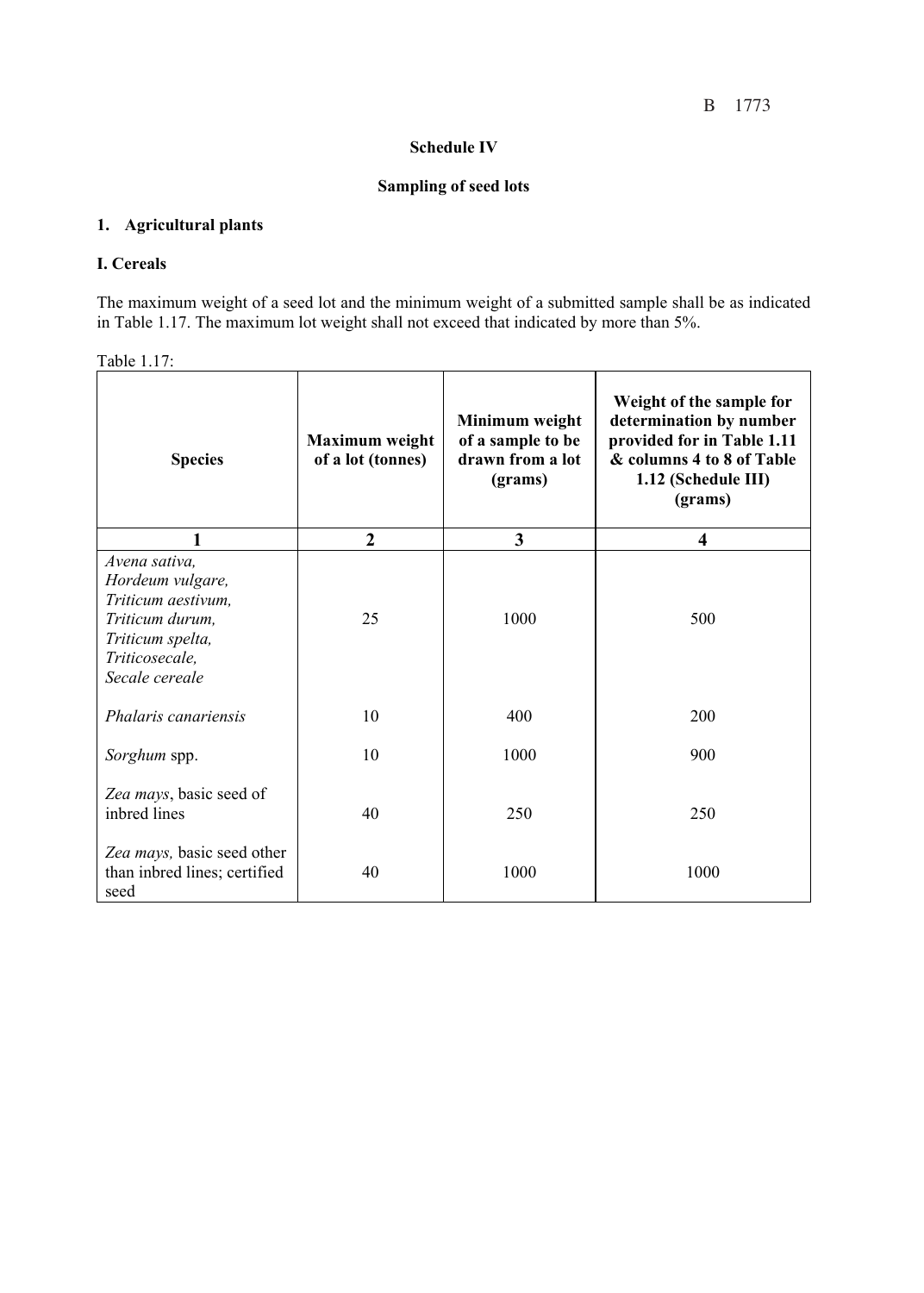## Schedule IV

## Sampling of seed lots

### 1. Agricultural plants

### I. Cereals

The maximum weight of a seed lot and the minimum weight of a submitted sample shall be as indicated in Table 1.17. The maximum lot weight shall not exceed that indicated by more than 5%.

Table 1.17:

| Species | Maximum weight of a lot (tonnes) | Minimum weight of a sample to be drawn from a lot (grams) | Weight of the sample for determination by number provided for in Table 1.11 & columns 4 to 8 of Table 1.12 (Schedule III) (grams) |
|---|---|---|---|
| 1 | 2 | 3 | 4 |
| *Avena sativa, Hordeum vulgare, Triticum aestivum, Triticum durum, Triticum spelta, Triticosecale, Secale cereale* | 25 | 1000 | 500 |
| *Phalaris canariensis* | 10 | 400 | 200 |
| *Sorghum* spp. | 10 | 1000 | 900 |
| *Zea mays*, basic seed of inbred lines | 40 | 250 | 250 |
| *Zea mays,* basic seed other than inbred lines; certified seed | 40 | 1000 | 1000 |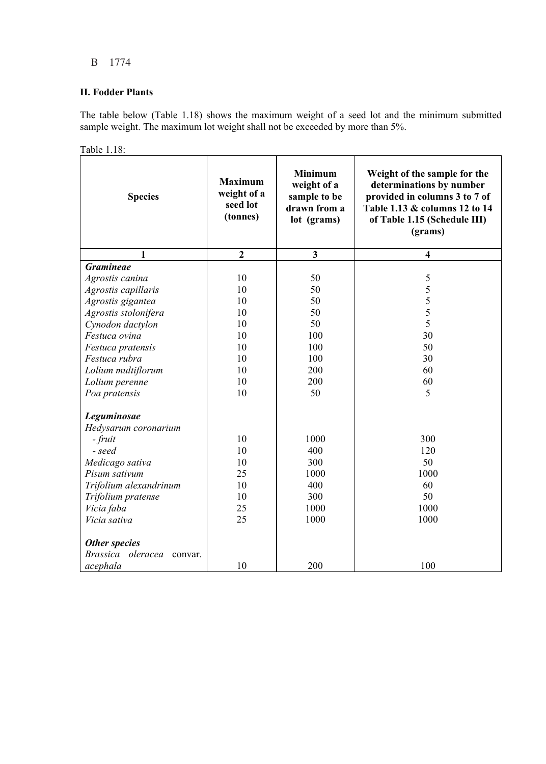B 1774

## II. Fodder Plants

The table below (Table 1.18) shows the maximum weight of a seed lot and the minimum submitted sample weight. The maximum lot weight shall not be exceeded by more than 5%.

Table 1.18:

| Species | Maximum weight of a seed lot (tonnes) | Minimum weight of a sample to be drawn from a lot (grams) | Weight of the sample for the determinations by number provided in columns 3 to 7 of Table 1.13 & columns 12 to 14 of Table 1.15 (Schedule III) (grams) |
|---|---|---|---|
| **1** | **2** | **3** | **4** |
| ***Gramineae*** | | | |
| *Agrostis canina* | 10 | 50 | 5 |
| *Agrostis capillaris* | 10 | 50 | 5 |
| *Agrostis gigantea* | 10 | 50 | 5 |
| *Agrostis stolonifera* | 10 | 50 | 5 |
| *Cynodon dactylon* | 10 | 50 | 5 |
| *Festuca ovina* | 10 | 100 | 30 |
| *Festuca pratensis* | 10 | 100 | 50 |
| *Festuca rubra* | 10 | 100 | 30 |
| *Lolium multiflorum* | 10 | 200 | 60 |
| *Lolium perenne* | 10 | 200 | 60 |
| *Poa pratensis* | 10 | 50 | 5 |
| ***Leguminosae*** | | | |
| *Hedysarum coronarium* | | | |
| - *fruit* | 10 | 1000 | 300 |
| - *seed* | 10 | 400 | 120 |
| *Medicago sativa* | 10 | 300 | 50 |
| *Pisum sativum* | 25 | 1000 | 1000 |
| *Trifolium alexandrinum* | 10 | 400 | 60 |
| *Trifolium pratense* | 10 | 300 | 50 |
| *Vicia faba* | 25 | 1000 | 1000 |
| *Vicia sativa* | 25 | 1000 | 1000 |
| ***Other species*** | | | |
| *Brassica oleracea* convar. *acephala* | 10 | 200 | 100 |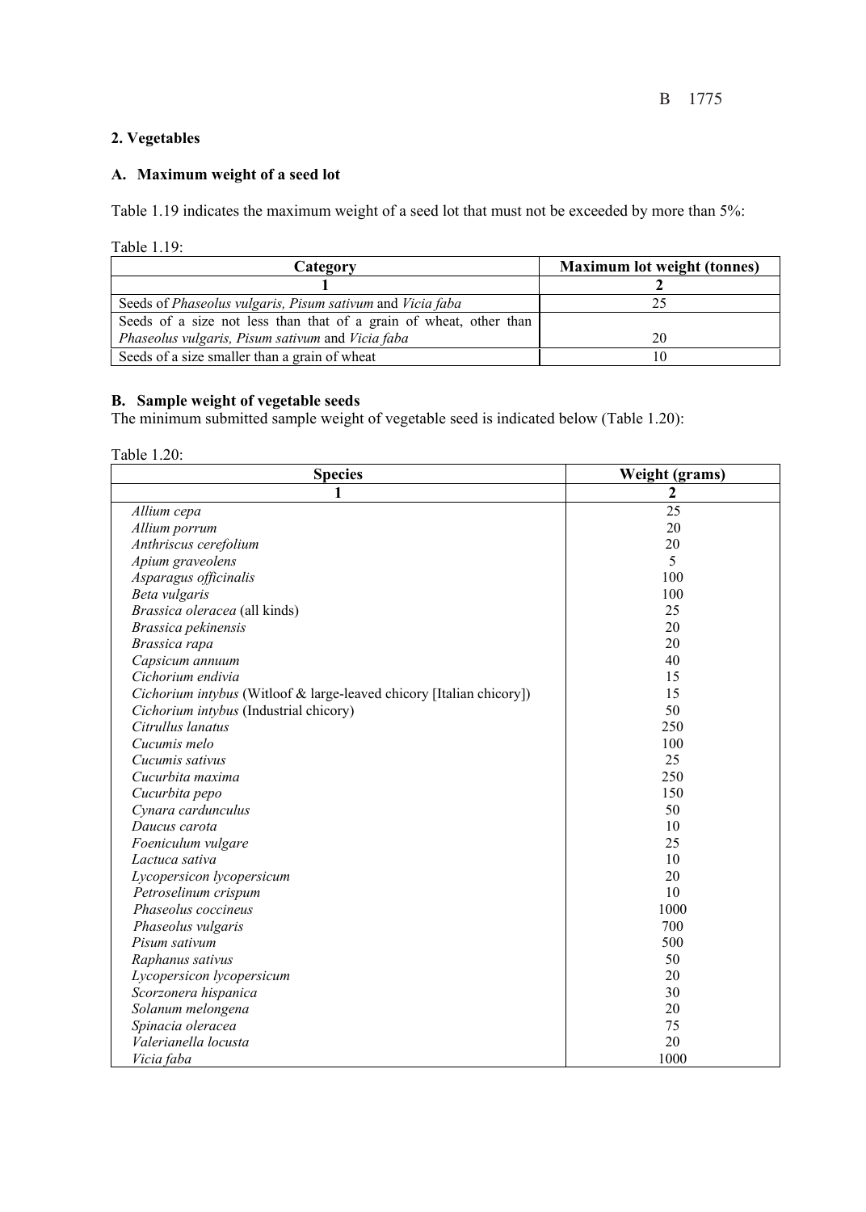## 2. Vegetables

### A. Maximum weight of a seed lot

Table 1.19 indicates the maximum weight of a seed lot that must not be exceeded by more than 5%:

Table 1.19:

| Category | Maximum lot weight (tonnes) |
|---|---|
| 1 | 2 |
| Seeds of *Phaseolus vulgaris, Pisum sativum* and *Vicia faba* | 25 |
| Seeds of a size not less than that of a grain of wheat, other than *Phaseolus vulgaris, Pisum sativum* and *Vicia faba* | 20 |
| Seeds of a size smaller than a grain of wheat | 10 |

### B. Sample weight of vegetable seeds

The minimum submitted sample weight of vegetable seed is indicated below (Table 1.20):

Table 1.20:

| Species | Weight (grams) |
|---|---|
| 1 | 2 |
| *Allium cepa* | 25 |
| *Allium porrum* | 20 |
| *Anthriscus cerefolium* | 20 |
| *Apium graveolens* | 5 |
| *Asparagus officinalis* | 100 |
| *Beta vulgaris* | 100 |
| *Brassica oleracea* (all kinds) | 25 |
| *Brassica pekinensis* | 20 |
| *Brassica rapa* | 20 |
| *Capsicum annuum* | 40 |
| *Cichorium endivia* | 15 |
| *Cichorium intybus* (Witloof & large-leaved chicory [Italian chicory]) | 15 |
| *Cichorium intybus* (Industrial chicory) | 50 |
| *Citrullus lanatus* | 250 |
| *Cucumis melo* | 100 |
| *Cucumis sativus* | 25 |
| *Cucurbita maxima* | 250 |
| *Cucurbita pepo* | 150 |
| *Cynara cardunculus* | 50 |
| *Daucus carota* | 10 |
| *Foeniculum vulgare* | 25 |
| *Lactuca sativa* | 10 |
| *Lycopersicon lycopersicum* | 20 |
| *Petroselinum crispum* | 10 |
| *Phaseolus coccineus* | 1000 |
| *Phaseolus vulgaris* | 700 |
| *Pisum sativum* | 500 |
| *Raphanus sativus* | 50 |
| *Lycopersicon lycopersicum* | 20 |
| *Scorzonera hispanica* | 30 |
| *Solanum melongena* | 20 |
| *Spinacia oleracea* | 75 |
| *Valerianella locusta* | 20 |
| *Vicia faba* | 1000 |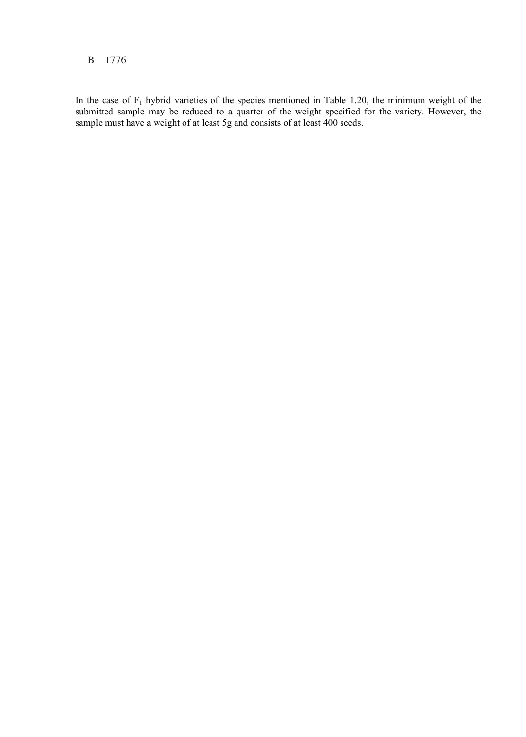B 1776

In the case of $F_1$ hybrid varieties of the species mentioned in Table 1.20, the minimum weight of the submitted sample may be reduced to a quarter of the weight specified for the variety. However, the sample must have a weight of at least 5g and consists of at least 400 seeds.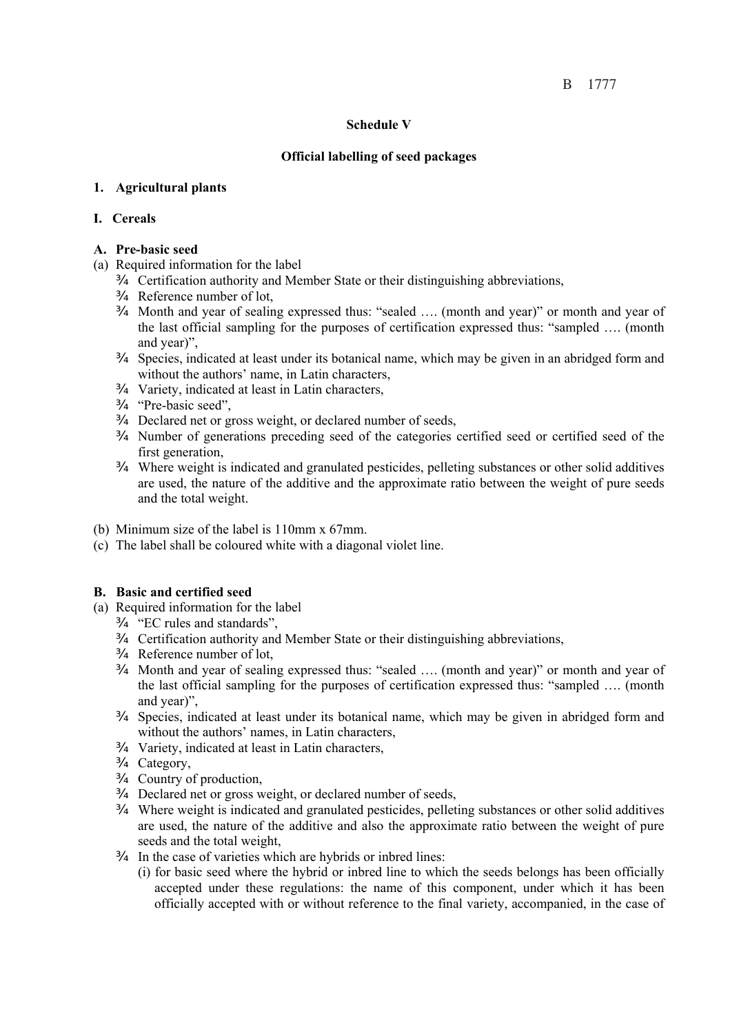## Schedule V

### Official labelling of seed packages

**1. Agricultural plants**

**I. Cereals**

**A. Pre-basic seed**

(a) Required information for the label

- Certification authority and Member State or their distinguishing abbreviations,
- Reference number of lot,
- Month and year of sealing expressed thus: "sealed …. (month and year)" or month and year of the last official sampling for the purposes of certification expressed thus: "sampled …. (month and year)",
- Species, indicated at least under its botanical name, which may be given in an abridged form and without the authors' name, in Latin characters,
- Variety, indicated at least in Latin characters,
- "Pre-basic seed",
- Declared net or gross weight, or declared number of seeds,
- Number of generations preceding seed of the categories certified seed or certified seed of the first generation,
- Where weight is indicated and granulated pesticides, pelleting substances or other solid additives are used, the nature of the additive and the approximate ratio between the weight of pure seeds and the total weight.

(b) Minimum size of the label is 110mm x 67mm.

(c) The label shall be coloured white with a diagonal violet line.

**B. Basic and certified seed**

(a) Required information for the label

- "EC rules and standards",
- Certification authority and Member State or their distinguishing abbreviations,
- Reference number of lot,
- Month and year of sealing expressed thus: "sealed …. (month and year)" or month and year of the last official sampling for the purposes of certification expressed thus: "sampled …. (month and year)",
- Species, indicated at least under its botanical name, which may be given in abridged form and without the authors' names, in Latin characters,
- Variety, indicated at least in Latin characters,
- Category,
- Country of production,
- Declared net or gross weight, or declared number of seeds,
- Where weight is indicated and granulated pesticides, pelleting substances or other solid additives are used, the nature of the additive and also the approximate ratio between the weight of pure seeds and the total weight,
- In the case of varieties which are hybrids or inbred lines:
  - (i) for basic seed where the hybrid or inbred line to which the seeds belongs has been officially accepted under these regulations: the name of this component, under which it has been officially accepted with or without reference to the final variety, accompanied, in the case of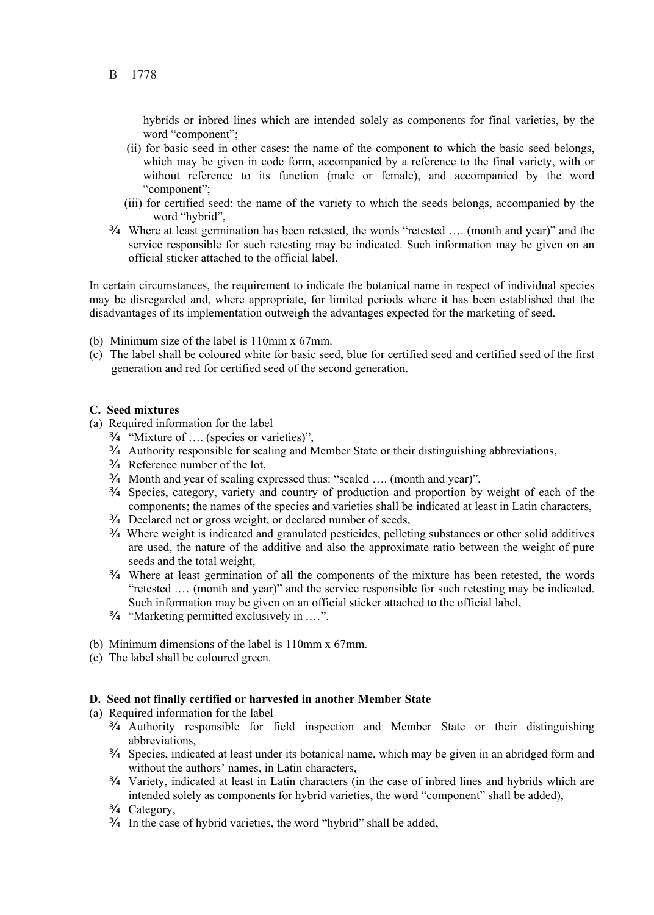hybrids or inbred lines which are intended solely as components for final varieties, by the word "component";

(ii) for basic seed in other cases: the name of the component to which the basic seed belongs, which may be given in code form, accompanied by a reference to the final variety, with or without reference to its function (male or female), and accompanied by the word "component";

(iii) for certified seed: the name of the variety to which the seeds belongs, accompanied by the word "hybrid",

- Where at least germination has been retested, the words "retested …. (month and year)" and the service responsible for such retesting may be indicated. Such information may be given on an official sticker attached to the official label.

In certain circumstances, the requirement to indicate the botanical name in respect of individual species may be disregarded and, where appropriate, for limited periods where it has been established that the disadvantages of its implementation outweigh the advantages expected for the marketing of seed.

(b) Minimum size of the label is 110mm x 67mm.

(c) The label shall be coloured white for basic seed, blue for certified seed and certified seed of the first generation and red for certified seed of the second generation.

**C. Seed mixtures**

(a) Required information for the label

- "Mixture of …. (species or varieties)",
- Authority responsible for sealing and Member State or their distinguishing abbreviations,
- Reference number of the lot,
- Month and year of sealing expressed thus: "sealed …. (month and year)",
- Species, category, variety and country of production and proportion by weight of each of the components; the names of the species and varieties shall be indicated at least in Latin characters,
- Declared net or gross weight, or declared number of seeds,
- Where weight is indicated and granulated pesticides, pelleting substances or other solid additives are used, the nature of the additive and also the approximate ratio between the weight of pure seeds and the total weight,
- Where at least germination of all the components of the mixture has been retested, the words "retested …. (month and year)" and the service responsible for such retesting may be indicated. Such information may be given on an official sticker attached to the official label,
- "Marketing permitted exclusively in ….".

(b) Minimum dimensions of the label is 110mm x 67mm.

(c) The label shall be coloured green.

**D. Seed not finally certified or harvested in another Member State**

(a) Required information for the label

- Authority responsible for field inspection and Member State or their distinguishing abbreviations,
- Species, indicated at least under its botanical name, which may be given in an abridged form and without the authors' names, in Latin characters,
- Variety, indicated at least in Latin characters (in the case of inbred lines and hybrids which are intended solely as components for hybrid varieties, the word "component" shall be added),
- Category,
- In the case of hybrid varieties, the word "hybrid" shall be added,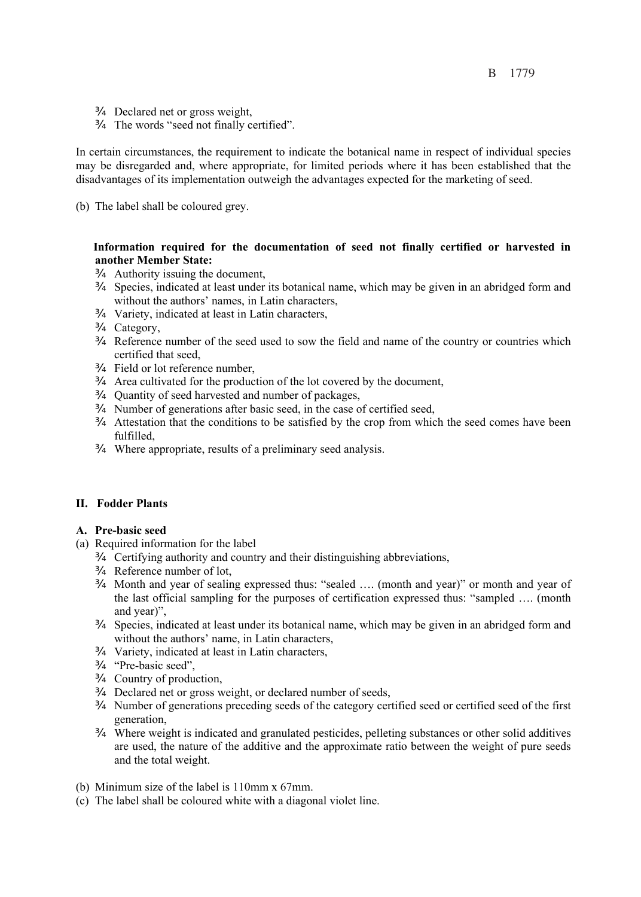- Declared net or gross weight,
- The words "seed not finally certified".

In certain circumstances, the requirement to indicate the botanical name in respect of individual species may be disregarded and, where appropriate, for limited periods where it has been established that the disadvantages of its implementation outweigh the advantages expected for the marketing of seed.

(b) The label shall be coloured grey.

**Information required for the documentation of seed not finally certified or harvested in another Member State:**

- Authority issuing the document,
- Species, indicated at least under its botanical name, which may be given in an abridged form and without the authors' names, in Latin characters,
- Variety, indicated at least in Latin characters,
- Category,
- Reference number of the seed used to sow the field and name of the country or countries which certified that seed,
- Field or lot reference number,
- Area cultivated for the production of the lot covered by the document,
- Quantity of seed harvested and number of packages,
- Number of generations after basic seed, in the case of certified seed,
- Attestation that the conditions to be satisfied by the crop from which the seed comes have been fulfilled,
- Where appropriate, results of a preliminary seed analysis.

## II. Fodder Plants

### A. Pre-basic seed

(a) Required information for the label

- Certifying authority and country and their distinguishing abbreviations,
- Reference number of lot,
- Month and year of sealing expressed thus: "sealed …. (month and year)" or month and year of the last official sampling for the purposes of certification expressed thus: "sampled …. (month and year)",
- Species, indicated at least under its botanical name, which may be given in an abridged form and without the authors' name, in Latin characters,
- Variety, indicated at least in Latin characters,
- "Pre-basic seed",
- Country of production,
- Declared net or gross weight, or declared number of seeds,
- Number of generations preceding seeds of the category certified seed or certified seed of the first generation,
- Where weight is indicated and granulated pesticides, pelleting substances or other solid additives are used, the nature of the additive and the approximate ratio between the weight of pure seeds and the total weight.

(b) Minimum size of the label is 110mm x 67mm.

(c) The label shall be coloured white with a diagonal violet line.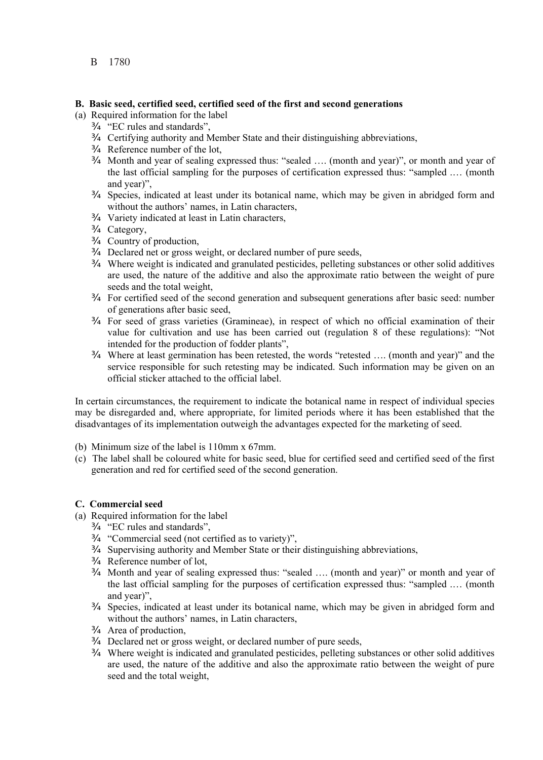B 1780

**B. Basic seed, certified seed, certified seed of the first and second generations**

(a) Required information for the label

- "EC rules and standards",
- Certifying authority and Member State and their distinguishing abbreviations,
- Reference number of the lot,
- Month and year of sealing expressed thus: "sealed …. (month and year)", or month and year of the last official sampling for the purposes of certification expressed thus: "sampled .… (month and year)",
- Species, indicated at least under its botanical name, which may be given in abridged form and without the authors' names, in Latin characters,
- Variety indicated at least in Latin characters,
- Category,
- Country of production,
- Declared net or gross weight, or declared number of pure seeds,
- Where weight is indicated and granulated pesticides, pelleting substances or other solid additives are used, the nature of the additive and also the approximate ratio between the weight of pure seeds and the total weight,
- For certified seed of the second generation and subsequent generations after basic seed: number of generations after basic seed,
- For seed of grass varieties (Gramineae), in respect of which no official examination of their value for cultivation and use has been carried out (regulation 8 of these regulations): "Not intended for the production of fodder plants",
- Where at least germination has been retested, the words "retested …. (month and year)" and the service responsible for such retesting may be indicated. Such information may be given on an official sticker attached to the official label.

In certain circumstances, the requirement to indicate the botanical name in respect of individual species may be disregarded and, where appropriate, for limited periods where it has been established that the disadvantages of its implementation outweigh the advantages expected for the marketing of seed.

(b) Minimum size of the label is 110mm x 67mm.

(c) The label shall be coloured white for basic seed, blue for certified seed and certified seed of the first generation and red for certified seed of the second generation.

**C. Commercial seed**

(a) Required information for the label

- "EC rules and standards",
- "Commercial seed (not certified as to variety)",
- Supervising authority and Member State or their distinguishing abbreviations,
- Reference number of lot,
- Month and year of sealing expressed thus: "sealed …. (month and year)" or month and year of the last official sampling for the purposes of certification expressed thus: "sampled .… (month and year)",
- Species, indicated at least under its botanical name, which may be given in abridged form and without the authors' names, in Latin characters,
- Area of production,
- Declared net or gross weight, or declared number of pure seeds,
- Where weight is indicated and granulated pesticides, pelleting substances or other solid additives are used, the nature of the additive and also the approximate ratio between the weight of pure seed and the total weight,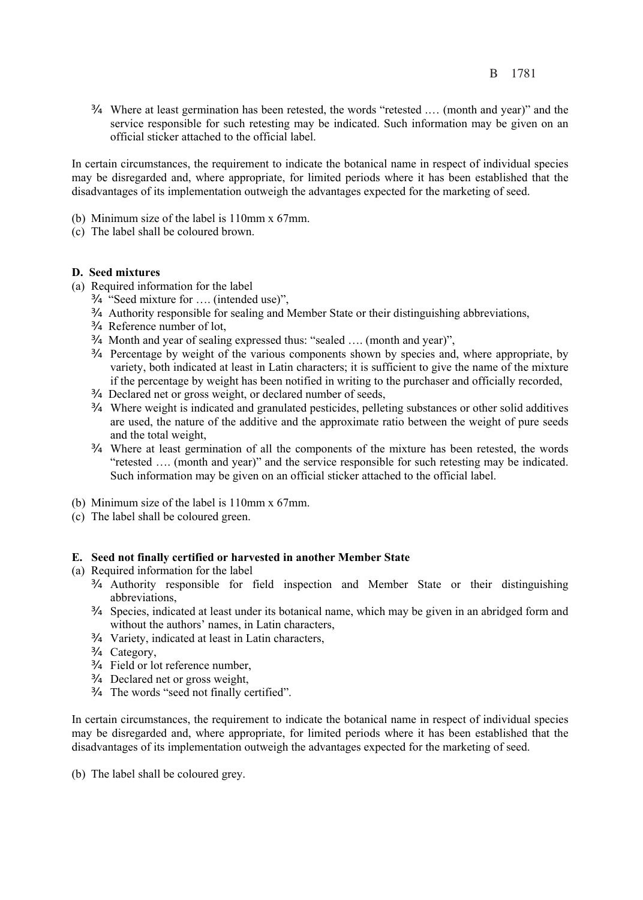- Where at least germination has been retested, the words "retested .… (month and year)" and the service responsible for such retesting may be indicated. Such information may be given on an official sticker attached to the official label.

In certain circumstances, the requirement to indicate the botanical name in respect of individual species may be disregarded and, where appropriate, for limited periods where it has been established that the disadvantages of its implementation outweigh the advantages expected for the marketing of seed.

(b) Minimum size of the label is 110mm x 67mm.
(c) The label shall be coloured brown.

**D. Seed mixtures**

(a) Required information for the label
- "Seed mixture for …. (intended use)",
- Authority responsible for sealing and Member State or their distinguishing abbreviations,
- Reference number of lot,
- Month and year of sealing expressed thus: "sealed …. (month and year)",
- Percentage by weight of the various components shown by species and, where appropriate, by variety, both indicated at least in Latin characters; it is sufficient to give the name of the mixture if the percentage by weight has been notified in writing to the purchaser and officially recorded,
- Declared net or gross weight, or declared number of seeds,
- Where weight is indicated and granulated pesticides, pelleting substances or other solid additives are used, the nature of the additive and the approximate ratio between the weight of pure seeds and the total weight,
- Where at least germination of all the components of the mixture has been retested, the words "retested …. (month and year)" and the service responsible for such retesting may be indicated. Such information may be given on an official sticker attached to the official label.

(b) Minimum size of the label is 110mm x 67mm.
(c) The label shall be coloured green.

**E. Seed not finally certified or harvested in another Member State**

(a) Required information for the label
- Authority responsible for field inspection and Member State or their distinguishing abbreviations,
- Species, indicated at least under its botanical name, which may be given in an abridged form and without the authors' names, in Latin characters,
- Variety, indicated at least in Latin characters,
- Category,
- Field or lot reference number,
- Declared net or gross weight,
- The words "seed not finally certified".

In certain circumstances, the requirement to indicate the botanical name in respect of individual species may be disregarded and, where appropriate, for limited periods where it has been established that the disadvantages of its implementation outweigh the advantages expected for the marketing of seed.

(b) The label shall be coloured grey.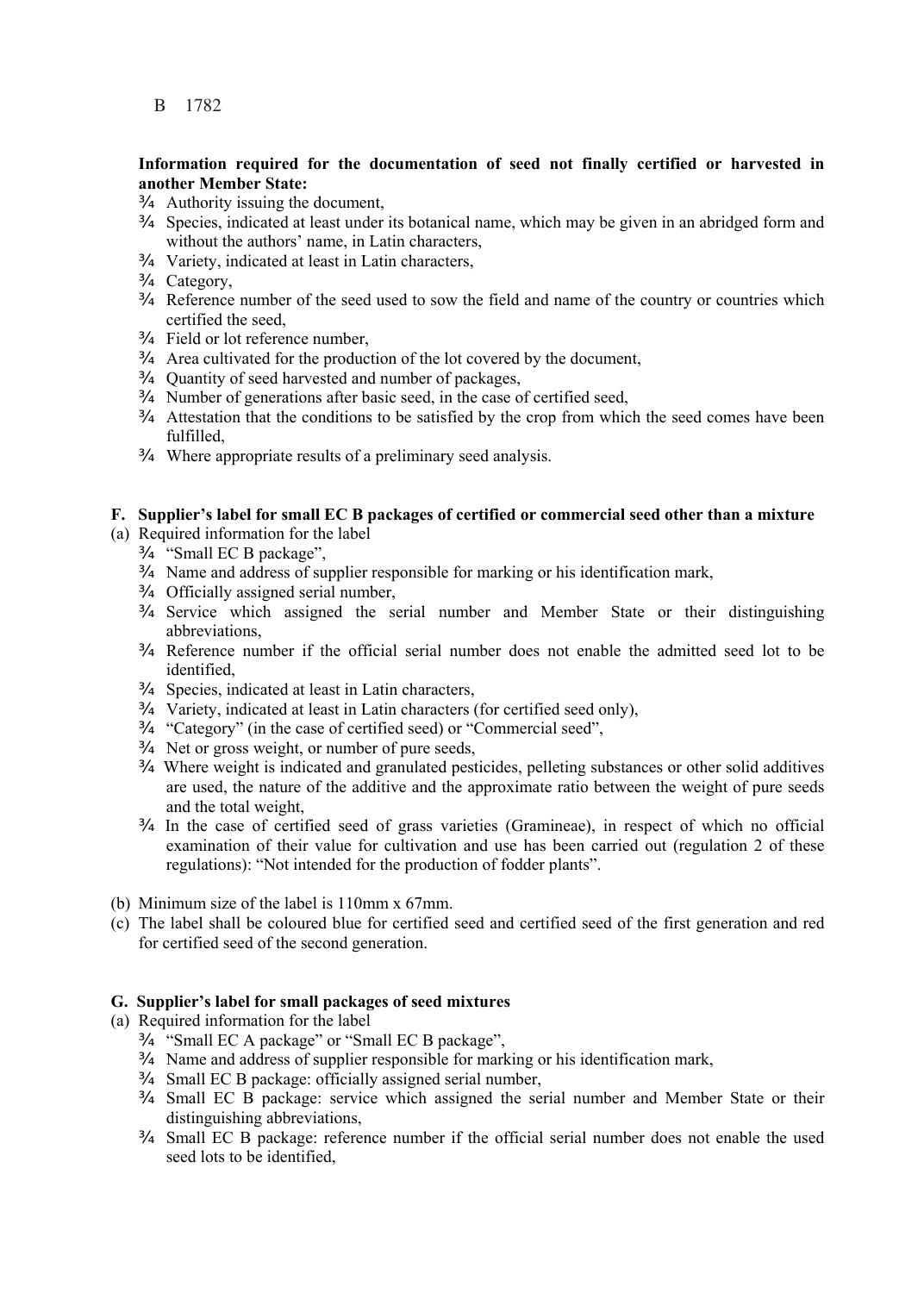B 1782

**Information required for the documentation of seed not finally certified or harvested in another Member State:**

- Authority issuing the document,
- Species, indicated at least under its botanical name, which may be given in an abridged form and without the authors' name, in Latin characters,
- Variety, indicated at least in Latin characters,
- Category,
- Reference number of the seed used to sow the field and name of the country or countries which certified the seed,
- Field or lot reference number,
- Area cultivated for the production of the lot covered by the document,
- Quantity of seed harvested and number of packages,
- Number of generations after basic seed, in the case of certified seed,
- Attestation that the conditions to be satisfied by the crop from which the seed comes have been fulfilled,
- Where appropriate results of a preliminary seed analysis.

**F. Supplier's label for small EC B packages of certified or commercial seed other than a mixture**

(a) Required information for the label

- "Small EC B package",
- Name and address of supplier responsible for marking or his identification mark,
- Officially assigned serial number,
- Service which assigned the serial number and Member State or their distinguishing abbreviations,
- Reference number if the official serial number does not enable the admitted seed lot to be identified,
- Species, indicated at least in Latin characters,
- Variety, indicated at least in Latin characters (for certified seed only),
- "Category" (in the case of certified seed) or "Commercial seed",
- Net or gross weight, or number of pure seeds,
- Where weight is indicated and granulated pesticides, pelleting substances or other solid additives are used, the nature of the additive and the approximate ratio between the weight of pure seeds and the total weight,
- In the case of certified seed of grass varieties (Gramineae), in respect of which no official examination of their value for cultivation and use has been carried out (regulation 2 of these regulations): "Not intended for the production of fodder plants".

(b) Minimum size of the label is 110mm x 67mm.

(c) The label shall be coloured blue for certified seed and certified seed of the first generation and red for certified seed of the second generation.

**G. Supplier's label for small packages of seed mixtures**

(a) Required information for the label

- "Small EC A package" or "Small EC B package",
- Name and address of supplier responsible for marking or his identification mark,
- Small EC B package: officially assigned serial number,
- Small EC B package: service which assigned the serial number and Member State or their distinguishing abbreviations,
- Small EC B package: reference number if the official serial number does not enable the used seed lots to be identified,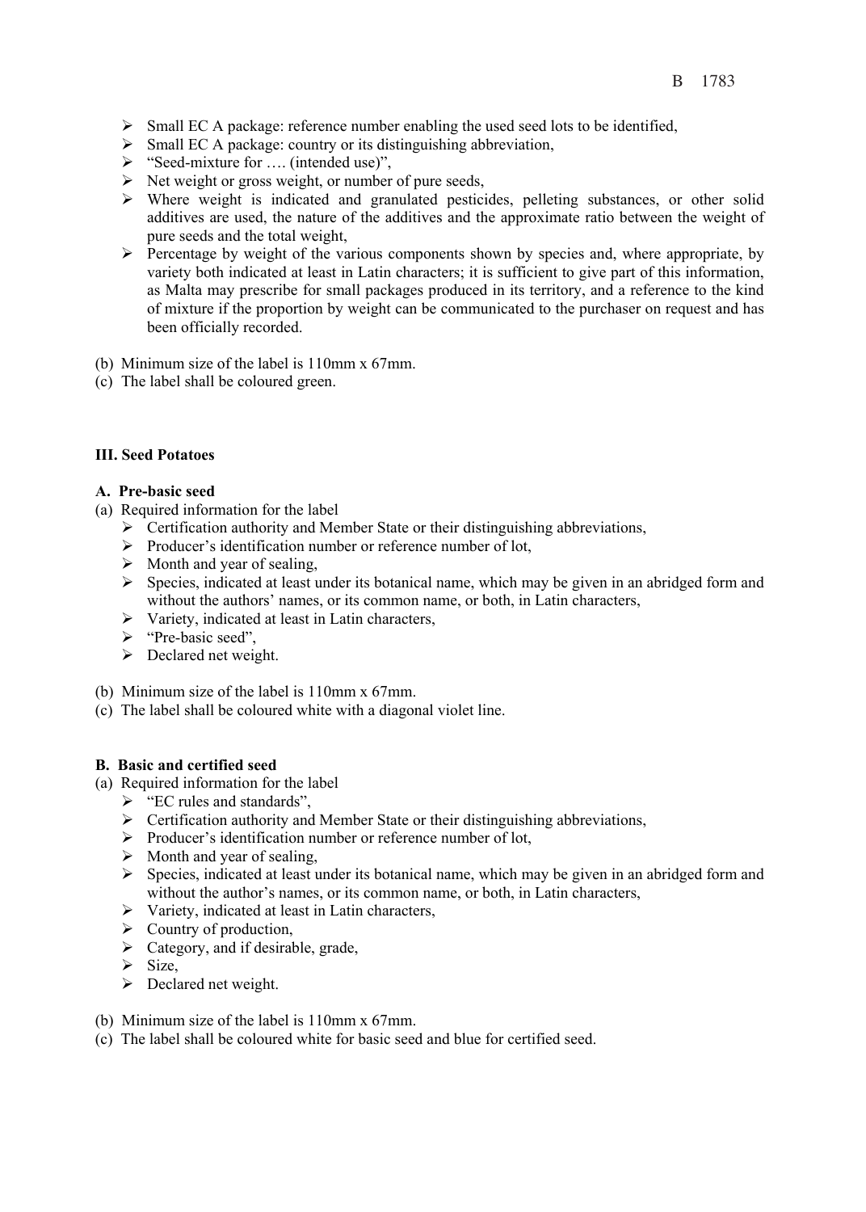- Small EC A package: reference number enabling the used seed lots to be identified,
- Small EC A package: country or its distinguishing abbreviation,
- "Seed-mixture for …. (intended use)",
- Net weight or gross weight, or number of pure seeds,
- Where weight is indicated and granulated pesticides, pelleting substances, or other solid additives are used, the nature of the additives and the approximate ratio between the weight of pure seeds and the total weight,
- Percentage by weight of the various components shown by species and, where appropriate, by variety both indicated at least in Latin characters; it is sufficient to give part of this information, as Malta may prescribe for small packages produced in its territory, and a reference to the kind of mixture if the proportion by weight can be communicated to the purchaser on request and has been officially recorded.

(b) Minimum size of the label is 110mm x 67mm.
(c) The label shall be coloured green.

**III. Seed Potatoes**

**A. Pre-basic seed**

(a) Required information for the label
- Certification authority and Member State or their distinguishing abbreviations,
- Producer's identification number or reference number of lot,
- Month and year of sealing,
- Species, indicated at least under its botanical name, which may be given in an abridged form and without the authors' names, or its common name, or both, in Latin characters,
- Variety, indicated at least in Latin characters,
- "Pre-basic seed",
- Declared net weight.

(b) Minimum size of the label is 110mm x 67mm.
(c) The label shall be coloured white with a diagonal violet line.

**B. Basic and certified seed**

(a) Required information for the label
- "EC rules and standards",
- Certification authority and Member State or their distinguishing abbreviations,
- Producer's identification number or reference number of lot,
- Month and year of sealing,
- Species, indicated at least under its botanical name, which may be given in an abridged form and without the author's names, or its common name, or both, in Latin characters,
- Variety, indicated at least in Latin characters,
- Country of production,
- Category, and if desirable, grade,
- Size,
- Declared net weight.

(b) Minimum size of the label is 110mm x 67mm.
(c) The label shall be coloured white for basic seed and blue for certified seed.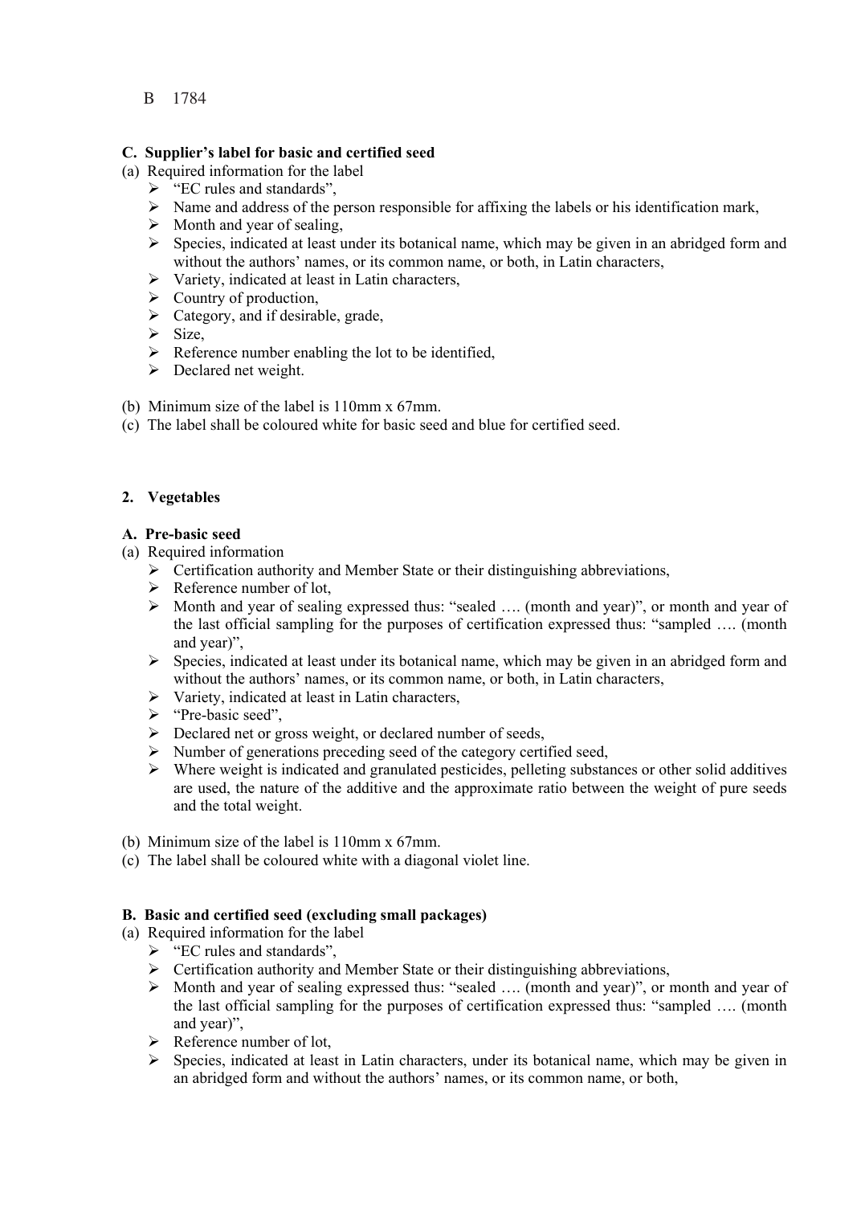B 1784

**C. Supplier's label for basic and certified seed**

(a) Required information for the label

- "EC rules and standards",
- Name and address of the person responsible for affixing the labels or his identification mark,
- Month and year of sealing,
- Species, indicated at least under its botanical name, which may be given in an abridged form and without the authors' names, or its common name, or both, in Latin characters,
- Variety, indicated at least in Latin characters,
- Country of production,
- Category, and if desirable, grade,
- Size,
- Reference number enabling the lot to be identified,
- Declared net weight.

(b) Minimum size of the label is 110mm x 67mm.

(c) The label shall be coloured white for basic seed and blue for certified seed.

**2. Vegetables**

**A. Pre-basic seed**

(a) Required information

- Certification authority and Member State or their distinguishing abbreviations,
- Reference number of lot,
- Month and year of sealing expressed thus: "sealed …. (month and year)", or month and year of the last official sampling for the purposes of certification expressed thus: "sampled …. (month and year)",
- Species, indicated at least under its botanical name, which may be given in an abridged form and without the authors' names, or its common name, or both, in Latin characters,
- Variety, indicated at least in Latin characters,
- "Pre-basic seed",
- Declared net or gross weight, or declared number of seeds,
- Number of generations preceding seed of the category certified seed,
- Where weight is indicated and granulated pesticides, pelleting substances or other solid additives are used, the nature of the additive and the approximate ratio between the weight of pure seeds and the total weight.

(b) Minimum size of the label is 110mm x 67mm.

(c) The label shall be coloured white with a diagonal violet line.

**B. Basic and certified seed (excluding small packages)**

(a) Required information for the label

- "EC rules and standards",
- Certification authority and Member State or their distinguishing abbreviations,
- Month and year of sealing expressed thus: "sealed …. (month and year)", or month and year of the last official sampling for the purposes of certification expressed thus: "sampled …. (month and year)",
- Reference number of lot,
- Species, indicated at least in Latin characters, under its botanical name, which may be given in an abridged form and without the authors' names, or its common name, or both,